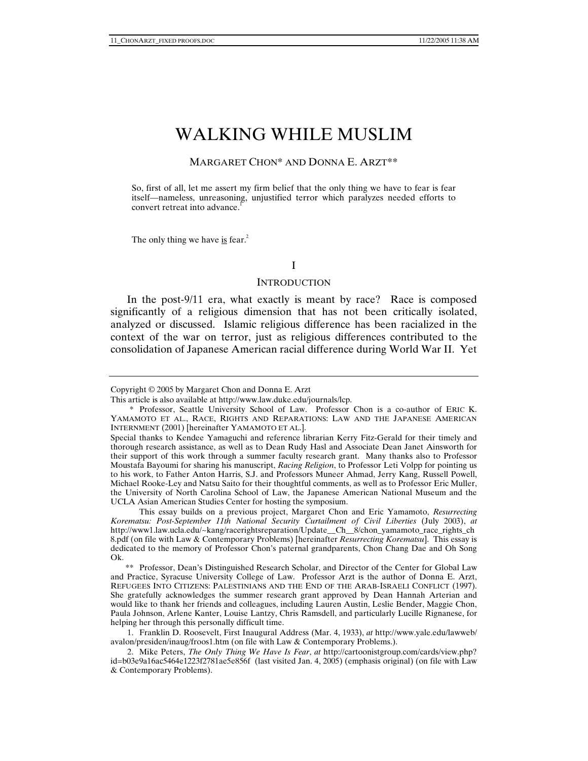# WALKING WHILE MUSLIM

MARGARET CHON* AND DONNA E. ARZT**

> So, first of all, let me assert my firm belief that the only thing we have to fear is fear itself—nameless, unreasoning, unjustified terror which paralyzes needed efforts to convert retreat into advance.[1]

> The only thing we have <u>is</u> fear.[2]

## I

## INTRODUCTION

In the post-9/11 era, what exactly is meant by race? Race is composed significantly of a religious dimension that has not been critically isolated, analyzed or discussed. Islamic religious difference has been racialized in the context of the war on terror, just as religious differences contributed to the consolidation of Japanese American racial difference during World War II. Yet

---

Copyright © 2005 by Margaret Chon and Donna E. Arzt

This article is also available at http://www.law.duke.edu/journals/lcp.

\* Professor, Seattle University School of Law. Professor Chon is a co-author of ERIC K. YAMAMOTO ET AL., RACE, RIGHTS AND REPARATIONS: LAW AND THE JAPANESE AMERICAN INTERNMENT (2001) [hereinafter YAMAMOTO ET AL.].

Special thanks to Kendee Yamaguchi and reference librarian Kerry Fitz-Gerald for their timely and thorough research assistance, as well as to Dean Rudy Hasl and Associate Dean Janet Ainsworth for their support of this work through a summer faculty research grant. Many thanks also to Professor Moustafa Bayoumi for sharing his manuscript, *Racing Religion*, to Professor Leti Volpp for pointing us to his work, to Father Anton Harris, S.J. and Professors Muneer Ahmad, Jerry Kang, Russell Powell, Michael Rooke-Ley and Natsu Saito for their thoughtful comments, as well as to Professor Eric Muller, the University of North Carolina School of Law, the Japanese American National Museum and the UCLA Asian American Studies Center for hosting the symposium.

This essay builds on a previous project, Margaret Chon and Eric Yamamoto, *Resurrecting Korematsu: Post-September 11th National Security Curtailment of Civil Liberties* (July 2003), *at* http://www1.law.ucla.edu/~kang/racerightsreparation/Update__Ch__8/chon_yamamoto_race_rights_ch8.pdf (on file with Law & Contemporary Problems) [hereinafter *Resurrecting Korematsu*]. This essay is dedicated to the memory of Professor Chon's paternal grandparents, Chon Chang Dae and Oh Song Ok.

\*\* Professor, Dean's Distinguished Research Scholar, and Director of the Center for Global Law and Practice, Syracuse University College of Law. Professor Arzt is the author of Donna E. Arzt, REFUGEES INTO CITIZENS: PALESTINIANS AND THE END OF THE ARAB-ISRAELI CONFLICT (1997). She gratefully acknowledges the summer research grant approved by Dean Hannah Arterian and would like to thank her friends and colleagues, including Lauren Austin, Leslie Bender, Maggie Chon, Paula Johnson, Arlene Kanter, Louise Lantzy, Chris Ramsdell, and particularly Lucille Rignanese, for helping her through this personally difficult time.

1. Franklin D. Roosevelt, First Inaugural Address (Mar. 4, 1933), *at* http://www.yale.edu/lawweb/avalon/presiden/inaug/froos1.htm (on file with Law & Contemporary Problems.).

2. Mike Peters, *The Only Thing We Have Is Fear*, *at* http://cartoonistgroup.com/cards/view.php?id=b03e9a16ac5464e1223f2781ae5e856f (last visited Jan. 4, 2005) (emphasis original) (on file with Law & Contemporary Problems).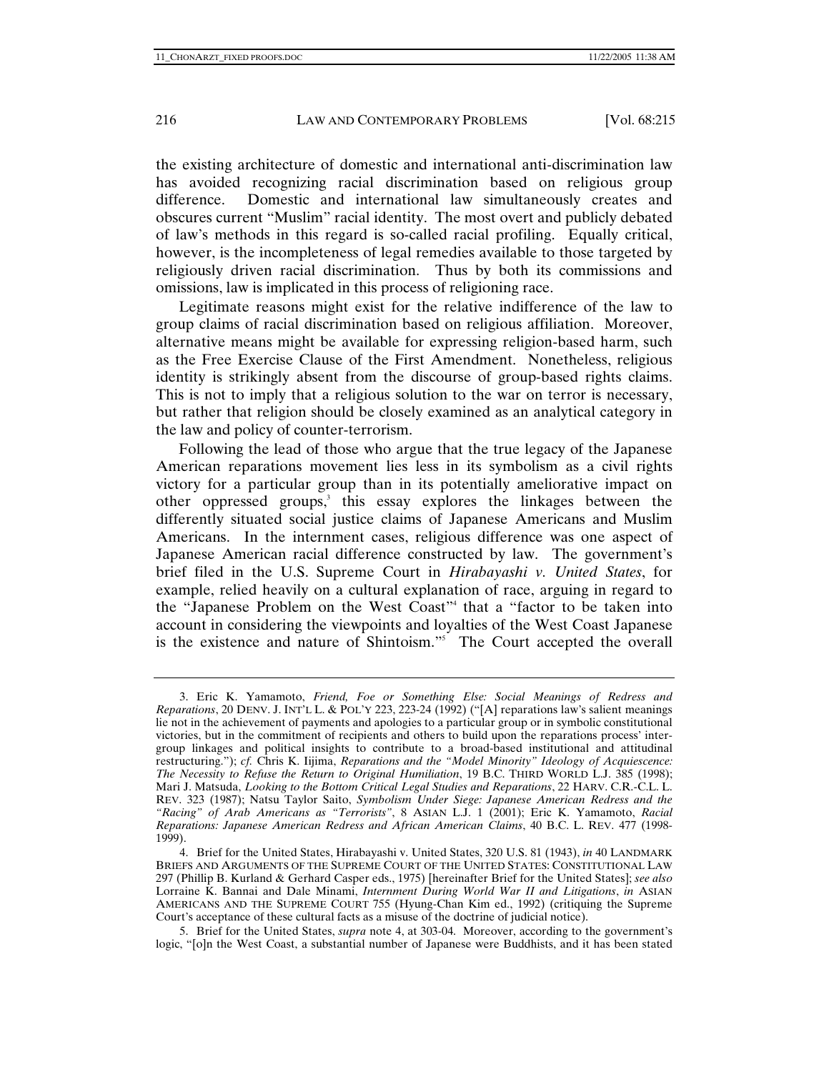the existing architecture of domestic and international anti-discrimination law has avoided recognizing racial discrimination based on religious group difference. Domestic and international law simultaneously creates and obscures current "Muslim" racial identity. The most overt and publicly debated of law's methods in this regard is so-called racial profiling. Equally critical, however, is the incompleteness of legal remedies available to those targeted by religiously driven racial discrimination. Thus by both its commissions and omissions, law is implicated in this process of religioning race.

Legitimate reasons might exist for the relative indifference of the law to group claims of racial discrimination based on religious affiliation. Moreover, alternative means might be available for expressing religion-based harm, such as the Free Exercise Clause of the First Amendment. Nonetheless, religious identity is strikingly absent from the discourse of group-based rights claims. This is not to imply that a religious solution to the war on terror is necessary, but rather that religion should be closely examined as an analytical category in the law and policy of counter-terrorism.

Following the lead of those who argue that the true legacy of the Japanese American reparations movement lies less in its symbolism as a civil rights victory for a particular group than in its potentially ameliorative impact on other oppressed groups,[3] this essay explores the linkages between the differently situated social justice claims of Japanese Americans and Muslim Americans. In the internment cases, religious difference was one aspect of Japanese American racial difference constructed by law. The government's brief filed in the U.S. Supreme Court in *Hirabayashi v. United States*, for example, relied heavily on a cultural explanation of race, arguing in regard to the "Japanese Problem on the West Coast"[4] that a "factor to be taken into account in considering the viewpoints and loyalties of the West Coast Japanese is the existence and nature of Shintoism."[5] The Court accepted the overall

---

3. Eric K. Yamamoto, *Friend, Foe or Something Else: Social Meanings of Redress and Reparations*, 20 DENV. J. INT'L L. & POL'Y 223, 223-24 (1992) ("[A] reparations law's salient meanings lie not in the achievement of payments and apologies to a particular group or in symbolic constitutional victories, but in the commitment of recipients and others to build upon the reparations process' inter-group linkages and political insights to contribute to a broad-based institutional and attitudinal restructuring."); *cf.* Chris K. Iijima, *Reparations and the "Model Minority" Ideology of Acquiescence: The Necessity to Refuse the Return to Original Humiliation*, 19 B.C. THIRD WORLD L.J. 385 (1998); Mari J. Matsuda, *Looking to the Bottom Critical Legal Studies and Reparations*, 22 HARV. C.R.-C.L. L. REV. 323 (1987); Natsu Taylor Saito, *Symbolism Under Siege: Japanese American Redress and the "Racing" of Arab Americans as "Terrorists"*, 8 ASIAN L.J. 1 (2001); Eric K. Yamamoto, *Racial Reparations: Japanese American Redress and African American Claims*, 40 B.C. L. REV. 477 (1998-1999).

4. Brief for the United States, Hirabayashi v. United States, 320 U.S. 81 (1943), *in* 40 LANDMARK BRIEFS AND ARGUMENTS OF THE SUPREME COURT OF THE UNITED STATES: CONSTITUTIONAL LAW 297 (Phillip B. Kurland & Gerhard Casper eds., 1975) [hereinafter Brief for the United States]; *see also* Lorraine K. Bannai and Dale Minami, *Internment During World War II and Litigations*, *in* ASIAN AMERICANS AND THE SUPREME COURT 755 (Hyung-Chan Kim ed., 1992) (critiquing the Supreme Court's acceptance of these cultural facts as a misuse of the doctrine of judicial notice).

5. Brief for the United States, *supra* note 4, at 303-04. Moreover, according to the government's logic, "[o]n the West Coast, a substantial number of Japanese were Buddhists, and it has been stated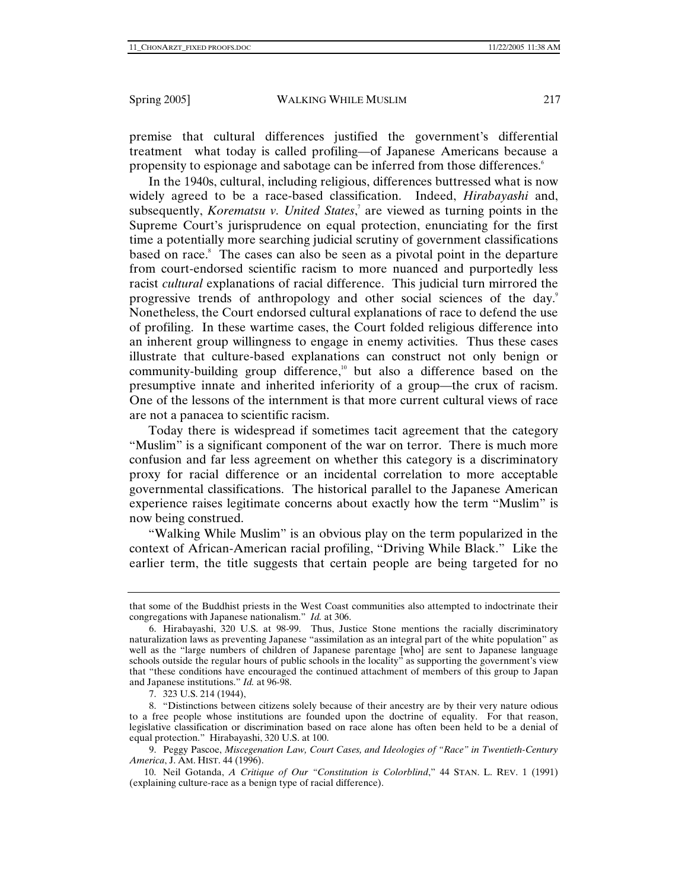premise that cultural differences justified the government's differential treatment what today is called profiling—of Japanese Americans because a propensity to espionage and sabotage can be inferred from those differences.[6]

In the 1940s, cultural, including religious, differences buttressed what is now widely agreed to be a race-based classification. Indeed, *Hirabayashi* and, subsequently, *Korematsu v. United States*,[7] are viewed as turning points in the Supreme Court's jurisprudence on equal protection, enunciating for the first time a potentially more searching judicial scrutiny of government classifications based on race.[8] The cases can also be seen as a pivotal point in the departure from court-endorsed scientific racism to more nuanced and purportedly less racist *cultural* explanations of racial difference. This judicial turn mirrored the progressive trends of anthropology and other social sciences of the day.[9] Nonetheless, the Court endorsed cultural explanations of race to defend the use of profiling. In these wartime cases, the Court folded religious difference into an inherent group willingness to engage in enemy activities. Thus these cases illustrate that culture-based explanations can construct not only benign or community-building group difference,[10] but also a difference based on the presumptive innate and inherited inferiority of a group—the crux of racism. One of the lessons of the internment is that more current cultural views of race are not a panacea to scientific racism.

Today there is widespread if sometimes tacit agreement that the category "Muslim" is a significant component of the war on terror. There is much more confusion and far less agreement on whether this category is a discriminatory proxy for racial difference or an incidental correlation to more acceptable governmental classifications. The historical parallel to the Japanese American experience raises legitimate concerns about exactly how the term "Muslim" is now being construed.

"Walking While Muslim" is an obvious play on the term popularized in the context of African-American racial profiling, "Driving While Black." Like the earlier term, the title suggests that certain people are being targeted for no

---

that some of the Buddhist priests in the West Coast communities also attempted to indoctrinate their congregations with Japanese nationalism." *Id.* at 306.

6. Hirabayashi, 320 U.S. at 98-99. Thus, Justice Stone mentions the racially discriminatory naturalization laws as preventing Japanese "assimilation as an integral part of the white population" as well as the "large numbers of children of Japanese parentage [who] are sent to Japanese language schools outside the regular hours of public schools in the locality" as supporting the government's view that "these conditions have encouraged the continued attachment of members of this group to Japan and Japanese institutions." *Id.* at 96-98.

7. 323 U.S. 214 (1944),

8. "Distinctions between citizens solely because of their ancestry are by their very nature odious to a free people whose institutions are founded upon the doctrine of equality. For that reason, legislative classification or discrimination based on race alone has often been held to be a denial of equal protection." Hirabayashi, 320 U.S. at 100.

9. Peggy Pascoe, *Miscegenation Law, Court Cases, and Ideologies of "Race" in Twentieth-Century America*, J. AM. HIST. 44 (1996).

10. Neil Gotanda, *A Critique of Our "Constitution is Colorblind*," 44 STAN. L. REV. 1 (1991) (explaining culture-race as a benign type of racial difference).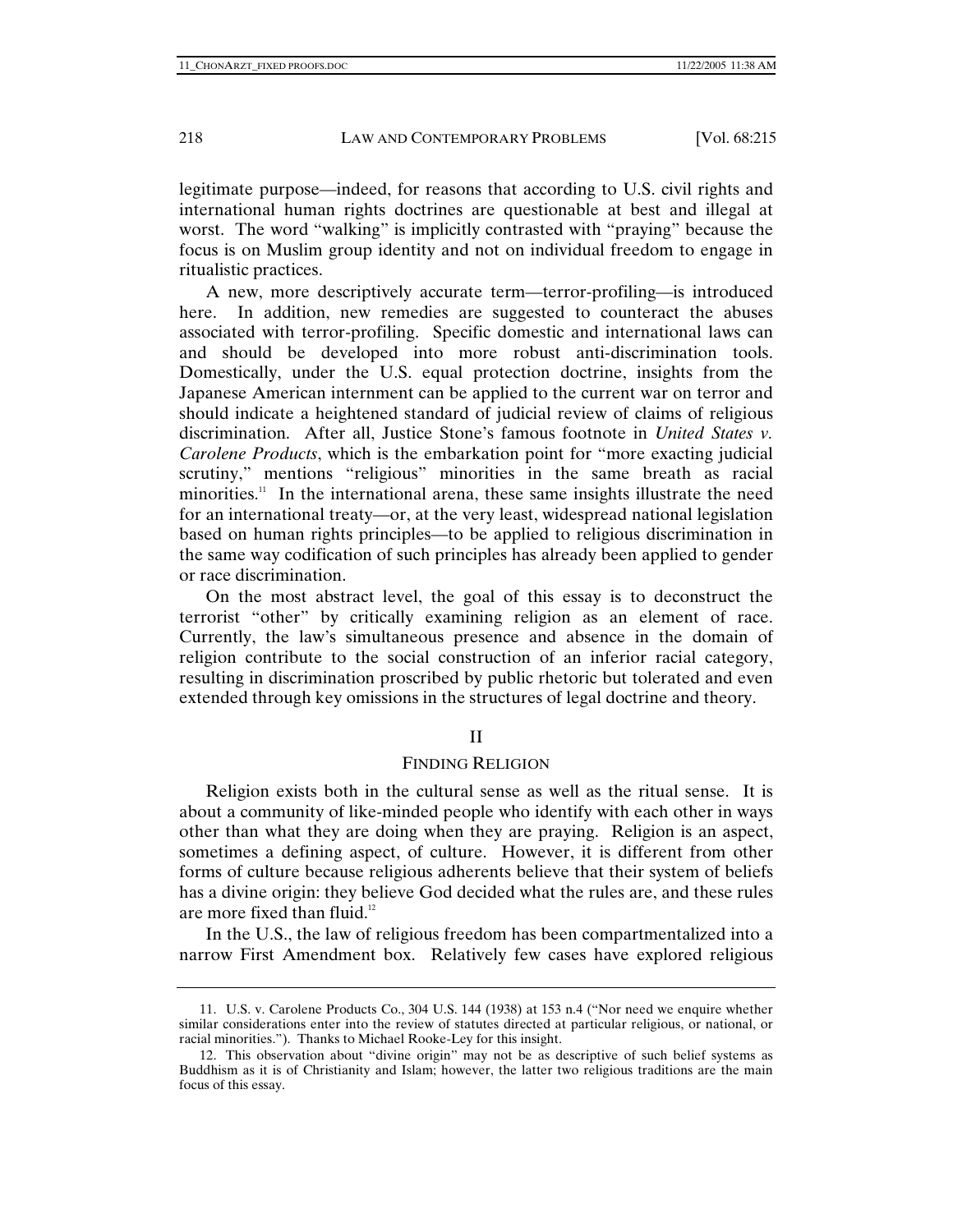legitimate purpose—indeed, for reasons that according to U.S. civil rights and international human rights doctrines are questionable at best and illegal at worst. The word "walking" is implicitly contrasted with "praying" because the focus is on Muslim group identity and not on individual freedom to engage in ritualistic practices.

A new, more descriptively accurate term—terror-profiling—is introduced here. In addition, new remedies are suggested to counteract the abuses associated with terror-profiling. Specific domestic and international laws can and should be developed into more robust anti-discrimination tools. Domestically, under the U.S. equal protection doctrine, insights from the Japanese American internment can be applied to the current war on terror and should indicate a heightened standard of judicial review of claims of religious discrimination. After all, Justice Stone's famous footnote in *United States v. Carolene Products*, which is the embarkation point for "more exacting judicial scrutiny," mentions "religious" minorities in the same breath as racial minorities.[11] In the international arena, these same insights illustrate the need for an international treaty—or, at the very least, widespread national legislation based on human rights principles—to be applied to religious discrimination in the same way codification of such principles has already been applied to gender or race discrimination.

On the most abstract level, the goal of this essay is to deconstruct the terrorist "other" by critically examining religion as an element of race. Currently, the law's simultaneous presence and absence in the domain of religion contribute to the social construction of an inferior racial category, resulting in discrimination proscribed by public rhetoric but tolerated and even extended through key omissions in the structures of legal doctrine and theory.

## II

## FINDING RELIGION

Religion exists both in the cultural sense as well as the ritual sense. It is about a community of like-minded people who identify with each other in ways other than what they are doing when they are praying. Religion is an aspect, sometimes a defining aspect, of culture. However, it is different from other forms of culture because religious adherents believe that their system of beliefs has a divine origin: they believe God decided what the rules are, and these rules are more fixed than fluid.[12]

In the U.S., the law of religious freedom has been compartmentalized into a narrow First Amendment box. Relatively few cases have explored religious

---

11. U.S. v. Carolene Products Co., 304 U.S. 144 (1938) at 153 n.4 ("Nor need we enquire whether similar considerations enter into the review of statutes directed at particular religious, or national, or racial minorities."). Thanks to Michael Rooke-Ley for this insight.

12. This observation about "divine origin" may not be as descriptive of such belief systems as Buddhism as it is of Christianity and Islam; however, the latter two religious traditions are the main focus of this essay.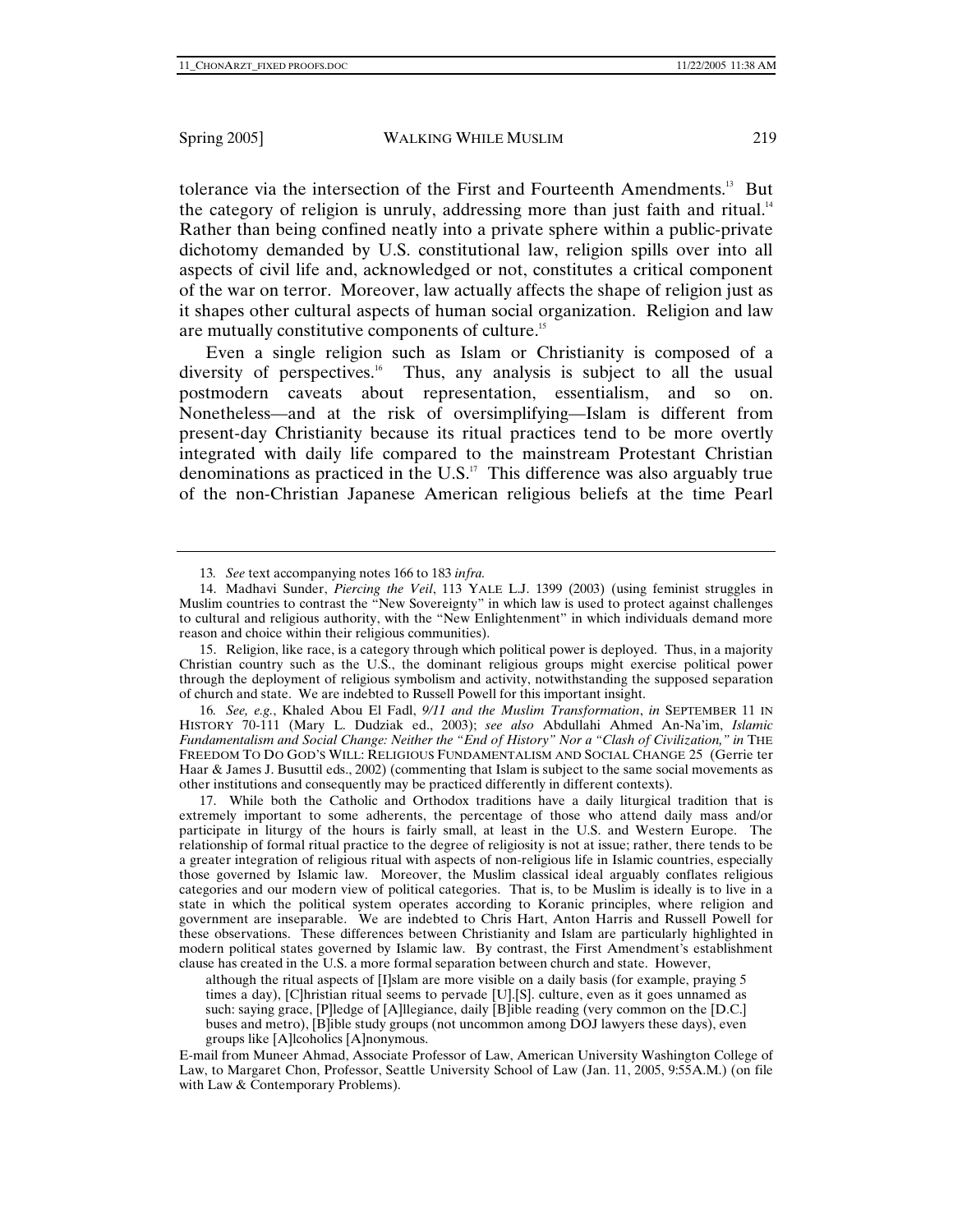tolerance via the intersection of the First and Fourteenth Amendments.[13] But the category of religion is unruly, addressing more than just faith and ritual.[14] Rather than being confined neatly into a private sphere within a public-private dichotomy demanded by U.S. constitutional law, religion spills over into all aspects of civil life and, acknowledged or not, constitutes a critical component of the war on terror. Moreover, law actually affects the shape of religion just as it shapes other cultural aspects of human social organization. Religion and law are mutually constitutive components of culture.[15]

Even a single religion such as Islam or Christianity is composed of a diversity of perspectives.[16] Thus, any analysis is subject to all the usual postmodern caveats about representation, essentialism, and so on. Nonetheless—and at the risk of oversimplifying—Islam is different from present-day Christianity because its ritual practices tend to be more overtly integrated with daily life compared to the mainstream Protestant Christian denominations as practiced in the U.S.[17] This difference was also arguably true of the non-Christian Japanese American religious beliefs at the time Pearl

---

13. *See* text accompanying notes 166 to 183 *infra.*

14. Madhavi Sunder, *Piercing the Veil*, 113 YALE L.J. 1399 (2003) (using feminist struggles in Muslim countries to contrast the "New Sovereignty" in which law is used to protect against challenges to cultural and religious authority, with the "New Enlightenment" in which individuals demand more reason and choice within their religious communities).

15. Religion, like race, is a category through which political power is deployed. Thus, in a majority Christian country such as the U.S., the dominant religious groups might exercise political power through the deployment of religious symbolism and activity, notwithstanding the supposed separation of church and state. We are indebted to Russell Powell for this important insight.

16. *See, e.g.*, Khaled Abou El Fadl, *9/11 and the Muslim Transformation*, *in* SEPTEMBER 11 IN HISTORY 70-111 (Mary L. Dudziak ed., 2003); *see also* Abdullahi Ahmed An-Na'im, *Islamic Fundamentalism and Social Change: Neither the "End of History" Nor a "Clash of Civilization," in* THE FREEDOM TO DO GOD'S WILL: RELIGIOUS FUNDAMENTALISM AND SOCIAL CHANGE 25 (Gerrie ter Haar & James J. Busuttil eds., 2002) (commenting that Islam is subject to the same social movements as other institutions and consequently may be practiced differently in different contexts).

17. While both the Catholic and Orthodox traditions have a daily liturgical tradition that is extremely important to some adherents, the percentage of those who attend daily mass and/or participate in liturgy of the hours is fairly small, at least in the U.S. and Western Europe. The relationship of formal ritual practice to the degree of religiosity is not at issue; rather, there tends to be a greater integration of religious ritual with aspects of non-religious life in Islamic countries, especially those governed by Islamic law. Moreover, the Muslim classical ideal arguably conflates religious categories and our modern view of political categories. That is, to be Muslim is ideally is to live in a state in which the political system operates according to Koranic principles, where religion and government are inseparable. We are indebted to Chris Hart, Anton Harris and Russell Powell for these observations. These differences between Christianity and Islam are particularly highlighted in modern political states governed by Islamic law. By contrast, the First Amendment's establishment clause has created in the U.S. a more formal separation between church and state. However,

> although the ritual aspects of [I]slam are more visible on a daily basis (for example, praying 5 times a day), [C]hristian ritual seems to pervade [U].[S]. culture, even as it goes unnamed as such: saying grace, [P]ledge of [A]llegiance, daily [B]ible reading (very common on the [D.C.] buses and metro), [B]ible study groups (not uncommon among DOJ lawyers these days), even groups like [A]lcoholics [A]nonymous.

E-mail from Muneer Ahmad, Associate Professor of Law, American University Washington College of Law, to Margaret Chon, Professor, Seattle University School of Law (Jan. 11, 2005, 9:55A.M.) (on file with Law & Contemporary Problems).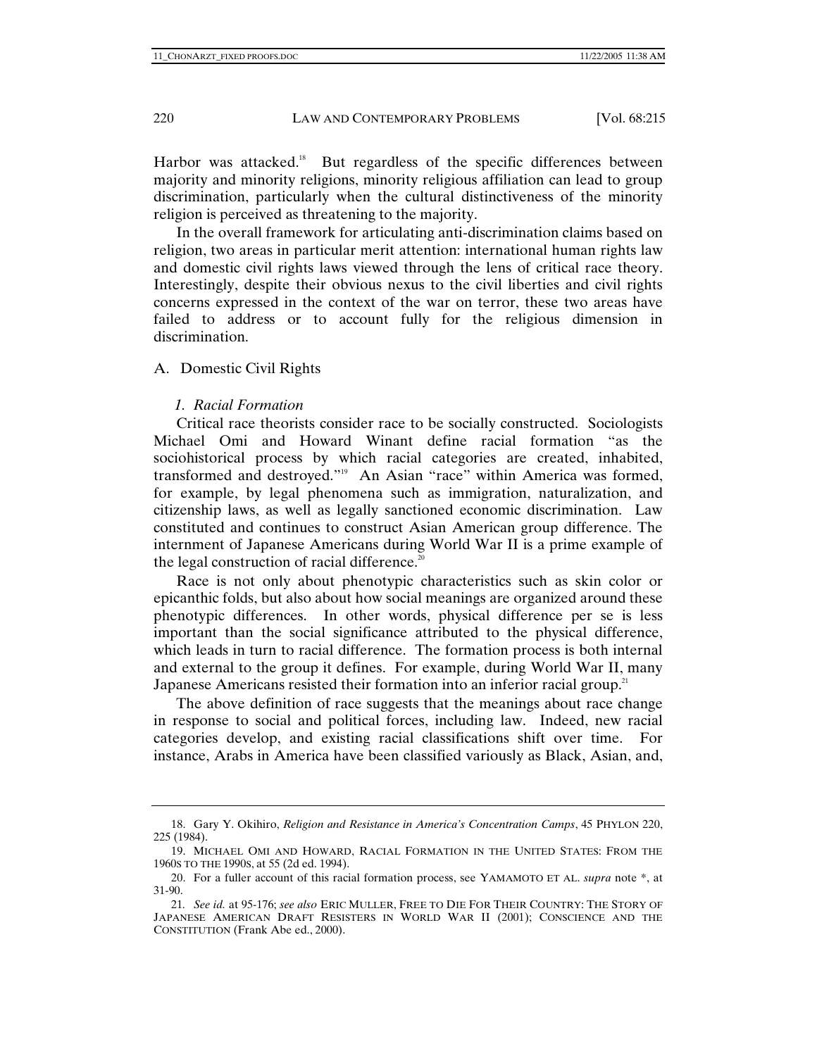Harbor was attacked.[18] But regardless of the specific differences between majority and minority religions, minority religious affiliation can lead to group discrimination, particularly when the cultural distinctiveness of the minority religion is perceived as threatening to the majority.

In the overall framework for articulating anti-discrimination claims based on religion, two areas in particular merit attention: international human rights law and domestic civil rights laws viewed through the lens of critical race theory. Interestingly, despite their obvious nexus to the civil liberties and civil rights concerns expressed in the context of the war on terror, these two areas have failed to address or to account fully for the religious dimension in discrimination.

## A. Domestic Civil Rights

### *1. Racial Formation*

Critical race theorists consider race to be socially constructed. Sociologists Michael Omi and Howard Winant define racial formation "as the sociohistorical process by which racial categories are created, inhabited, transformed and destroyed."[19] An Asian "race" within America was formed, for example, by legal phenomena such as immigration, naturalization, and citizenship laws, as well as legally sanctioned economic discrimination. Law constituted and continues to construct Asian American group difference. The internment of Japanese Americans during World War II is a prime example of the legal construction of racial difference.[20]

Race is not only about phenotypic characteristics such as skin color or epicanthic folds, but also about how social meanings are organized around these phenotypic differences. In other words, physical difference per se is less important than the social significance attributed to the physical difference, which leads in turn to racial difference. The formation process is both internal and external to the group it defines. For example, during World War II, many Japanese Americans resisted their formation into an inferior racial group.[21]

The above definition of race suggests that the meanings about race change in response to social and political forces, including law. Indeed, new racial categories develop, and existing racial classifications shift over time. For instance, Arabs in America have been classified variously as Black, Asian, and,

---

18. Gary Y. Okihiro, *Religion and Resistance in America's Concentration Camps*, 45 PHYLON 220, 225 (1984).

19. MICHAEL OMI AND HOWARD, RACIAL FORMATION IN THE UNITED STATES: FROM THE 1960S TO THE 1990S, at 55 (2d ed. 1994).

20. For a fuller account of this racial formation process, see YAMAMOTO ET AL. *supra* note *, at 31-90.

21. *See id.* at 95-176; *see also* ERIC MULLER, FREE TO DIE FOR THEIR COUNTRY: THE STORY OF JAPANESE AMERICAN DRAFT RESISTERS IN WORLD WAR II (2001); CONSCIENCE AND THE CONSTITUTION (Frank Abe ed., 2000).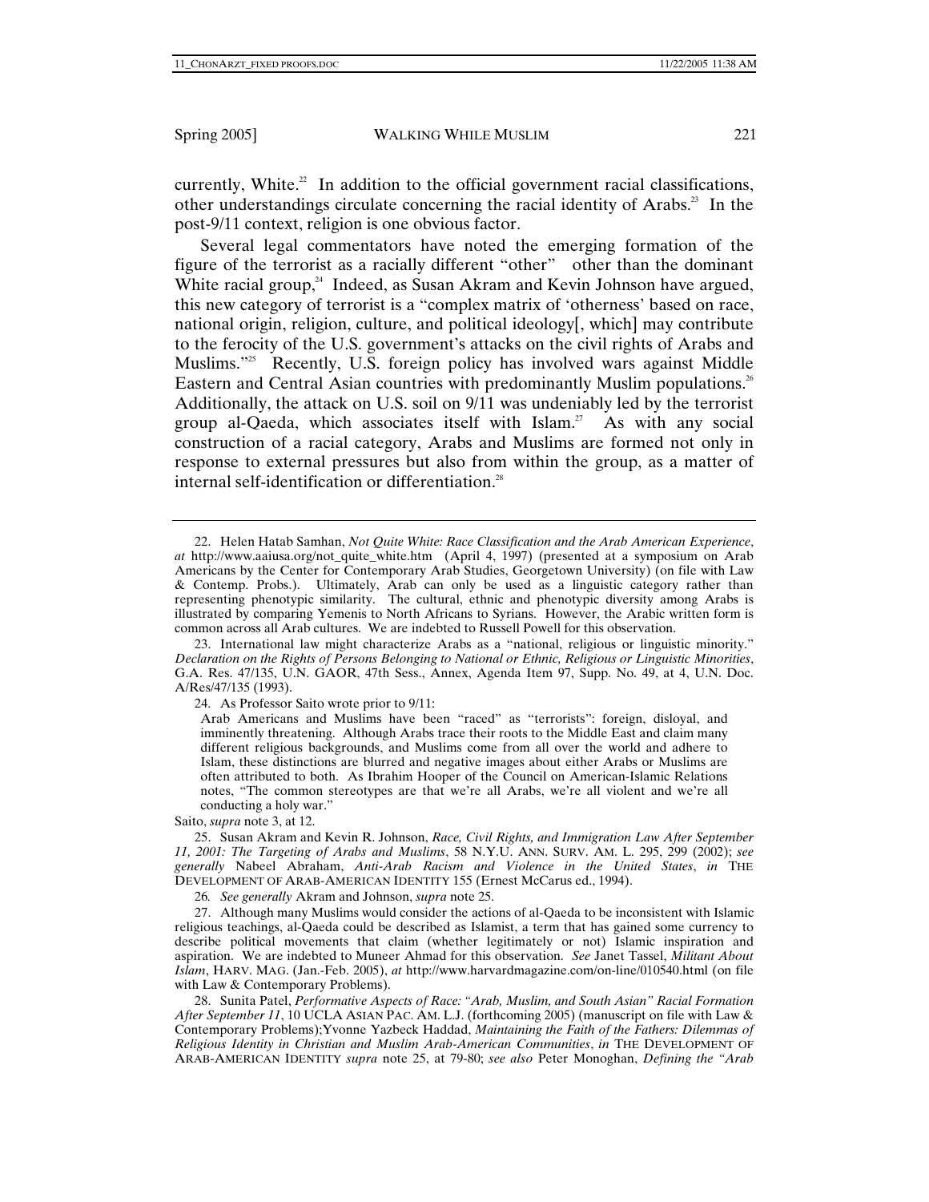currently, White.[22] In addition to the official government racial classifications, other understandings circulate concerning the racial identity of Arabs.[23] In the post-9/11 context, religion is one obvious factor.

Several legal commentators have noted the emerging formation of the figure of the terrorist as a racially different "other" other than the dominant White racial group,[24] Indeed, as Susan Akram and Kevin Johnson have argued, this new category of terrorist is a "complex matrix of 'otherness' based on race, national origin, religion, culture, and political ideology[, which] may contribute to the ferocity of the U.S. government's attacks on the civil rights of Arabs and Muslims."[25] Recently, U.S. foreign policy has involved wars against Middle Eastern and Central Asian countries with predominantly Muslim populations.[26] Additionally, the attack on U.S. soil on 9/11 was undeniably led by the terrorist group al-Qaeda, which associates itself with Islam.[27] As with any social construction of a racial category, Arabs and Muslims are formed not only in response to external pressures but also from within the group, as a matter of internal self-identification or differentiation.[28]

---

22. Helen Hatab Samhan, *Not Quite White: Race Classification and the Arab American Experience*, *at* http://www.aaiusa.org/not_quite_white.htm (April 4, 1997) (presented at a symposium on Arab Americans by the Center for Contemporary Arab Studies, Georgetown University) (on file with Law & Contemp. Probs.). Ultimately, Arab can only be used as a linguistic category rather than representing phenotypic similarity. The cultural, ethnic and phenotypic diversity among Arabs is illustrated by comparing Yemenis to North Africans to Syrians. However, the Arabic written form is common across all Arab cultures. We are indebted to Russell Powell for this observation.

23. International law might characterize Arabs as a "national, religious or linguistic minority." *Declaration on the Rights of Persons Belonging to National or Ethnic, Religious or Linguistic Minorities*, G.A. Res. 47/135, U.N. GAOR, 47th Sess., Annex, Agenda Item 97, Supp. No. 49, at 4, U.N. Doc. A/Res/47/135 (1993).

24. As Professor Saito wrote prior to 9/11:

> Arab Americans and Muslims have been "raced" as "terrorists": foreign, disloyal, and imminently threatening. Although Arabs trace their roots to the Middle East and claim many different religious backgrounds, and Muslims come from all over the world and adhere to Islam, these distinctions are blurred and negative images about either Arabs or Muslims are often attributed to both. As Ibrahim Hooper of the Council on American-Islamic Relations notes, "The common stereotypes are that we're all Arabs, we're all violent and we're all conducting a holy war."

Saito, *supra* note 3, at 12.

25. Susan Akram and Kevin R. Johnson, *Race, Civil Rights, and Immigration Law After September 11, 2001: The Targeting of Arabs and Muslims*, 58 N.Y.U. ANN. SURV. AM. L. 295, 299 (2002); *see generally* Nabeel Abraham, *Anti-Arab Racism and Violence in the United States*, *in* THE DEVELOPMENT OF ARAB-AMERICAN IDENTITY 155 (Ernest McCarus ed., 1994).

26. *See generally* Akram and Johnson, *supra* note 25.

27. Although many Muslims would consider the actions of al-Qaeda to be inconsistent with Islamic religious teachings, al-Qaeda could be described as Islamist, a term that has gained some currency to describe political movements that claim (whether legitimately or not) Islamic inspiration and aspiration. We are indebted to Muneer Ahmad for this observation. *See* Janet Tassel, *Militant About Islam*, HARV. MAG. (Jan.-Feb. 2005), *at* http://www.harvardmagazine.com/on-line/010540.html (on file with Law & Contemporary Problems).

28. Sunita Patel, *Performative Aspects of Race: "Arab, Muslim, and South Asian" Racial Formation After September 11*, 10 UCLA ASIAN PAC. AM. L.J. (forthcoming 2005) (manuscript on file with Law & Contemporary Problems);Yvonne Yazbeck Haddad, *Maintaining the Faith of the Fathers: Dilemmas of Religious Identity in Christian and Muslim Arab-American Communities*, *in* THE DEVELOPMENT OF ARAB-AMERICAN IDENTITY *supra* note 25, at 79-80; *see also* Peter Monoghan, *Defining the "Arab*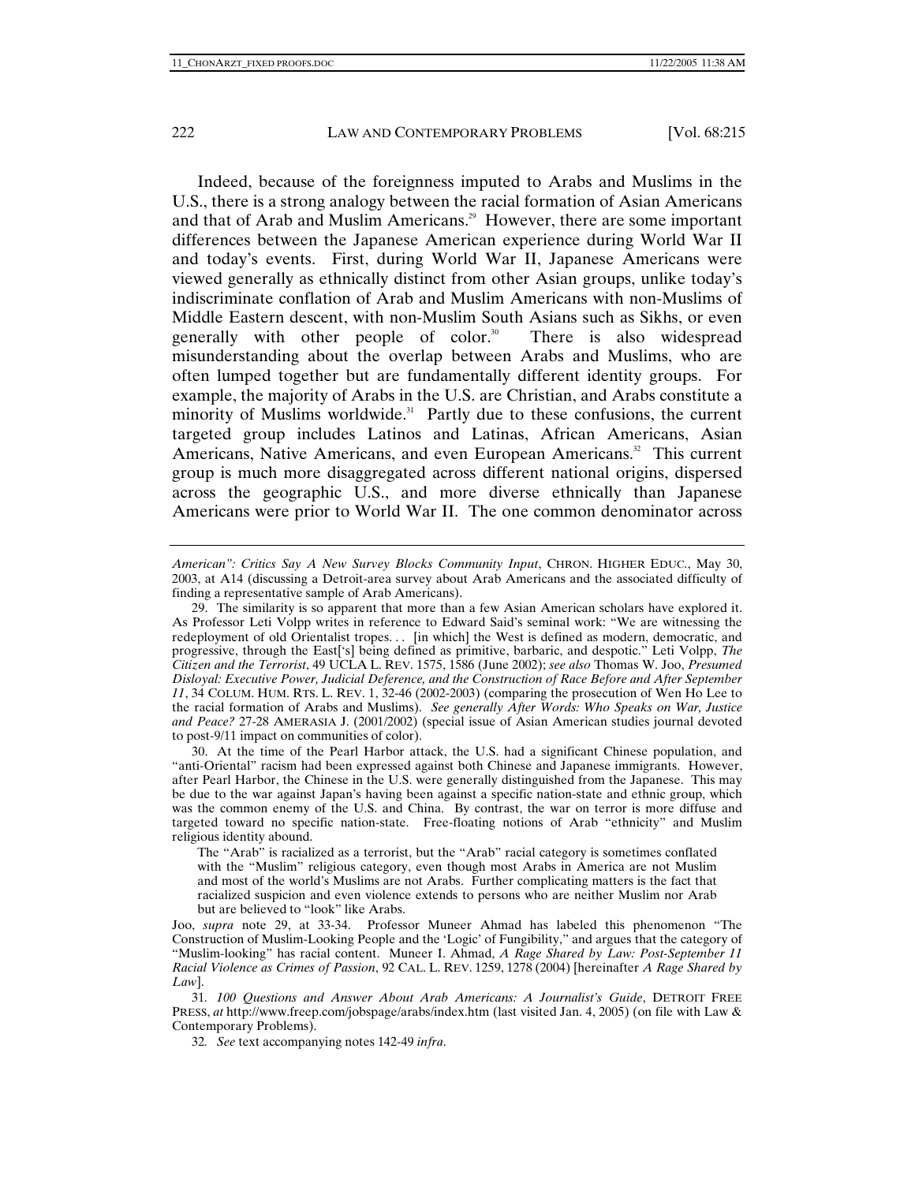Indeed, because of the foreignness imputed to Arabs and Muslims in the U.S., there is a strong analogy between the racial formation of Asian Americans and that of Arab and Muslim Americans.[29] However, there are some important differences between the Japanese American experience during World War II and today's events. First, during World War II, Japanese Americans were viewed generally as ethnically distinct from other Asian groups, unlike today's indiscriminate conflation of Arab and Muslim Americans with non-Muslims of Middle Eastern descent, with non-Muslim South Asians such as Sikhs, or even generally with other people of color.[30] There is also widespread misunderstanding about the overlap between Arabs and Muslims, who are often lumped together but are fundamentally different identity groups. For example, the majority of Arabs in the U.S. are Christian, and Arabs constitute a minority of Muslims worldwide.[31] Partly due to these confusions, the current targeted group includes Latinos and Latinas, African Americans, Asian Americans, Native Americans, and even European Americans.[32] This current group is much more disaggregated across different national origins, dispersed across the geographic U.S., and more diverse ethnically than Japanese Americans were prior to World War II. The one common denominator across

---

*American": Critics Say A New Survey Blocks Community Input*, CHRON. HIGHER EDUC., May 30, 2003, at A14 (discussing a Detroit-area survey about Arab Americans and the associated difficulty of finding a representative sample of Arab Americans).

29. The similarity is so apparent that more than a few Asian American scholars have explored it. As Professor Leti Volpp writes in reference to Edward Said's seminal work: "We are witnessing the redeployment of old Orientalist tropes. . . [in which] the West is defined as modern, democratic, and progressive, through the East['s] being defined as primitive, barbaric, and despotic." Leti Volpp, *The Citizen and the Terrorist*, 49 UCLA L. REV. 1575, 1586 (June 2002); *see also* Thomas W. Joo, *Presumed Disloyal: Executive Power, Judicial Deference, and the Construction of Race Before and After September 11*, 34 COLUM. HUM. RTS. L. REV. 1, 32-46 (2002-2003) (comparing the prosecution of Wen Ho Lee to the racial formation of Arabs and Muslims). *See generally After Words: Who Speaks on War, Justice and Peace?* 27-28 AMERASIA J. (2001/2002) (special issue of Asian American studies journal devoted to post-9/11 impact on communities of color).

30. At the time of the Pearl Harbor attack, the U.S. had a significant Chinese population, and "anti-Oriental" racism had been expressed against both Chinese and Japanese immigrants. However, after Pearl Harbor, the Chinese in the U.S. were generally distinguished from the Japanese. This may be due to the war against Japan's having been against a specific nation-state and ethnic group, which was the common enemy of the U.S. and China. By contrast, the war on terror is more diffuse and targeted toward no specific nation-state. Free-floating notions of Arab "ethnicity" and Muslim religious identity abound.

> The "Arab" is racialized as a terrorist, but the "Arab" racial category is sometimes conflated with the "Muslim" religious category, even though most Arabs in America are not Muslim and most of the world's Muslims are not Arabs. Further complicating matters is the fact that racialized suspicion and even violence extends to persons who are neither Muslim nor Arab but are believed to "look" like Arabs.

Joo, *supra* note 29, at 33-34. Professor Muneer Ahmad has labeled this phenomenon "The Construction of Muslim-Looking People and the 'Logic' of Fungibility," and argues that the category of "Muslim-looking" has racial content. Muneer I. Ahmad, *A Rage Shared by Law: Post-September 11 Racial Violence as Crimes of Passion*, 92 CAL. L. REV. 1259, 1278 (2004) [hereinafter *A Rage Shared by Law*].

31. *100 Questions and Answer About Arab Americans: A Journalist's Guide*, DETROIT FREE PRESS, *at* http://www.freep.com/jobspage/arabs/index.htm (last visited Jan. 4, 2005) (on file with Law & Contemporary Problems).

32. *See* text accompanying notes 142-49 *infra*.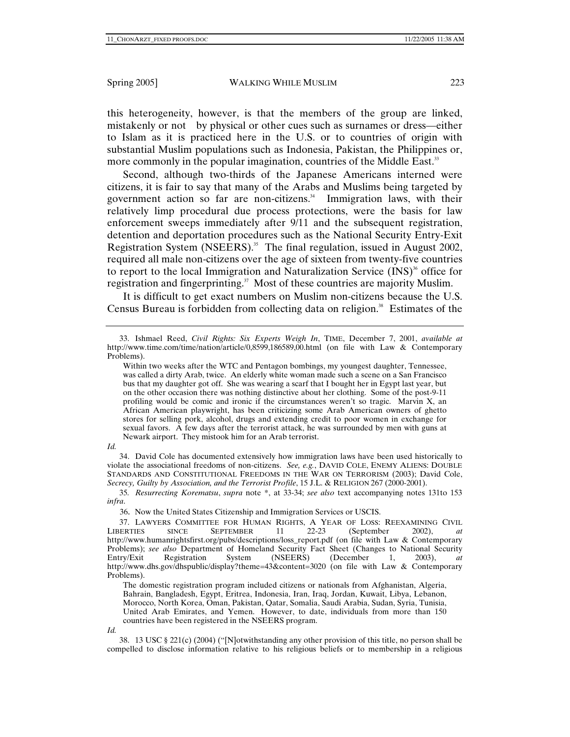this heterogeneity, however, is that the members of the group are linked, mistakenly or not  by physical or other cues such as surnames or dress—either to Islam as it is practiced here in the U.S. or to countries of origin with substantial Muslim populations such as Indonesia, Pakistan, the Philippines or, more commonly in the popular imagination, countries of the Middle East.[33]

Second, although two-thirds of the Japanese Americans interned were citizens, it is fair to say that many of the Arabs and Muslims being targeted by government action so far are non-citizens.[34] Immigration laws, with their relatively limp procedural due process protections, were the basis for law enforcement sweeps immediately after 9/11 and the subsequent registration, detention and deportation procedures such as the National Security Entry-Exit Registration System (NSEERS).[35] The final regulation, issued in August 2002, required all male non-citizens over the age of sixteen from twenty-five countries to report to the local Immigration and Naturalization Service (INS)[36] office for registration and fingerprinting.[37] Most of these countries are majority Muslim.

It is difficult to get exact numbers on Muslim non-citizens because the U.S. Census Bureau is forbidden from collecting data on religion.[38] Estimates of the

---

33. Ishmael Reed, *Civil Rights: Six Experts Weigh In*, TIME, December 7, 2001, *available at* http://www.time.com/time/nation/article/0,8599,186589,00.html (on file with Law & Contemporary Problems).

> Within two weeks after the WTC and Pentagon bombings, my youngest daughter, Tennessee, was called a dirty Arab, twice. An elderly white woman made such a scene on a San Francisco bus that my daughter got off. She was wearing a scarf that I bought her in Egypt last year, but on the other occasion there was nothing distinctive about her clothing. Some of the post-9-11 profiling would be comic and ironic if the circumstances weren't so tragic. Marvin X, an African American playwright, has been criticizing some Arab American owners of ghetto stores for selling pork, alcohol, drugs and extending credit to poor women in exchange for sexual favors. A few days after the terrorist attack, he was surrounded by men with guns at Newark airport. They mistook him for an Arab terrorist.

*Id.*

34. David Cole has documented extensively how immigration laws have been used historically to violate the associational freedoms of non-citizens. *See, e.g.*, DAVID COLE, ENEMY ALIENS: DOUBLE STANDARDS AND CONSTITUTIONAL FREEDOMS IN THE WAR ON TERRORISM (2003); David Cole, *Secrecy, Guilty by Association, and the Terrorist Profile*, 15 J.L. & RELIGION 267 (2000-2001).

35. *Resurrecting Korematsu*, *supra* note *, at 33-34; *see also* text accompanying notes 131to 153 *infra*.

36. Now the United States Citizenship and Immigration Services or USCIS.

37. LAWYERS COMMITTEE FOR HUMAN RIGHTS, A YEAR OF LOSS: REEXAMINING CIVIL LIBERTIES SINCE SEPTEMBER 11 22-23 (September 2002), *at* http://www.humanrightsfirst.org/pubs/descriptions/loss_report.pdf (on file with Law & Contemporary Problems); *see also* Department of Homeland Security Fact Sheet (Changes to National Security Entry/Exit Registration System (NSEERS) (December 1, 2003), *at* http://www.dhs.gov/dhspublic/display?theme=43&content=3020 (on file with Law & Contemporary Problems).

> The domestic registration program included citizens or nationals from Afghanistan, Algeria, Bahrain, Bangladesh, Egypt, Eritrea, Indonesia, Iran, Iraq, Jordan, Kuwait, Libya, Lebanon, Morocco, North Korea, Oman, Pakistan, Qatar, Somalia, Saudi Arabia, Sudan, Syria, Tunisia, United Arab Emirates, and Yemen. However, to date, individuals from more than 150 countries have been registered in the NSEERS program.

*Id.*

38. 13 USC § 221(c) (2004) ("[N]otwithstanding any other provision of this title, no person shall be compelled to disclose information relative to his religious beliefs or to membership in a religious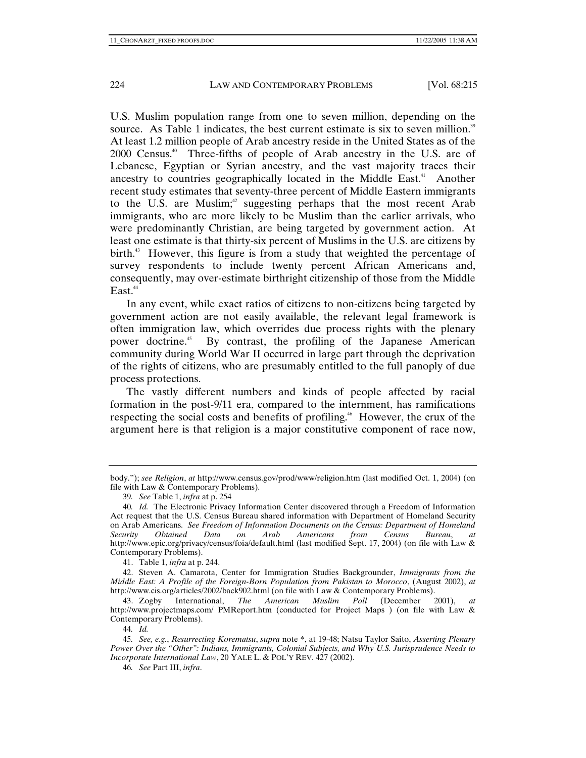U.S. Muslim population range from one to seven million, depending on the source. As Table 1 indicates, the best current estimate is six to seven million.[39] At least 1.2 million people of Arab ancestry reside in the United States as of the 2000 Census.[40] Three-fifths of people of Arab ancestry in the U.S. are of Lebanese, Egyptian or Syrian ancestry, and the vast majority traces their ancestry to countries geographically located in the Middle East.[41] Another recent study estimates that seventy-three percent of Middle Eastern immigrants to the U.S. are Muslim;[42] suggesting perhaps that the most recent Arab immigrants, who are more likely to be Muslim than the earlier arrivals, who were predominantly Christian, are being targeted by government action. At least one estimate is that thirty-six percent of Muslims in the U.S. are citizens by birth.[43] However, this figure is from a study that weighted the percentage of survey respondents to include twenty percent African Americans and, consequently, may over-estimate birthright citizenship of those from the Middle East.[44]

In any event, while exact ratios of citizens to non-citizens being targeted by government action are not easily available, the relevant legal framework is often immigration law, which overrides due process rights with the plenary power doctrine.[45] By contrast, the profiling of the Japanese American community during World War II occurred in large part through the deprivation of the rights of citizens, who are presumably entitled to the full panoply of due process protections.

The vastly different numbers and kinds of people affected by racial formation in the post-9/11 era, compared to the internment, has ramifications respecting the social costs and benefits of profiling.[46] However, the crux of the argument here is that religion is a major constitutive component of race now,

---

body."); *see Religion*, *at* http://www.census.gov/prod/www/religion.htm (last modified Oct. 1, 2004) (on file with Law & Contemporary Problems).

39. *See* Table 1, *infra* at p. 254

40. *Id.* The Electronic Privacy Information Center discovered through a Freedom of Information Act request that the U.S. Census Bureau shared information with Department of Homeland Security on Arab Americans. *See Freedom of Information Documents on the Census: Department of Homeland Security Obtained Data on Arab Americans from Census Bureau*, *at* http://www.epic.org/privacy/census/foia/default.html (last modified Sept. 17, 2004) (on file with Law & Contemporary Problems).

41. Table 1, *infra* at p. 244.

42. Steven A. Camarota, Center for Immigration Studies Backgrounder, *Immigrants from the Middle East: A Profile of the Foreign-Born Population from Pakistan to Morocco*, (August 2002), *at* http://www.cis.org/articles/2002/back902.html (on file with Law & Contemporary Problems).

43. Zogby International, *The American Muslim Poll* (December 2001), *at* http://www.projectmaps.com/ PMReport.htm (conducted for Project Maps ) (on file with Law & Contemporary Problems).

44. *Id.*

45. *See, e.g.*, *Resurrecting Korematsu*, *supra* note *, at 19-48; Natsu Taylor Saito, *Asserting Plenary Power Over the "Other": Indians, Immigrants, Colonial Subjects, and Why U.S. Jurisprudence Needs to Incorporate International Law*, 20 YALE L. & POL'Y REV. 427 (2002).

46. *See* Part III, *infra*.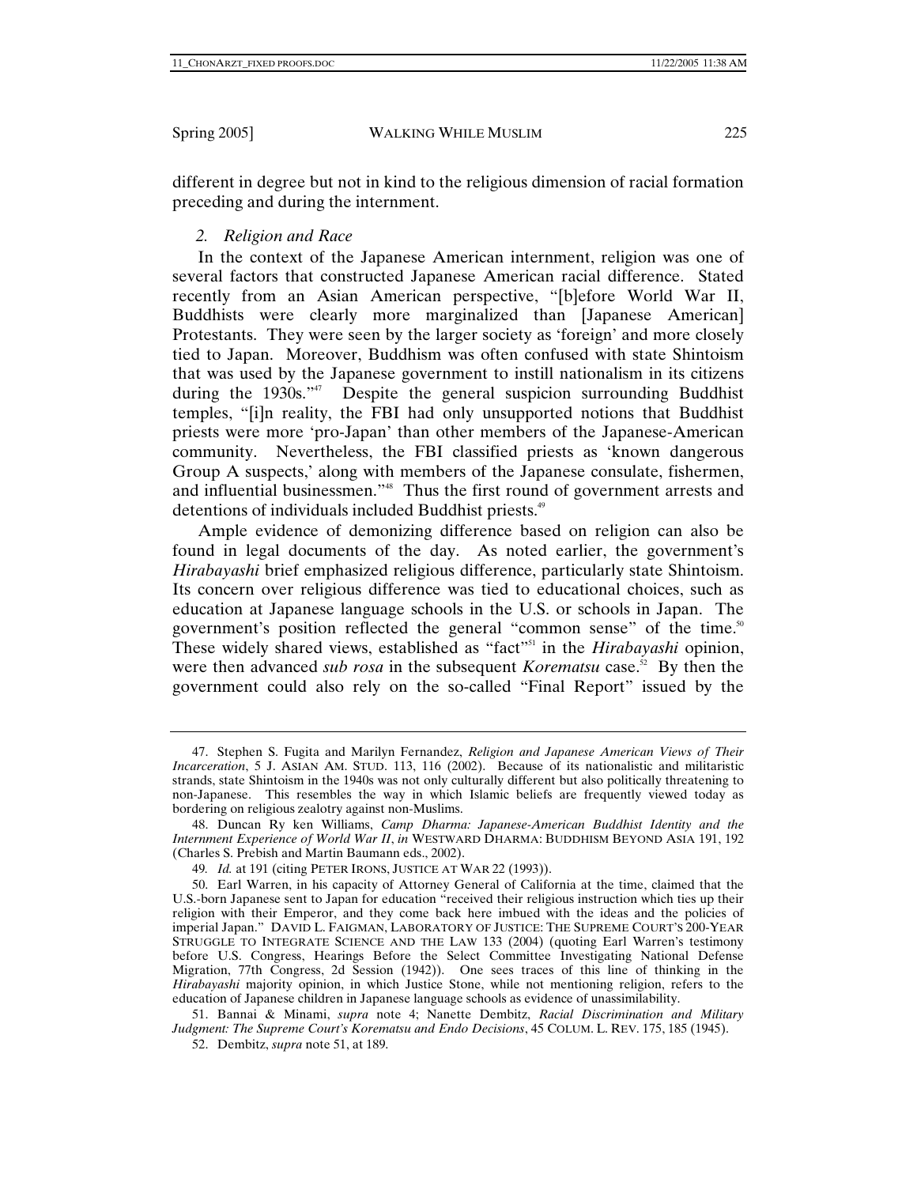different in degree but not in kind to the religious dimension of racial formation preceding and during the internment.

### *2. Religion and Race*

In the context of the Japanese American internment, religion was one of several factors that constructed Japanese American racial difference. Stated recently from an Asian American perspective, "[b]efore World War II, Buddhists were clearly more marginalized than [Japanese American] Protestants. They were seen by the larger society as 'foreign' and more closely tied to Japan. Moreover, Buddhism was often confused with state Shintoism that was used by the Japanese government to instill nationalism in its citizens during the 1930s."[47] Despite the general suspicion surrounding Buddhist temples, "[i]n reality, the FBI had only unsupported notions that Buddhist priests were more 'pro-Japan' than other members of the Japanese-American community. Nevertheless, the FBI classified priests as 'known dangerous Group A suspects,' along with members of the Japanese consulate, fishermen, and influential businessmen."[48] Thus the first round of government arrests and detentions of individuals included Buddhist priests.[49]

Ample evidence of demonizing difference based on religion can also be found in legal documents of the day. As noted earlier, the government's *Hirabayashi* brief emphasized religious difference, particularly state Shintoism. Its concern over religious difference was tied to educational choices, such as education at Japanese language schools in the U.S. or schools in Japan. The government's position reflected the general "common sense" of the time.[50] These widely shared views, established as "fact"[51] in the *Hirabayashi* opinion, were then advanced *sub rosa* in the subsequent *Korematsu* case.[52] By then the government could also rely on the so-called "Final Report" issued by the

---

47. Stephen S. Fugita and Marilyn Fernandez, *Religion and Japanese American Views of Their Incarceration*, 5 J. ASIAN AM. STUD. 113, 116 (2002). Because of its nationalistic and militaristic strands, state Shintoism in the 1940s was not only culturally different but also politically threatening to non-Japanese. This resembles the way in which Islamic beliefs are frequently viewed today as bordering on religious zealotry against non-Muslims.

48. Duncan Ry ken Williams, *Camp Dharma: Japanese-American Buddhist Identity and the Internment Experience of World War II*, *in* WESTWARD DHARMA: BUDDHISM BEYOND ASIA 191, 192 (Charles S. Prebish and Martin Baumann eds., 2002).

49. *Id.* at 191 (citing PETER IRONS, JUSTICE AT WAR 22 (1993)).

50. Earl Warren, in his capacity of Attorney General of California at the time, claimed that the U.S.-born Japanese sent to Japan for education "received their religious instruction which ties up their religion with their Emperor, and they come back here imbued with the ideas and the policies of imperial Japan." DAVID L. FAIGMAN, LABORATORY OF JUSTICE: THE SUPREME COURT'S 200-YEAR STRUGGLE TO INTEGRATE SCIENCE AND THE LAW 133 (2004) (quoting Earl Warren's testimony before U.S. Congress, Hearings Before the Select Committee Investigating National Defense Migration, 77th Congress, 2d Session (1942)). One sees traces of this line of thinking in the *Hirabayashi* majority opinion, in which Justice Stone, while not mentioning religion, refers to the education of Japanese children in Japanese language schools as evidence of unassimilability.

51. Bannai & Minami, *supra* note 4; Nanette Dembitz, *Racial Discrimination and Military Judgment: The Supreme Court's Korematsu and Endo Decisions*, 45 COLUM. L. REV. 175, 185 (1945).

52. Dembitz, *supra* note 51, at 189.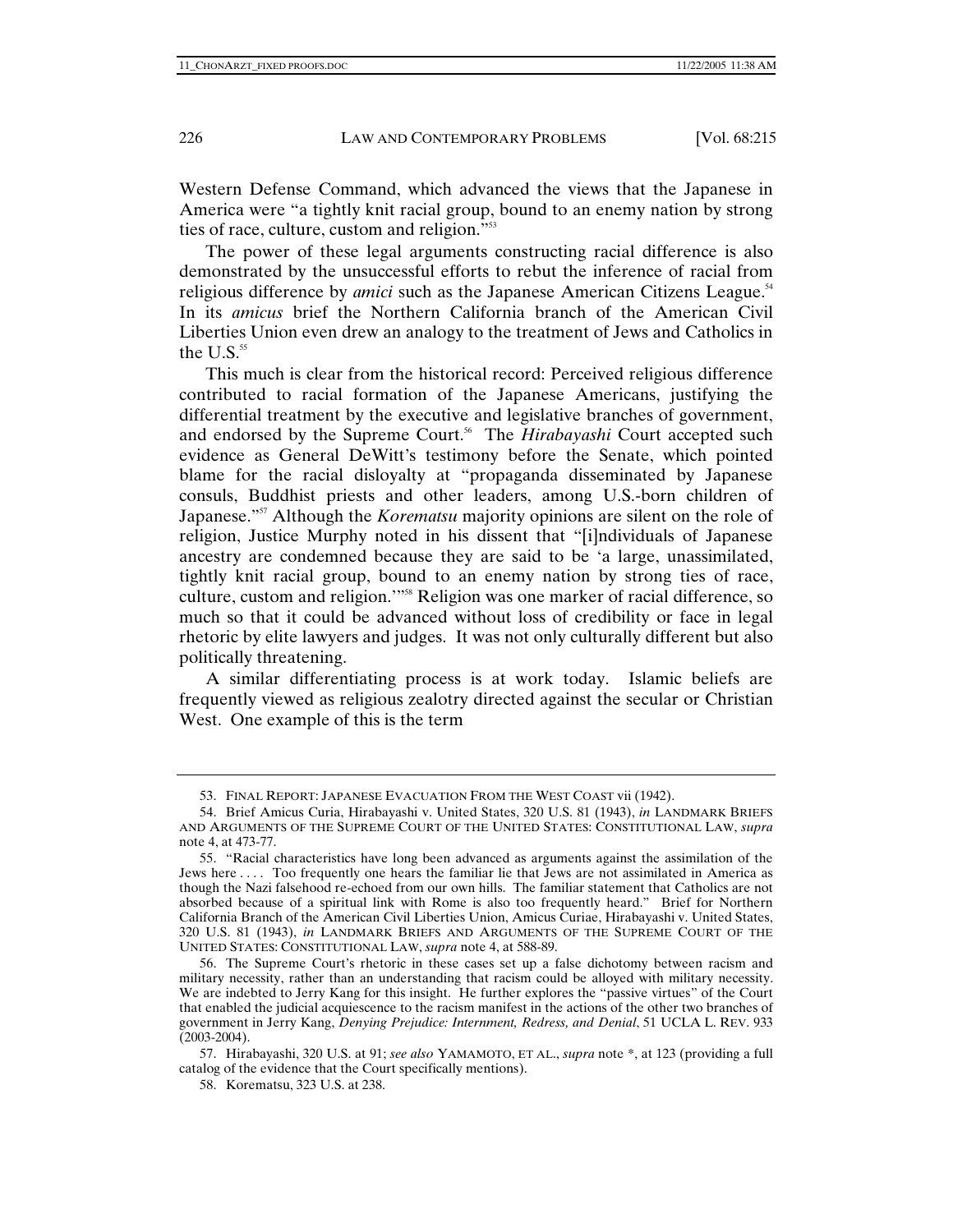Western Defense Command, which advanced the views that the Japanese in America were "a tightly knit racial group, bound to an enemy nation by strong ties of race, culture, custom and religion."[53]

The power of these legal arguments constructing racial difference is also demonstrated by the unsuccessful efforts to rebut the inference of racial from religious difference by *amici* such as the Japanese American Citizens League.[54] In its *amicus* brief the Northern California branch of the American Civil Liberties Union even drew an analogy to the treatment of Jews and Catholics in the U.S.[55]

This much is clear from the historical record: Perceived religious difference contributed to racial formation of the Japanese Americans, justifying the differential treatment by the executive and legislative branches of government, and endorsed by the Supreme Court.[56] The *Hirabayashi* Court accepted such evidence as General DeWitt's testimony before the Senate, which pointed blame for the racial disloyalty at "propaganda disseminated by Japanese consuls, Buddhist priests and other leaders, among U.S.-born children of Japanese."[57] Although the *Korematsu* majority opinions are silent on the role of religion, Justice Murphy noted in his dissent that "[i]ndividuals of Japanese ancestry are condemned because they are said to be 'a large, unassimilated, tightly knit racial group, bound to an enemy nation by strong ties of race, culture, custom and religion.'"[58] Religion was one marker of racial difference, so much so that it could be advanced without loss of credibility or face in legal rhetoric by elite lawyers and judges. It was not only culturally different but also politically threatening.

A similar differentiating process is at work today. Islamic beliefs are frequently viewed as religious zealotry directed against the secular or Christian West. One example of this is the term

---

53. FINAL REPORT: JAPANESE EVACUATION FROM THE WEST COAST vii (1942).

54. Brief Amicus Curia, Hirabayashi v. United States, 320 U.S. 81 (1943), *in* LANDMARK BRIEFS AND ARGUMENTS OF THE SUPREME COURT OF THE UNITED STATES: CONSTITUTIONAL LAW, *supra* note 4, at 473-77.

55. "Racial characteristics have long been advanced as arguments against the assimilation of the Jews here . . . . Too frequently one hears the familiar lie that Jews are not assimilated in America as though the Nazi falsehood re-echoed from our own hills. The familiar statement that Catholics are not absorbed because of a spiritual link with Rome is also too frequently heard." Brief for Northern California Branch of the American Civil Liberties Union, Amicus Curiae, Hirabayashi v. United States, 320 U.S. 81 (1943), *in* LANDMARK BRIEFS AND ARGUMENTS OF THE SUPREME COURT OF THE UNITED STATES: CONSTITUTIONAL LAW, *supra* note 4, at 588-89.

56. The Supreme Court's rhetoric in these cases set up a false dichotomy between racism and military necessity, rather than an understanding that racism could be alloyed with military necessity. We are indebted to Jerry Kang for this insight. He further explores the "passive virtues" of the Court that enabled the judicial acquiescence to the racism manifest in the actions of the other two branches of government in Jerry Kang, *Denying Prejudice: Internment, Redress, and Denial*, 51 UCLA L. REV. 933 (2003-2004).

57. Hirabayashi, 320 U.S. at 91; *see also* YAMAMOTO, ET AL., *supra* note *, at 123 (providing a full catalog of the evidence that the Court specifically mentions).

58. Korematsu, 323 U.S. at 238.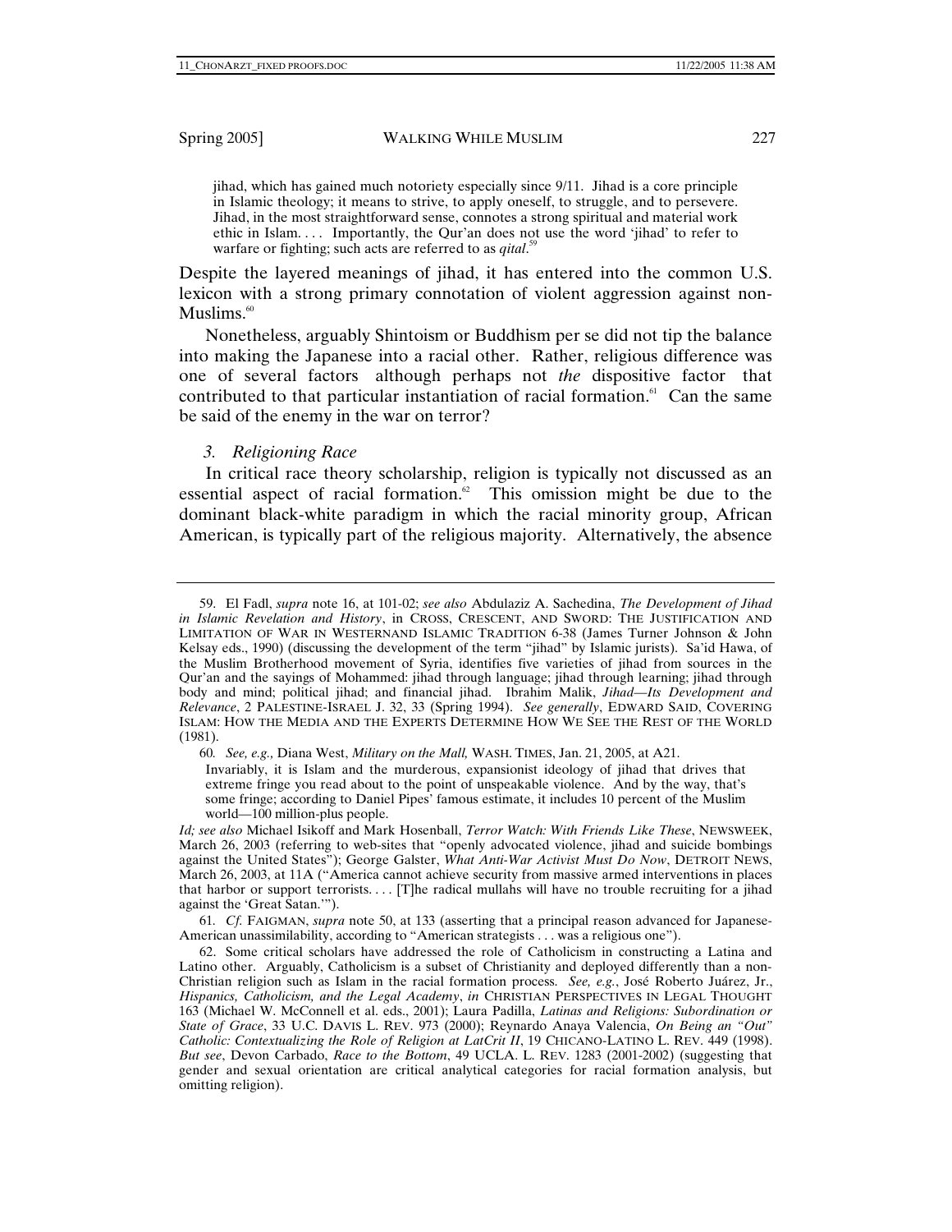jihad, which has gained much notoriety especially since 9/11. Jihad is a core principle in Islamic theology; it means to strive, to apply oneself, to struggle, and to persevere. Jihad, in the most straightforward sense, connotes a strong spiritual and material work ethic in Islam. . . . Importantly, the Qur'an does not use the word 'jihad' to refer to warfare or fighting; such acts are referred to as *qital*.[59]

Despite the layered meanings of jihad, it has entered into the common U.S. lexicon with a strong primary connotation of violent aggression against non-Muslims.[60]

Nonetheless, arguably Shintoism or Buddhism per se did not tip the balance into making the Japanese into a racial other. Rather, religious difference was one of several factors although perhaps not *the* dispositive factor that contributed to that particular instantiation of racial formation.[61] Can the same be said of the enemy in the war on terror?

### *3. Religioning Race*

In critical race theory scholarship, religion is typically not discussed as an essential aspect of racial formation.[62] This omission might be due to the dominant black-white paradigm in which the racial minority group, African American, is typically part of the religious majority. Alternatively, the absence

---

59. El Fadl, *supra* note 16, at 101-02; *see also* Abdulaziz A. Sachedina, *The Development of Jihad in Islamic Revelation and History*, in CROSS, CRESCENT, AND SWORD: THE JUSTIFICATION AND LIMITATION OF WAR IN WESTERNAND ISLAMIC TRADITION 6-38 (James Turner Johnson & John Kelsay eds., 1990) (discussing the development of the term "jihad" by Islamic jurists). Sa'id Hawa, of the Muslim Brotherhood movement of Syria, identifies five varieties of jihad from sources in the Qur'an and the sayings of Mohammed: jihad through language; jihad through learning; jihad through body and mind; political jihad; and financial jihad. Ibrahim Malik, *Jihad—Its Development and Relevance*, 2 PALESTINE-ISRAEL J. 32, 33 (Spring 1994). *See generally*, EDWARD SAID, COVERING ISLAM: HOW THE MEDIA AND THE EXPERTS DETERMINE HOW WE SEE THE REST OF THE WORLD (1981).

60. *See, e.g.,* Diana West, *Military on the Mall,* WASH. TIMES, Jan. 21, 2005, at A21.

> Invariably, it is Islam and the murderous, expansionist ideology of jihad that drives that extreme fringe you read about to the point of unspeakable violence. And by the way, that's some fringe; according to Daniel Pipes' famous estimate, it includes 10 percent of the Muslim world—100 million-plus people.

*Id; see also* Michael Isikoff and Mark Hosenball, *Terror Watch: With Friends Like These*, NEWSWEEK, March 26, 2003 (referring to web-sites that "openly advocated violence, jihad and suicide bombings against the United States"); George Galster, *What Anti-War Activist Must Do Now*, DETROIT NEWS, March 26, 2003, at 11A ("America cannot achieve security from massive armed interventions in places that harbor or support terrorists. . . . [T]he radical mullahs will have no trouble recruiting for a jihad against the 'Great Satan.'").

61. *Cf.* FAIGMAN, *supra* note 50, at 133 (asserting that a principal reason advanced for Japanese-American unassimilability, according to "American strategists . . . was a religious one").

62. Some critical scholars have addressed the role of Catholicism in constructing a Latina and Latino other. Arguably, Catholicism is a subset of Christianity and deployed differently than a non-Christian religion such as Islam in the racial formation process. *See, e.g.*, José Roberto Juárez, Jr., *Hispanics, Catholicism, and the Legal Academy*, *in* CHRISTIAN PERSPECTIVES IN LEGAL THOUGHT 163 (Michael W. McConnell et al. eds., 2001); Laura Padilla, *Latinas and Religions: Subordination or State of Grace*, 33 U.C. DAVIS L. REV. 973 (2000); Reynardo Anaya Valencia, *On Being an "Out" Catholic: Contextualizing the Role of Religion at LatCrit II*, 19 CHICANO-LATINO L. REV. 449 (1998). *But see*, Devon Carbado, *Race to the Bottom*, 49 UCLA. L. REV. 1283 (2001-2002) (suggesting that gender and sexual orientation are critical analytical categories for racial formation analysis, but omitting religion).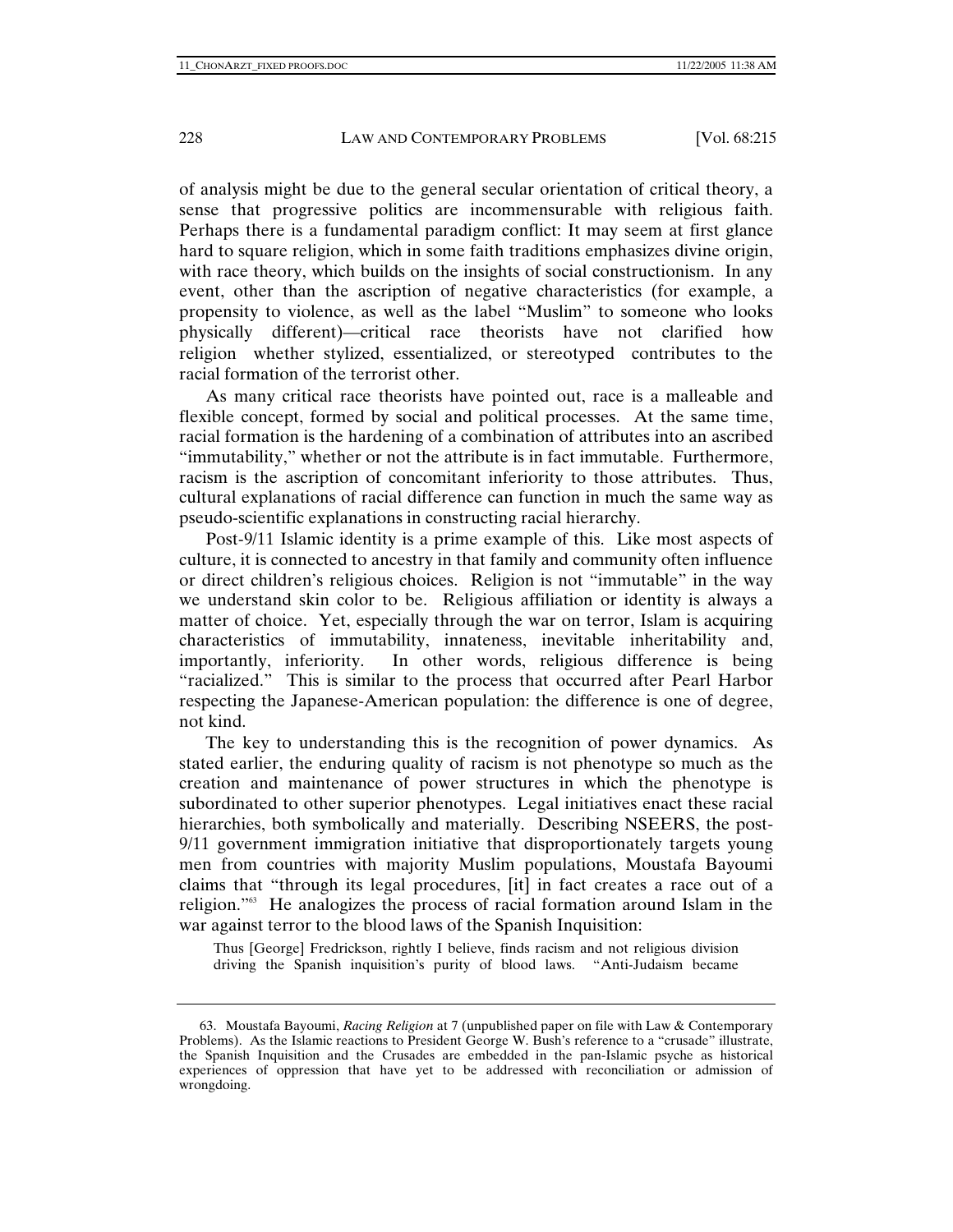of analysis might be due to the general secular orientation of critical theory, a sense that progressive politics are incommensurable with religious faith. Perhaps there is a fundamental paradigm conflict: It may seem at first glance hard to square religion, which in some faith traditions emphasizes divine origin, with race theory, which builds on the insights of social constructionism. In any event, other than the ascription of negative characteristics (for example, a propensity to violence, as well as the label "Muslim" to someone who looks physically different)—critical race theorists have not clarified how religion whether stylized, essentialized, or stereotyped contributes to the racial formation of the terrorist other.

As many critical race theorists have pointed out, race is a malleable and flexible concept, formed by social and political processes. At the same time, racial formation is the hardening of a combination of attributes into an ascribed "immutability," whether or not the attribute is in fact immutable. Furthermore, racism is the ascription of concomitant inferiority to those attributes. Thus, cultural explanations of racial difference can function in much the same way as pseudo-scientific explanations in constructing racial hierarchy.

Post-9/11 Islamic identity is a prime example of this. Like most aspects of culture, it is connected to ancestry in that family and community often influence or direct children's religious choices. Religion is not "immutable" in the way we understand skin color to be. Religious affiliation or identity is always a matter of choice. Yet, especially through the war on terror, Islam is acquiring characteristics of immutability, innateness, inevitable inheritability and, importantly, inferiority. In other words, religious difference is being "racialized." This is similar to the process that occurred after Pearl Harbor respecting the Japanese-American population: the difference is one of degree, not kind.

The key to understanding this is the recognition of power dynamics. As stated earlier, the enduring quality of racism is not phenotype so much as the creation and maintenance of power structures in which the phenotype is subordinated to other superior phenotypes. Legal initiatives enact these racial hierarchies, both symbolically and materially. Describing NSEERS, the post-9/11 government immigration initiative that disproportionately targets young men from countries with majority Muslim populations, Moustafa Bayoumi claims that "through its legal procedures, [it] in fact creates a race out of a religion."[63] He analogizes the process of racial formation around Islam in the war against terror to the blood laws of the Spanish Inquisition:

> Thus [George] Fredrickson, rightly I believe, finds racism and not religious division driving the Spanish inquisition's purity of blood laws. "Anti-Judaism became

63. Moustafa Bayoumi, *Racing Religion* at 7 (unpublished paper on file with Law & Contemporary Problems). As the Islamic reactions to President George W. Bush's reference to a "crusade" illustrate, the Spanish Inquisition and the Crusades are embedded in the pan-Islamic psyche as historical experiences of oppression that have yet to be addressed with reconciliation or admission of wrongdoing.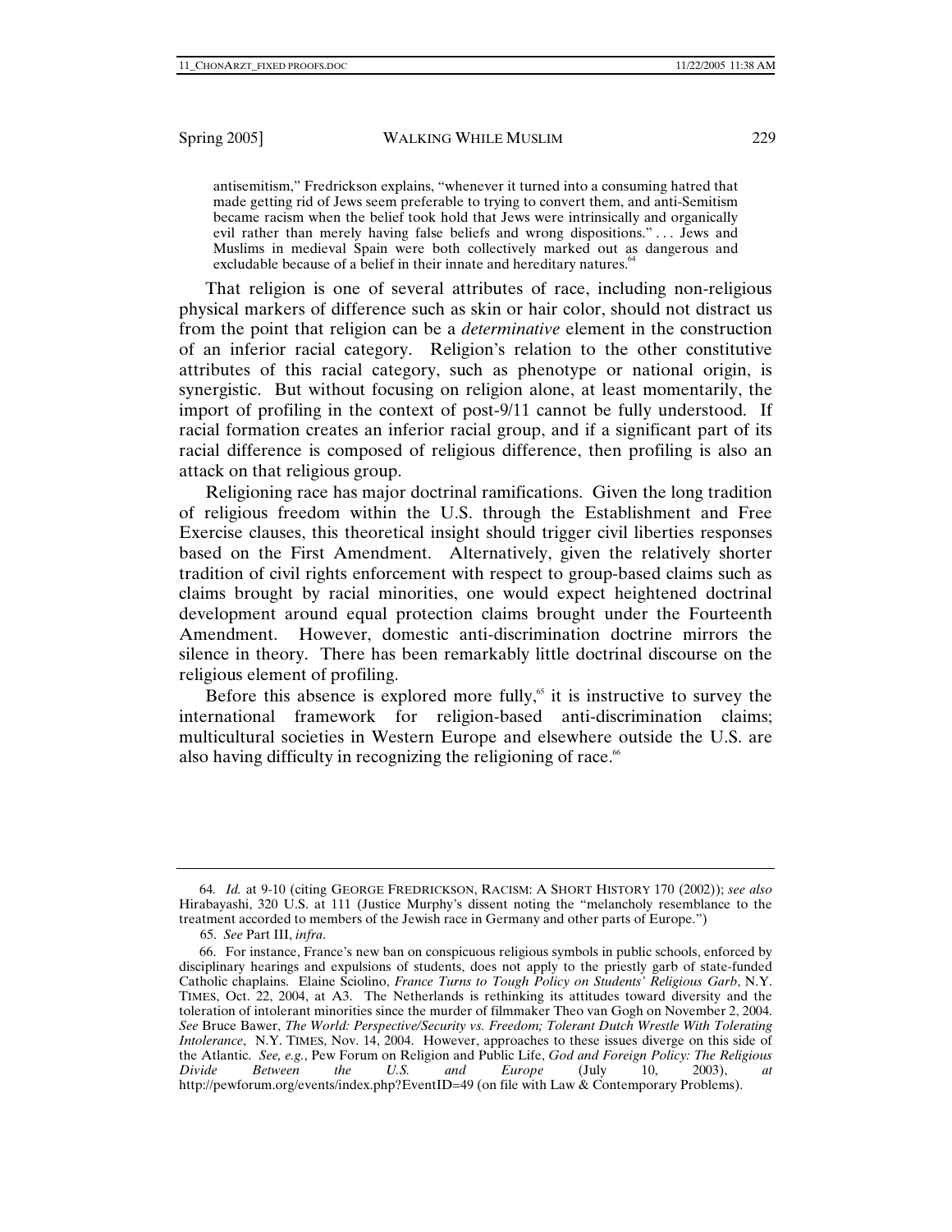> antisemitism," Fredrickson explains, "whenever it turned into a consuming hatred that made getting rid of Jews seem preferable to trying to convert them, and anti-Semitism became racism when the belief took hold that Jews were intrinsically and organically evil rather than merely having false beliefs and wrong dispositions." . . . Jews and Muslims in medieval Spain were both collectively marked out as dangerous and excludable because of a belief in their innate and hereditary natures.[64]

That religion is one of several attributes of race, including non-religious physical markers of difference such as skin or hair color, should not distract us from the point that religion can be a *determinative* element in the construction of an inferior racial category. Religion's relation to the other constitutive attributes of this racial category, such as phenotype or national origin, is synergistic. But without focusing on religion alone, at least momentarily, the import of profiling in the context of post-9/11 cannot be fully understood. If racial formation creates an inferior racial group, and if a significant part of its racial difference is composed of religious difference, then profiling is also an attack on that religious group.

Religioning race has major doctrinal ramifications. Given the long tradition of religious freedom within the U.S. through the Establishment and Free Exercise clauses, this theoretical insight should trigger civil liberties responses based on the First Amendment. Alternatively, given the relatively shorter tradition of civil rights enforcement with respect to group-based claims such as claims brought by racial minorities, one would expect heightened doctrinal development around equal protection claims brought under the Fourteenth Amendment. However, domestic anti-discrimination doctrine mirrors the silence in theory. There has been remarkably little doctrinal discourse on the religious element of profiling.

Before this absence is explored more fully,[65] it is instructive to survey the international framework for religion-based anti-discrimination claims; multicultural societies in Western Europe and elsewhere outside the U.S. are also having difficulty in recognizing the religioning of race.[66]

---

64. *Id.* at 9-10 (citing GEORGE FREDRICKSON, RACISM: A SHORT HISTORY 170 (2002)); *see also* Hirabayashi, 320 U.S. at 111 (Justice Murphy's dissent noting the "melancholy resemblance to the treatment accorded to members of the Jewish race in Germany and other parts of Europe.")

65. *See* Part III, *infra*.

66. For instance, France's new ban on conspicuous religious symbols in public schools, enforced by disciplinary hearings and expulsions of students, does not apply to the priestly garb of state-funded Catholic chaplains. Elaine Sciolino, *France Turns to Tough Policy on Students' Religious Garb*, N.Y. TIMES, Oct. 22, 2004, at A3. The Netherlands is rethinking its attitudes toward diversity and the toleration of intolerant minorities since the murder of filmmaker Theo van Gogh on November 2, 2004. *See* Bruce Bawer, *The World: Perspective/Security vs. Freedom; Tolerant Dutch Wrestle With Tolerating Intolerance*, N.Y. TIMES, Nov. 14, 2004. However, approaches to these issues diverge on this side of the Atlantic. *See, e.g.*, Pew Forum on Religion and Public Life, *God and Foreign Policy: The Religious Divide Between the U.S. and Europe* (July 10, 2003), *at* http://pewforum.org/events/index.php?EventID=49 (on file with Law & Contemporary Problems).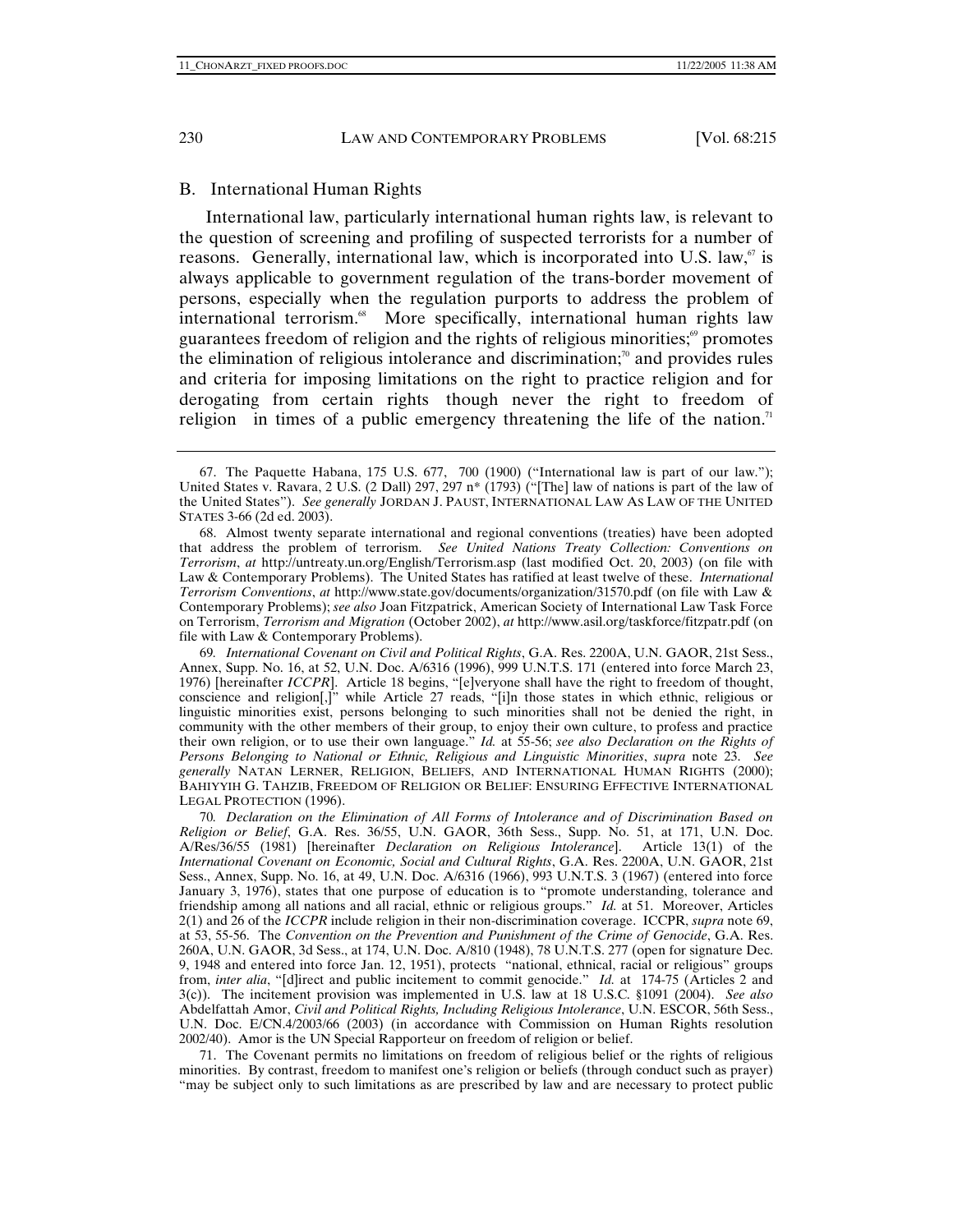## B. International Human Rights

International law, particularly international human rights law, is relevant to the question of screening and profiling of suspected terrorists for a number of reasons. Generally, international law, which is incorporated into U.S. law,[67] is always applicable to government regulation of the trans-border movement of persons, especially when the regulation purports to address the problem of international terrorism.[68] More specifically, international human rights law guarantees freedom of religion and the rights of religious minorities;[69] promotes the elimination of religious intolerance and discrimination;[70] and provides rules and criteria for imposing limitations on the right to practice religion and for derogating from certain rights though never the right to freedom of religion in times of a public emergency threatening the life of the nation.[71]

---

67. The Paquette Habana, 175 U.S. 677, 700 (1900) ("International law is part of our law."); United States v. Ravara, 2 U.S. (2 Dall) 297, 297 n* (1793) ("[The] law of nations is part of the law of the United States"). *See generally* JORDAN J. PAUST, INTERNATIONAL LAW AS LAW OF THE UNITED STATES 3-66 (2d ed. 2003).

68. Almost twenty separate international and regional conventions (treaties) have been adopted that address the problem of terrorism. *See United Nations Treaty Collection: Conventions on Terrorism*, *at* http://untreaty.un.org/English/Terrorism.asp (last modified Oct. 20, 2003) (on file with Law & Contemporary Problems). The United States has ratified at least twelve of these. *International Terrorism Conventions*, *at* http://www.state.gov/documents/organization/31570.pdf (on file with Law & Contemporary Problems); *see also* Joan Fitzpatrick, American Society of International Law Task Force on Terrorism, *Terrorism and Migration* (October 2002), *at* http://www.asil.org/taskforce/fitzpatr.pdf (on file with Law & Contemporary Problems).

69. *International Covenant on Civil and Political Rights*, G.A. Res. 2200A, U.N. GAOR, 21st Sess., Annex, Supp. No. 16, at 52, U.N. Doc. A/6316 (1996), 999 U.N.T.S. 171 (entered into force March 23, 1976) [hereinafter *ICCPR*]. Article 18 begins, "[e]veryone shall have the right to freedom of thought, conscience and religion[,]" while Article 27 reads, "[i]n those states in which ethnic, religious or linguistic minorities exist, persons belonging to such minorities shall not be denied the right, in community with the other members of their group, to enjoy their own culture, to profess and practice their own religion, or to use their own language." *Id.* at 55-56; *see also Declaration on the Rights of Persons Belonging to National or Ethnic, Religious and Linguistic Minorities*, *supra* note 23. *See generally* NATAN LERNER, RELIGION, BELIEFS, AND INTERNATIONAL HUMAN RIGHTS (2000); BAHIYYIH G. TAHZIB, FREEDOM OF RELIGION OR BELIEF: ENSURING EFFECTIVE INTERNATIONAL LEGAL PROTECTION (1996).

70. *Declaration on the Elimination of All Forms of Intolerance and of Discrimination Based on Religion or Belief*, G.A. Res. 36/55, U.N. GAOR, 36th Sess., Supp. No. 51, at 171, U.N. Doc. A/Res/36/55 (1981) [hereinafter *Declaration on Religious Intolerance*]. Article 13(1) of the *International Covenant on Economic, Social and Cultural Rights*, G.A. Res. 2200A, U.N. GAOR, 21st Sess., Annex, Supp. No. 16, at 49, U.N. Doc. A/6316 (1966), 993 U.N.T.S. 3 (1967) (entered into force January 3, 1976), states that one purpose of education is to "promote understanding, tolerance and friendship among all nations and all racial, ethnic or religious groups." *Id.* at 51. Moreover, Articles 2(1) and 26 of the *ICCPR* include religion in their non-discrimination coverage. ICCPR, *supra* note 69, at 53, 55-56. The *Convention on the Prevention and Punishment of the Crime of Genocide*, G.A. Res. 260A, U.N. GAOR, 3d Sess., at 174, U.N. Doc. A/810 (1948), 78 U.N.T.S. 277 (open for signature Dec. 9, 1948 and entered into force Jan. 12, 1951), protects "national, ethnical, racial or religious" groups from, *inter alia*, "[d]irect and public incitement to commit genocide." *Id.* at 174-75 (Articles 2 and 3(c)). The incitement provision was implemented in U.S. law at 18 U.S.C. §1091 (2004). *See also* Abdelfattah Amor, *Civil and Political Rights, Including Religious Intolerance*, U.N. ESCOR, 56th Sess., U.N. Doc. E/CN.4/2003/66 (2003) (in accordance with Commission on Human Rights resolution 2002/40). Amor is the UN Special Rapporteur on freedom of religion or belief.

71. The Covenant permits no limitations on freedom of religious belief or the rights of religious minorities. By contrast, freedom to manifest one's religion or beliefs (through conduct such as prayer) "may be subject only to such limitations as are prescribed by law and are necessary to protect public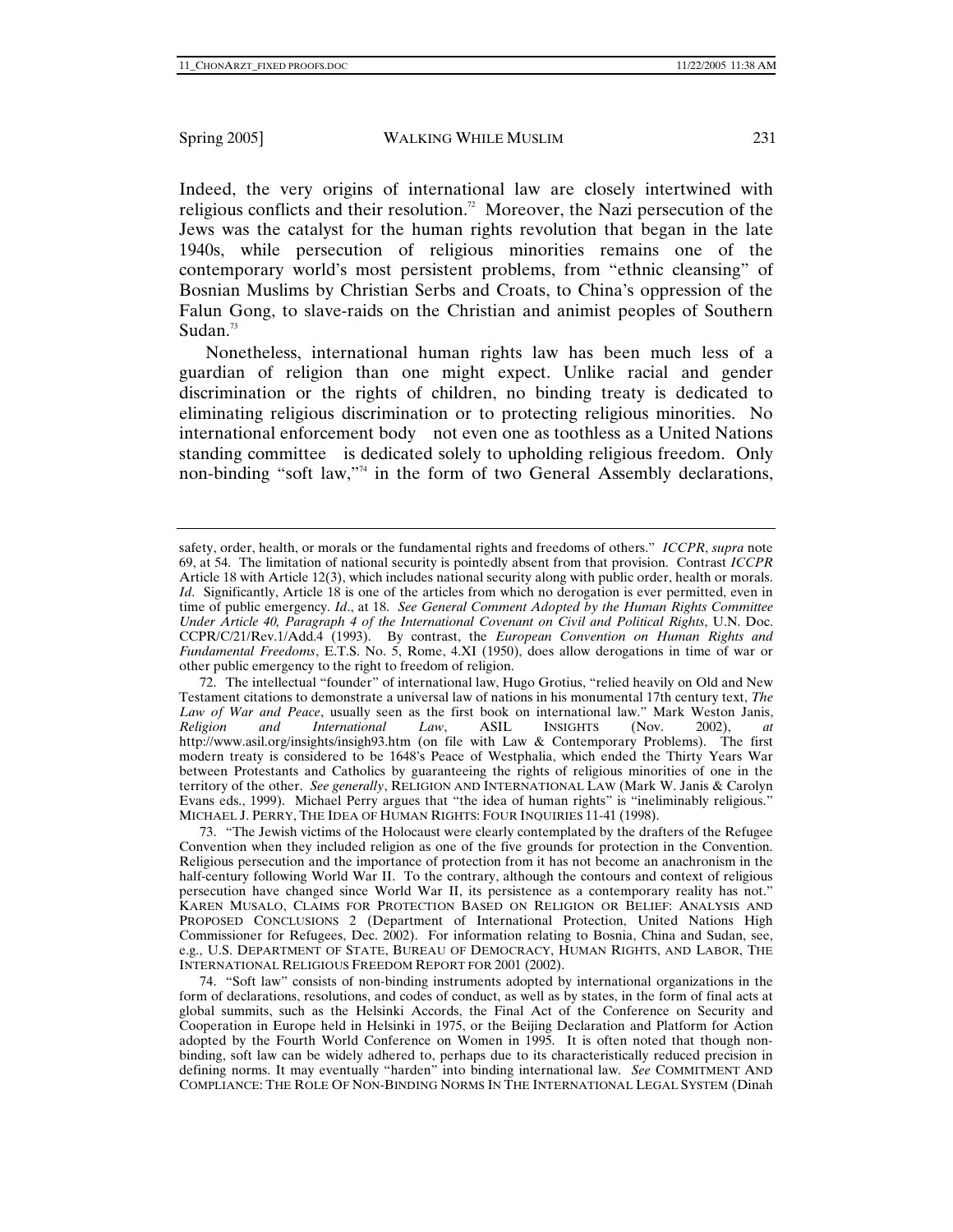Indeed, the very origins of international law are closely intertwined with religious conflicts and their resolution.[72] Moreover, the Nazi persecution of the Jews was the catalyst for the human rights revolution that began in the late 1940s, while persecution of religious minorities remains one of the contemporary world's most persistent problems, from "ethnic cleansing" of Bosnian Muslims by Christian Serbs and Croats, to China's oppression of the Falun Gong, to slave-raids on the Christian and animist peoples of Southern Sudan.[73]

Nonetheless, international human rights law has been much less of a guardian of religion than one might expect. Unlike racial and gender discrimination or the rights of children, no binding treaty is dedicated to eliminating religious discrimination or to protecting religious minorities. No international enforcement body not even one as toothless as a United Nations standing committee is dedicated solely to upholding religious freedom. Only non-binding "soft law,"[74] in the form of two General Assembly declarations,

---

safety, order, health, or morals or the fundamental rights and freedoms of others." *ICCPR*, *supra* note 69, at 54. The limitation of national security is pointedly absent from that provision. Contrast *ICCPR* Article 18 with Article 12(3), which includes national security along with public order, health or morals. *Id*. Significantly, Article 18 is one of the articles from which no derogation is ever permitted, even in time of public emergency. *Id*., at 18. *See General Comment Adopted by the Human Rights Committee Under Article 40, Paragraph 4 of the International Covenant on Civil and Political Rights*, U.N. Doc. CCPR/C/21/Rev.1/Add.4 (1993). By contrast, the *European Convention on Human Rights and Fundamental Freedoms*, E.T.S. No. 5, Rome, 4.XI (1950), does allow derogations in time of war or other public emergency to the right to freedom of religion.

72. The intellectual "founder" of international law, Hugo Grotius, "relied heavily on Old and New Testament citations to demonstrate a universal law of nations in his monumental 17th century text, *The Law of War and Peace*, usually seen as the first book on international law." Mark Weston Janis, *Religion and International Law*, ASIL INSIGHTS (Nov. 2002), *at* http://www.asil.org/insights/insigh93.htm (on file with Law & Contemporary Problems). The first modern treaty is considered to be 1648's Peace of Westphalia, which ended the Thirty Years War between Protestants and Catholics by guaranteeing the rights of religious minorities of one in the territory of the other. *See generally*, RELIGION AND INTERNATIONAL LAW (Mark W. Janis & Carolyn Evans eds., 1999). Michael Perry argues that "the idea of human rights" is "ineliminably religious." MICHAEL J. PERRY, THE IDEA OF HUMAN RIGHTS: FOUR INQUIRIES 11-41 (1998).

73. "The Jewish victims of the Holocaust were clearly contemplated by the drafters of the Refugee Convention when they included religion as one of the five grounds for protection in the Convention. Religious persecution and the importance of protection from it has not become an anachronism in the half-century following World War II. To the contrary, although the contours and context of religious persecution have changed since World War II, its persistence as a contemporary reality has not." KAREN MUSALO, CLAIMS FOR PROTECTION BASED ON RELIGION OR BELIEF: ANALYSIS AND PROPOSED CONCLUSIONS 2 (Department of International Protection, United Nations High Commissioner for Refugees, Dec. 2002). For information relating to Bosnia, China and Sudan, see, e.g., U.S. DEPARTMENT OF STATE, BUREAU OF DEMOCRACY, HUMAN RIGHTS, AND LABOR, THE INTERNATIONAL RELIGIOUS FREEDOM REPORT FOR 2001 (2002).

74. "Soft law" consists of non-binding instruments adopted by international organizations in the form of declarations, resolutions, and codes of conduct, as well as by states, in the form of final acts at global summits, such as the Helsinki Accords, the Final Act of the Conference on Security and Cooperation in Europe held in Helsinki in 1975, or the Beijing Declaration and Platform for Action adopted by the Fourth World Conference on Women in 1995. It is often noted that though non-binding, soft law can be widely adhered to, perhaps due to its characteristically reduced precision in defining norms. It may eventually "harden" into binding international law. *See* COMMITMENT AND COMPLIANCE: THE ROLE OF NON-BINDING NORMS IN THE INTERNATIONAL LEGAL SYSTEM (Dinah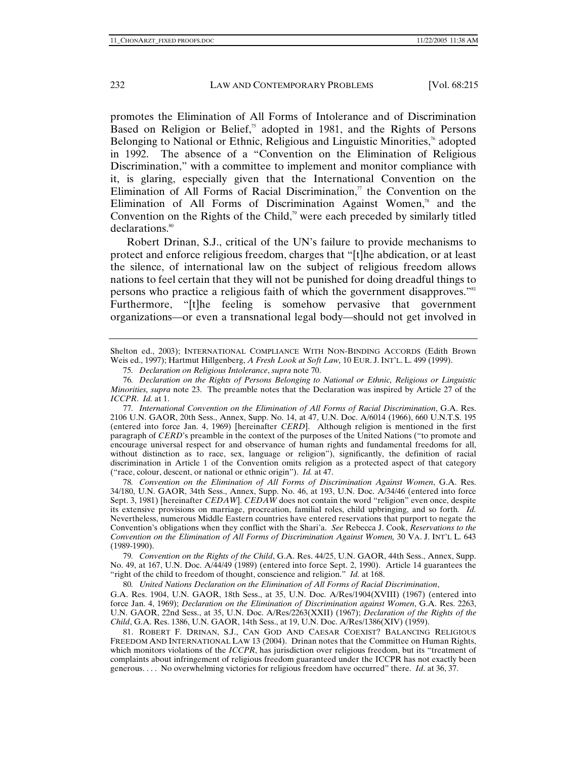promotes the Elimination of All Forms of Intolerance and of Discrimination Based on Religion or Belief,[75] adopted in 1981, and the Rights of Persons Belonging to National or Ethnic, Religious and Linguistic Minorities,[76] adopted in 1992. The absence of a "Convention on the Elimination of Religious Discrimination," with a committee to implement and monitor compliance with it, is glaring, especially given that the International Convention on the Elimination of All Forms of Racial Discrimination,[77] the Convention on the Elimination of All Forms of Discrimination Against Women,[78] and the Convention on the Rights of the Child,[79] were each preceded by similarly titled declarations.[80]

Robert Drinan, S.J., critical of the UN's failure to provide mechanisms to protect and enforce religious freedom, charges that "[t]he abdication, or at least the silence, of international law on the subject of religious freedom allows nations to feel certain that they will not be punished for doing dreadful things to persons who practice a religious faith of which the government disapproves."[81] Furthermore, "[t]he feeling is somehow pervasive that government organizations—or even a transnational legal body—should not get involved in

---

Shelton ed., 2003); INTERNATIONAL COMPLIANCE WITH NON-BINDING ACCORDS (Edith Brown Weis ed., 1997); Hartmut Hillgenberg, *A Fresh Look at Soft Law,* 10 EUR. J. INT'L. L. 499 (1999).

75. *Declaration on Religious Intolerance*, *supra* note 70.

76. *Declaration on the Rights of Persons Belonging to National or Ethnic, Religious or Linguistic Minorities, supra* note 23. The preamble notes that the Declaration was inspired by Article 27 of the *ICCPR*. *Id.* at 1.

77. *International Convention on the Elimination of All Forms of Racial Discrimination*, G.A. Res. 2106 U.N. GAOR, 20th Sess., Annex, Supp. No. 14, at 47, U.N. Doc. A/6014 (1966), 660 U.N.T.S. 195 (entered into force Jan. 4, 1969) [hereinafter *CERD*]. Although religion is mentioned in the first paragraph of *CERD*'s preamble in the context of the purposes of the United Nations ("to promote and encourage universal respect for and observance of human rights and fundamental freedoms for all, without distinction as to race, sex, language or religion"), significantly, the definition of racial discrimination in Article 1 of the Convention omits religion as a protected aspect of that category ("race, colour, descent, or national or ethnic origin"). *Id.* at 47.

78. *Convention on the Elimination of All Forms of Discrimination Against Women*, G.A. Res. 34/180, U.N. GAOR, 34th Sess., Annex, Supp. No. 46, at 193, U.N. Doc. A/34/46 (entered into force Sept. 3, 1981) [hereinafter *CEDAW*]. *CEDAW* does not contain the word "religion" even once, despite its extensive provisions on marriage, procreation, familial roles, child upbringing, and so forth. *Id.* Nevertheless, numerous Middle Eastern countries have entered reservations that purport to negate the Convention's obligations when they conflict with the Shari'a. *See* Rebecca J. Cook, *Reservations to the Convention on the Elimination of All Forms of Discrimination Against Women,* 30 VA. J. INT'L L. 643 (1989-1990).

79. *Convention on the Rights of the Child*, G.A. Res. 44/25, U.N. GAOR, 44th Sess., Annex, Supp. No. 49, at 167, U.N. Doc. A/44/49 (1989) (entered into force Sept. 2, 1990). Article 14 guarantees the "right of the child to freedom of thought, conscience and religion." *Id.* at 168.

80. *United Nations Declaration on the Elimination of All Forms of Racial Discrimination*, G.A. Res. 1904, U.N. GAOR, 18th Sess., at 35, U.N. Doc. A/Res/1904(XVIII) (1967) (entered into force Jan. 4, 1969); *Declaration on the Elimination of Discrimination against Women*, G.A. Res. 2263, U.N. GAOR, 22nd Sess., at 35, U.N. Doc. A/Res/2263(XXII) (1967); *Declaration of the Rights of the Child*, G.A. Res. 1386, U.N. GAOR, 14th Sess., at 19, U.N. Doc. A/Res/1386(XIV) (1959).

81. ROBERT F. DRINAN, S.J., CAN GOD AND CAESAR COEXIST? BALANCING RELIGIOUS FREEDOM AND INTERNATIONAL LAW 13 (2004). Drinan notes that the Committee on Human Rights, which monitors violations of the *ICCPR*, has jurisdiction over religious freedom, but its "treatment of complaints about infringement of religious freedom guaranteed under the ICCPR has not exactly been generous. . . . No overwhelming victories for religious freedom have occurred" there. *Id*. at 36, 37.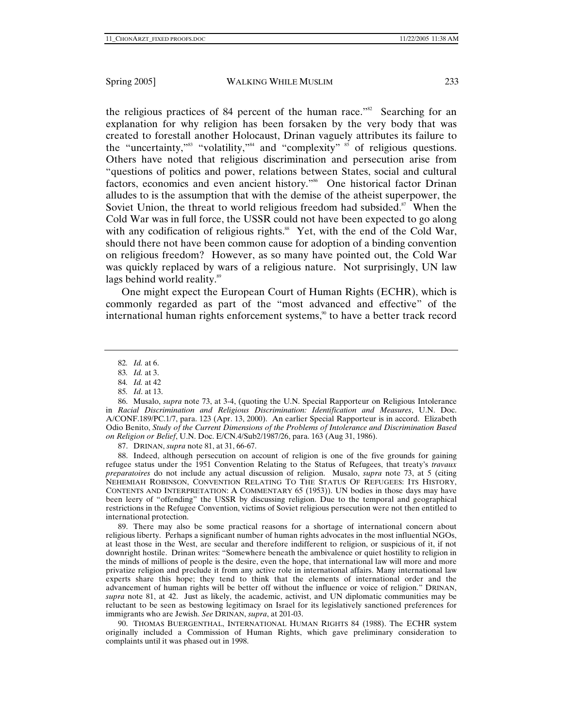the religious practices of 84 percent of the human race."[82] Searching for an explanation for why religion has been forsaken by the very body that was created to forestall another Holocaust, Drinan vaguely attributes its failure to the "uncertainty,"[83] "volatility,"[84] and "complexity"[85] of religious questions. Others have noted that religious discrimination and persecution arise from "questions of politics and power, relations between States, social and cultural factors, economics and even ancient history."[86] One historical factor Drinan alludes to is the assumption that with the demise of the atheist superpower, the Soviet Union, the threat to world religious freedom had subsided.[87] When the Cold War was in full force, the USSR could not have been expected to go along with any codification of religious rights.[88] Yet, with the end of the Cold War, should there not have been common cause for adoption of a binding convention on religious freedom? However, as so many have pointed out, the Cold War was quickly replaced by wars of a religious nature. Not surprisingly, UN law lags behind world reality.[89]

One might expect the European Court of Human Rights (ECHR), which is commonly regarded as part of the "most advanced and effective" of the international human rights enforcement systems,[90] to have a better track record

---

82. *Id.* at 6.

83. *Id.* at 3.

84. *Id.* at 42

85. *Id*. at 13.

86. Musalo, *supra* note 73, at 3-4, (quoting the U.N. Special Rapporteur on Religious Intolerance in *Racial Discrimination and Religious Discrimination: Identification and Measures*, U.N. Doc. A/CONF.189/PC.1/7, para. 123 (Apr. 13, 2000). An earlier Special Rapporteur is in accord. Elizabeth Odio Benito, *Study of the Current Dimensions of the Problems of Intolerance and Discrimination Based on Religion or Belief*, U.N. Doc. E/CN.4/Sub2/1987/26, para. 163 (Aug 31, 1986).

87. DRINAN, *supra* note 81, at 31, 66-67.

88. Indeed, although persecution on account of religion is one of the five grounds for gaining refugee status under the 1951 Convention Relating to the Status of Refugees, that treaty's *travaux preparatoires* do not include any actual discussion of religion. Musalo, *supra* note 73, at 5 (citing NEHEMIAH ROBINSON, CONVENTION RELATING TO THE STATUS OF REFUGEES: ITS HISTORY, CONTENTS AND INTERPRETATION: A COMMENTARY 65 (1953)). UN bodies in those days may have been leery of "offending" the USSR by discussing religion. Due to the temporal and geographical restrictions in the Refugee Convention, victims of Soviet religious persecution were not then entitled to international protection.

89. There may also be some practical reasons for a shortage of international concern about religious liberty. Perhaps a significant number of human rights advocates in the most influential NGOs, at least those in the West, are secular and therefore indifferent to religion, or suspicious of it, if not downright hostile. Drinan writes: "Somewhere beneath the ambivalence or quiet hostility to religion in the minds of millions of people is the desire, even the hope, that international law will more and more privatize religion and preclude it from any active role in international affairs. Many international law experts share this hope; they tend to think that the elements of international order and the advancement of human rights will be better off without the influence or voice of religion." DRINAN, *supra* note 81, at 42. Just as likely, the academic, activist, and UN diplomatic communities may be reluctant to be seen as bestowing legitimacy on Israel for its legislatively sanctioned preferences for immigrants who are Jewish. *See* DRINAN, *supra*, at 201-03.

90. THOMAS BUERGENTHAL, INTERNATIONAL HUMAN RIGHTS 84 (1988). The ECHR system originally included a Commission of Human Rights, which gave preliminary consideration to complaints until it was phased out in 1998.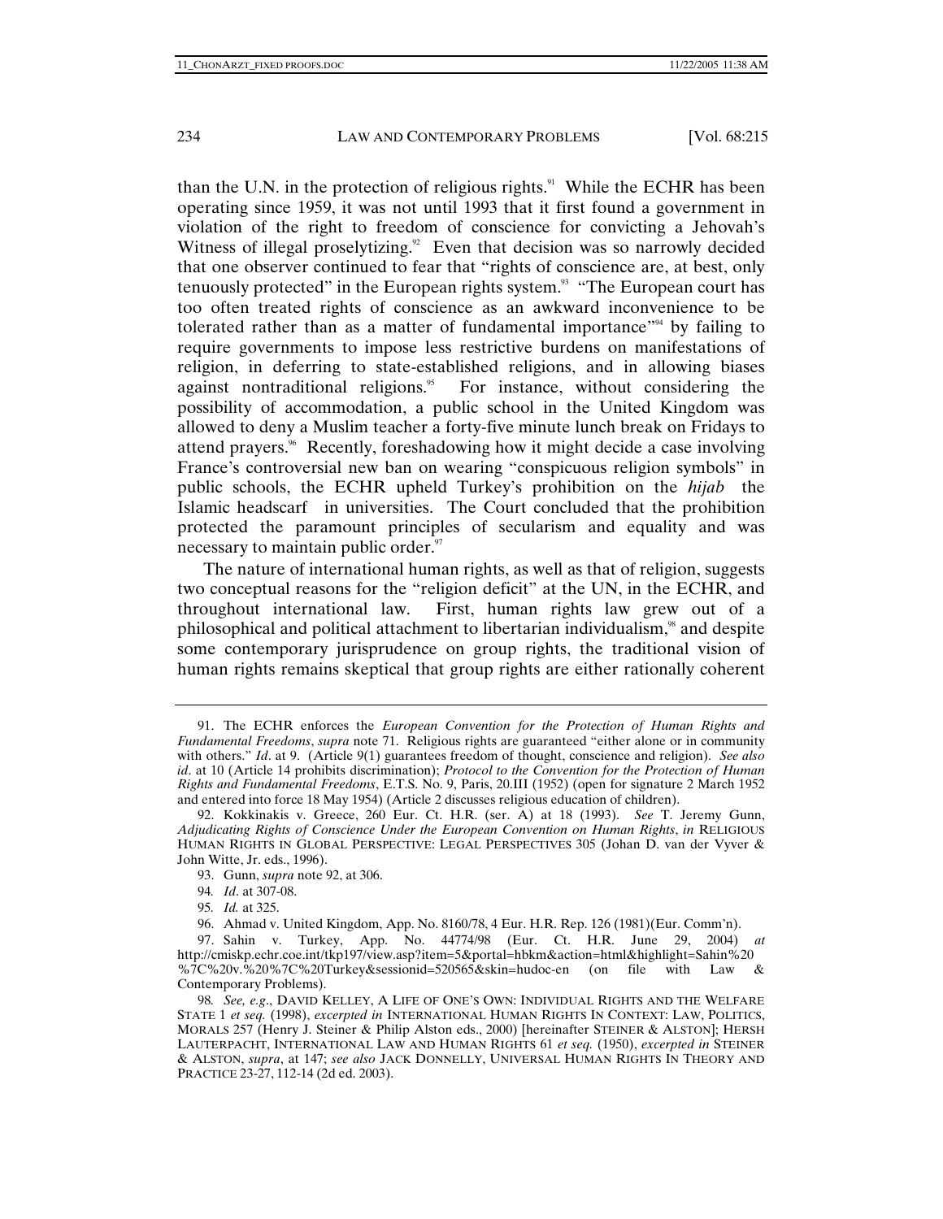than the U.N. in the protection of religious rights.[91] While the ECHR has been operating since 1959, it was not until 1993 that it first found a government in violation of the right to freedom of conscience for convicting a Jehovah's Witness of illegal proselytizing.[92] Even that decision was so narrowly decided that one observer continued to fear that "rights of conscience are, at best, only tenuously protected" in the European rights system.[93] "The European court has too often treated rights of conscience as an awkward inconvenience to be tolerated rather than as a matter of fundamental importance"[94] by failing to require governments to impose less restrictive burdens on manifestations of religion, in deferring to state-established religions, and in allowing biases against nontraditional religions.[95] For instance, without considering the possibility of accommodation, a public school in the United Kingdom was allowed to deny a Muslim teacher a forty-five minute lunch break on Fridays to attend prayers.[96] Recently, foreshadowing how it might decide a case involving France's controversial new ban on wearing "conspicuous religion symbols" in public schools, the ECHR upheld Turkey's prohibition on the *hijab* the Islamic headscarf in universities. The Court concluded that the prohibition protected the paramount principles of secularism and equality and was necessary to maintain public order.[97]

The nature of international human rights, as well as that of religion, suggests two conceptual reasons for the "religion deficit" at the UN, in the ECHR, and throughout international law. First, human rights law grew out of a philosophical and political attachment to libertarian individualism,[98] and despite some contemporary jurisprudence on group rights, the traditional vision of human rights remains skeptical that group rights are either rationally coherent

---

91. The ECHR enforces the *European Convention for the Protection of Human Rights and Fundamental Freedoms*, *supra* note 71. Religious rights are guaranteed "either alone or in community with others." *Id*. at 9. (Article 9(1) guarantees freedom of thought, conscience and religion). *See also id*. at 10 (Article 14 prohibits discrimination); *Protocol to the Convention for the Protection of Human Rights and Fundamental Freedoms*, E.T.S. No. 9, Paris, 20.III (1952) (open for signature 2 March 1952 and entered into force 18 May 1954) (Article 2 discusses religious education of children).

92. Kokkinakis v. Greece, 260 Eur. Ct. H.R. (ser. A) at 18 (1993). *See* T. Jeremy Gunn, *Adjudicating Rights of Conscience Under the European Convention on Human Rights*, *in* RELIGIOUS HUMAN RIGHTS IN GLOBAL PERSPECTIVE: LEGAL PERSPECTIVES 305 (Johan D. van der Vyver & John Witte, Jr. eds., 1996).

93. Gunn, *supra* note 92, at 306.

94. *Id*. at 307-08.

95. *Id.* at 325.

96. Ahmad v. United Kingdom, App. No. 8160/78, 4 Eur. H.R. Rep. 126 (1981)(Eur. Comm'n).

97. Sahin v. Turkey, App. No. 44774/98 (Eur. Ct. H.R. June 29, 2004) *at* http://cmiskp.echr.coe.int/tkp197/view.asp?item=5&portal=hbkm&action=html&highlight=Sahin%20%7C%20v.%20%7C%20Turkey&sessionid=520565&skin=hudoc-en (on file with Law & Contemporary Problems).

98. *See, e.g.*, DAVID KELLEY, A LIFE OF ONE'S OWN: INDIVIDUAL RIGHTS AND THE WELFARE STATE 1 *et seq.* (1998), *excerpted in* INTERNATIONAL HUMAN RIGHTS IN CONTEXT: LAW, POLITICS, MORALS 257 (Henry J. Steiner & Philip Alston eds., 2000) [hereinafter STEINER & ALSTON]; HERSH LAUTERPACHT, INTERNATIONAL LAW AND HUMAN RIGHTS 61 *et seq.* (1950), *excerpted in* STEINER & ALSTON, *supra*, at 147; *see also* JACK DONNELLY, UNIVERSAL HUMAN RIGHTS IN THEORY AND PRACTICE 23-27, 112-14 (2d ed. 2003).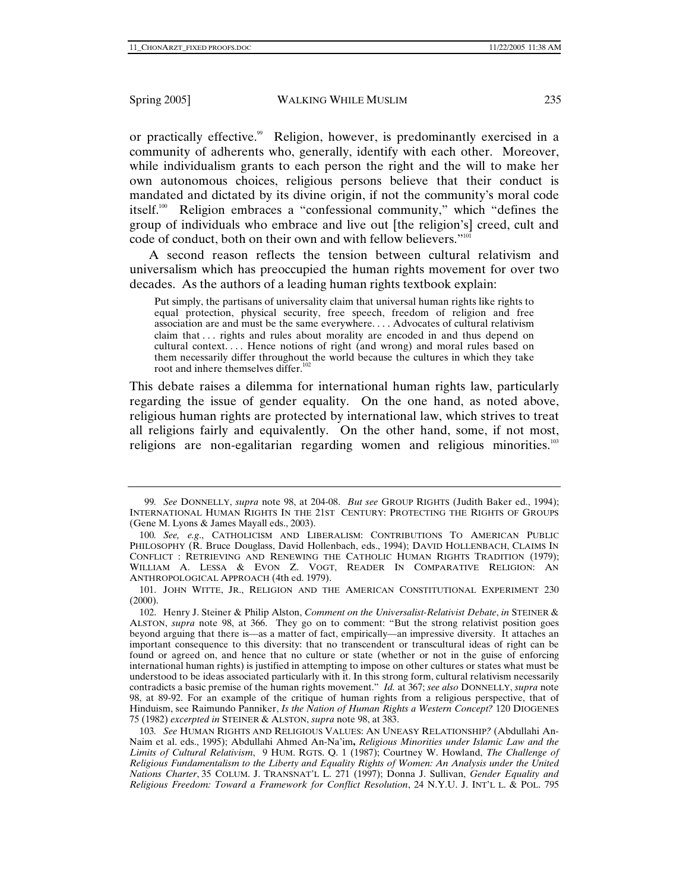or practically effective.[99] Religion, however, is predominantly exercised in a community of adherents who, generally, identify with each other. Moreover, while individualism grants to each person the right and the will to make her own autonomous choices, religious persons believe that their conduct is mandated and dictated by its divine origin, if not the community's moral code itself.[100] Religion embraces a "confessional community," which "defines the group of individuals who embrace and live out [the religion's] creed, cult and code of conduct, both on their own and with fellow believers."[101]

A second reason reflects the tension between cultural relativism and universalism which has preoccupied the human rights movement for over two decades. As the authors of a leading human rights textbook explain:

> Put simply, the partisans of universality claim that universal human rights like rights to equal protection, physical security, free speech, freedom of religion and free association are and must be the same everywhere. . . . Advocates of cultural relativism claim that . . . rights and rules about morality are encoded in and thus depend on cultural context. . . . Hence notions of right (and wrong) and moral rules based on them necessarily differ throughout the world because the cultures in which they take root and inhere themselves differ.[102]

This debate raises a dilemma for international human rights law, particularly regarding the issue of gender equality. On the one hand, as noted above, religious human rights are protected by international law, which strives to treat all religions fairly and equivalently. On the other hand, some, if not most, religions are non-egalitarian regarding women and religious minorities.[103]

---

99. *See* DONNELLY, *supra* note 98, at 204-08. *But see* GROUP RIGHTS (Judith Baker ed., 1994); INTERNATIONAL HUMAN RIGHTS IN THE 21ST CENTURY: PROTECTING THE RIGHTS OF GROUPS (Gene M. Lyons & James Mayall eds., 2003).

100. *See, e.g.*, CATHOLICISM AND LIBERALISM: CONTRIBUTIONS TO AMERICAN PUBLIC PHILOSOPHY (R. Bruce Douglass, David Hollenbach, eds., 1994); DAVID HOLLENBACH, CLAIMS IN CONFLICT : RETRIEVING AND RENEWING THE CATHOLIC HUMAN RIGHTS TRADITION (1979); WILLIAM A. LESSA & EVON Z. VOGT, READER IN COMPARATIVE RELIGION: AN ANTHROPOLOGICAL APPROACH (4th ed. 1979).

101. JOHN WITTE, JR., RELIGION AND THE AMERICAN CONSTITUTIONAL EXPERIMENT 230 (2000).

102. Henry J. Steiner & Philip Alston, *Comment on the Universalist-Relativist Debate*, *in* STEINER & ALSTON, *supra* note 98, at 366. They go on to comment: "But the strong relativist position goes beyond arguing that there is—as a matter of fact, empirically—an impressive diversity. It attaches an important consequence to this diversity: that no transcendent or transcultural ideas of right can be found or agreed on, and hence that no culture or state (whether or not in the guise of enforcing international human rights) is justified in attempting to impose on other cultures or states what must be understood to be ideas associated particularly with it. In this strong form, cultural relativism necessarily contradicts a basic premise of the human rights movement." *Id.* at 367; *see also* DONNELLY, *supra* note 98, at 89-92. For an example of the critique of human rights from a religious perspective, that of Hinduism, see Raimundo Panniker, *Is the Nation of Human Rights a Western Concept?* 120 DIOGENES 75 (1982) *excerpted in* STEINER & ALSTON, *supra* note 98, at 383.

103. *See* HUMAN RIGHTS AND RELIGIOUS VALUES: AN UNEASY RELATIONSHIP? (Abdullahi An-Naim et al. eds., 1995); Abdullahi Ahmed An-Na'im**,** *Religious Minorities under Islamic Law and the Limits of Cultural Relativism*, 9 HUM. RGTS. Q. 1 (1987); Courtney W. Howland, *The Challenge of Religious Fundamentalism to the Liberty and Equality Rights of Women: An Analysis under the United Nations Charter*, 35 COLUM. J. TRANSNAT'L L. 271 (1997); Donna J. Sullivan, *Gender Equality and Religious Freedom: Toward a Framework for Conflict Resolution*, 24 N.Y.U. J. INT'L L. & POL. 795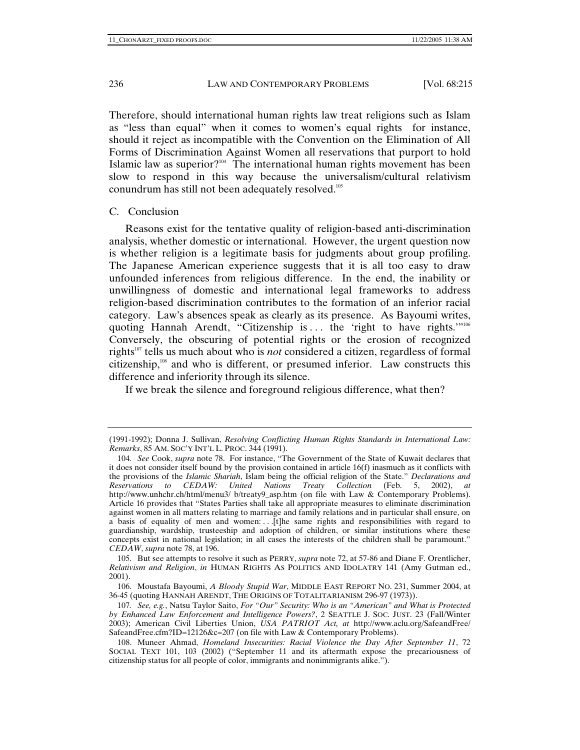Therefore, should international human rights law treat religions such as Islam as "less than equal" when it comes to women's equal rights for instance, should it reject as incompatible with the Convention on the Elimination of All Forms of Discrimination Against Women all reservations that purport to hold Islamic law as superior?[104] The international human rights movement has been slow to respond in this way because the universalism/cultural relativism conundrum has still not been adequately resolved.[105]

## C. Conclusion

Reasons exist for the tentative quality of religion-based anti-discrimination analysis, whether domestic or international. However, the urgent question now is whether religion is a legitimate basis for judgments about group profiling. The Japanese American experience suggests that it is all too easy to draw unfounded inferences from religious difference. In the end, the inability or unwillingness of domestic and international legal frameworks to address religion-based discrimination contributes to the formation of an inferior racial category. Law's absences speak as clearly as its presence. As Bayoumi writes, quoting Hannah Arendt, "Citizenship is . . . the 'right to have rights.'"[106] Conversely, the obscuring of potential rights or the erosion of recognized rights[107] tells us much about who is *not* considered a citizen, regardless of formal citizenship,[108] and who is different, or presumed inferior. Law constructs this difference and inferiority through its silence.

If we break the silence and foreground religious difference, what then?

---

(1991-1992); Donna J. Sullivan, *Resolving Conflicting Human Rights Standards in International Law: Remarks*, 85 AM. SOC'Y INT'L L. PROC. 344 (1991).

104. *See* Cook, *supra* note 78. For instance, "The Government of the State of Kuwait declares that it does not consider itself bound by the provision contained in article 16(f) inasmuch as it conflicts with the provisions of the *Islamic Shariah*, Islam being the official religion of the State." *Declarations and Reservations to CEDAW: United Nations Treaty Collection* (Feb. 5, 2002), *at* http://www.unhchr.ch/html/menu3/ b/treaty9_asp.htm (on file with Law & Contemporary Problems). Article 16 provides that "States Parties shall take all appropriate measures to eliminate discrimination against women in all matters relating to marriage and family relations and in particular shall ensure, on a basis of equality of men and women: . . .[t]he same rights and responsibilities with regard to guardianship, wardship, trusteeship and adoption of children, or similar institutions where these concepts exist in national legislation; in all cases the interests of the children shall be paramount." *CEDAW*, *supra* note 78, at 196.

105. But see attempts to resolve it such as PERRY, *supra* note 72, at 57-86 and Diane F. Orentlicher, *Relativism and Religion*, *in* HUMAN RIGHTS AS POLITICS AND IDOLATRY 141 (Amy Gutman ed., 2001).

106. Moustafa Bayoumi, *A Bloody Stupid War*, MIDDLE EAST REPORT NO. 231, Summer 2004, at 36-45 (quoting HANNAH ARENDT, THE ORIGINS OF TOTALITARIANISM 296-97 (1973)).

107. *See, e.g.*, Natsu Taylor Saito, *For "Our" Security: Who is an "American" and What is Protected by Enhanced Law Enforcement and Intelligence Powers?*, 2 SEATTLE J. SOC. JUST. 23 (Fall/Winter 2003); American Civil Liberties Union, *USA PATRIOT Act, at* http://www.aclu.org/SafeandFree/ SafeandFree.cfm?ID=12126&c=207 (on file with Law & Contemporary Problems).

108. Muneer Ahmad, *Homeland Insecurities: Racial Violence the Day After September 11*, 72 SOCIAL TEXT 101, 103 (2002) ("September 11 and its aftermath expose the precariousness of citizenship status for all people of color, immigrants and nonimmigrants alike.").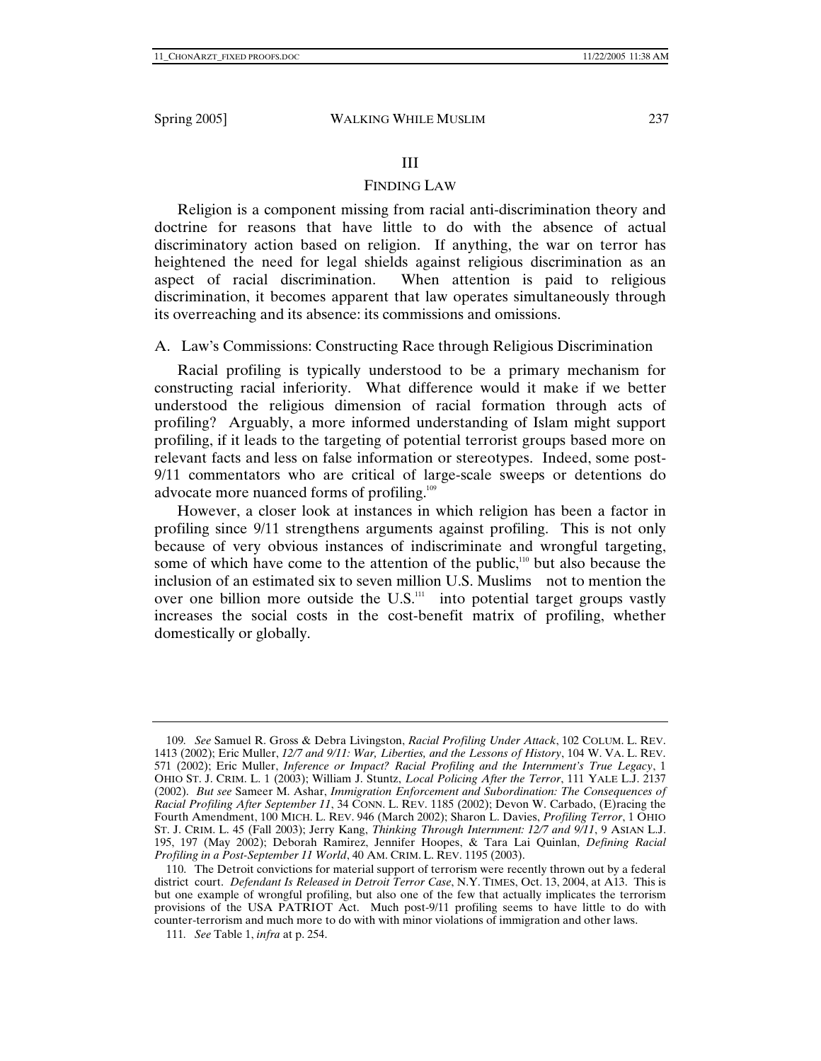## III

## FINDING LAW

Religion is a component missing from racial anti-discrimination theory and doctrine for reasons that have little to do with the absence of actual discriminatory action based on religion. If anything, the war on terror has heightened the need for legal shields against religious discrimination as an aspect of racial discrimination. When attention is paid to religious discrimination, it becomes apparent that law operates simultaneously through its overreaching and its absence: its commissions and omissions.

### A. Law's Commissions: Constructing Race through Religious Discrimination

Racial profiling is typically understood to be a primary mechanism for constructing racial inferiority. What difference would it make if we better understood the religious dimension of racial formation through acts of profiling? Arguably, a more informed understanding of Islam might support profiling, if it leads to the targeting of potential terrorist groups based more on relevant facts and less on false information or stereotypes. Indeed, some post-9/11 commentators who are critical of large-scale sweeps or detentions do advocate more nuanced forms of profiling.[109]

However, a closer look at instances in which religion has been a factor in profiling since 9/11 strengthens arguments against profiling. This is not only because of very obvious instances of indiscriminate and wrongful targeting, some of which have come to the attention of the public,[110] but also because the inclusion of an estimated six to seven million U.S. Muslims not to mention the over one billion more outside the U.S.[111] into potential target groups vastly increases the social costs in the cost-benefit matrix of profiling, whether domestically or globally.

---

109. *See* Samuel R. Gross & Debra Livingston, *Racial Profiling Under Attack*, 102 COLUM. L. REV. 1413 (2002); Eric Muller, *12/7 and 9/11: War, Liberties, and the Lessons of History*, 104 W. VA. L. REV. 571 (2002); Eric Muller, *Inference or Impact? Racial Profiling and the Internment's True Legacy*, 1 OHIO ST. J. CRIM. L. 1 (2003); William J. Stuntz, *Local Policing After the Terror*, 111 YALE L.J. 2137 (2002). *But see* Sameer M. Ashar, *Immigration Enforcement and Subordination: The Consequences of Racial Profiling After September 11*, 34 CONN. L. REV. 1185 (2002); Devon W. Carbado, (E)racing the Fourth Amendment, 100 MICH. L. REV. 946 (March 2002); Sharon L. Davies, *Profiling Terror*, 1 OHIO ST. J. CRIM. L. 45 (Fall 2003); Jerry Kang, *Thinking Through Internment: 12/7 and 9/11*, 9 ASIAN L.J. 195, 197 (May 2002); Deborah Ramirez, Jennifer Hoopes, & Tara Lai Quinlan, *Defining Racial Profiling in a Post-September 11 World*, 40 AM. CRIM. L. REV. 1195 (2003).

110. The Detroit convictions for material support of terrorism were recently thrown out by a federal district court. *Defendant Is Released in Detroit Terror Case*, N.Y. TIMES, Oct. 13, 2004, at A13. This is but one example of wrongful profiling, but also one of the few that actually implicates the terrorism provisions of the USA PATRIOT Act. Much post-9/11 profiling seems to have little to do with counter-terrorism and much more to do with with minor violations of immigration and other laws.

111. *See* Table 1, *infra* at p. 254.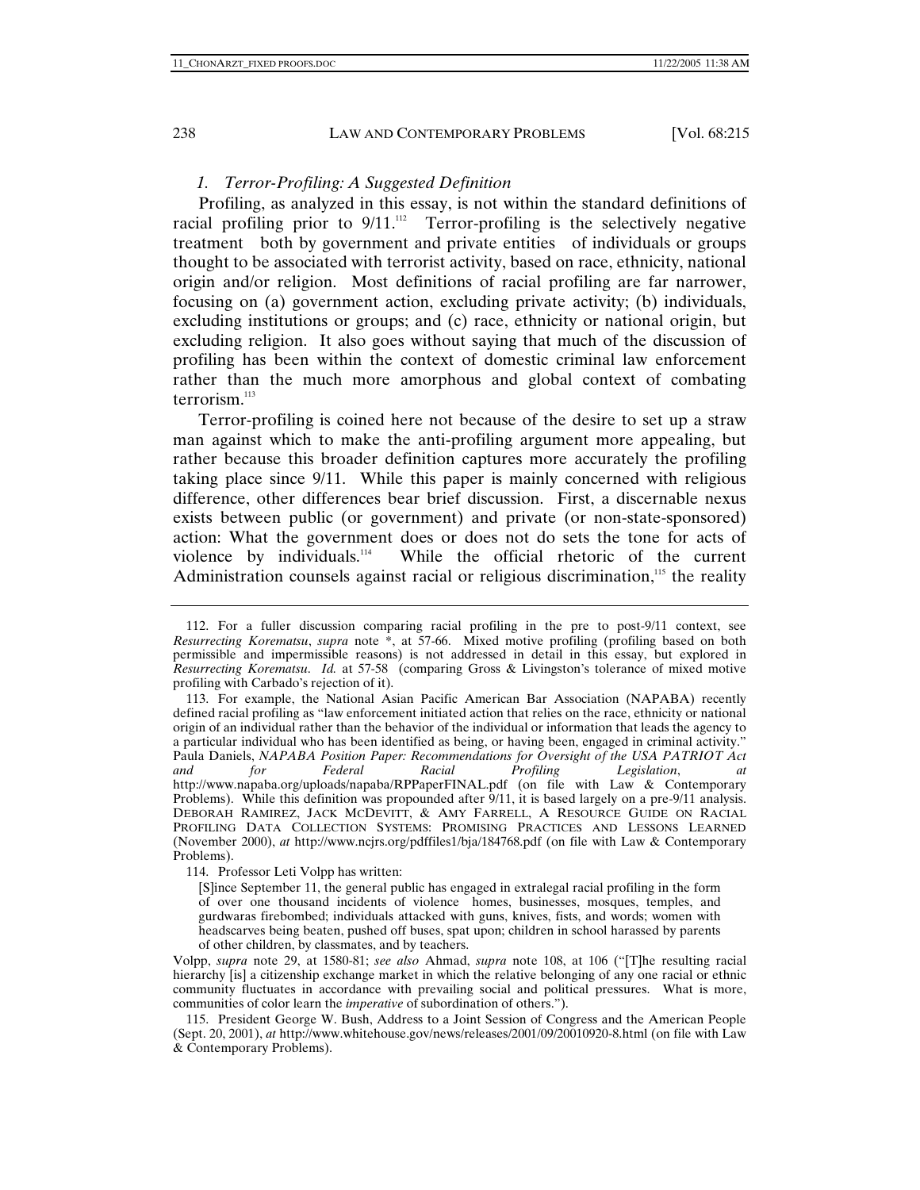### *1. Terror-Profiling: A Suggested Definition*

Profiling, as analyzed in this essay, is not within the standard definitions of racial profiling prior to 9/11.[112] Terror-profiling is the selectively negative treatment both by government and private entities of individuals or groups thought to be associated with terrorist activity, based on race, ethnicity, national origin and/or religion. Most definitions of racial profiling are far narrower, focusing on (a) government action, excluding private activity; (b) individuals, excluding institutions or groups; and (c) race, ethnicity or national origin, but excluding religion. It also goes without saying that much of the discussion of profiling has been within the context of domestic criminal law enforcement rather than the much more amorphous and global context of combating terrorism.[113]

Terror-profiling is coined here not because of the desire to set up a straw man against which to make the anti-profiling argument more appealing, but rather because this broader definition captures more accurately the profiling taking place since 9/11. While this paper is mainly concerned with religious difference, other differences bear brief discussion. First, a discernable nexus exists between public (or government) and private (or non-state-sponsored) action: What the government does or does not do sets the tone for acts of violence by individuals.[114] While the official rhetoric of the current Administration counsels against racial or religious discrimination,[115] the reality

---

112. For a fuller discussion comparing racial profiling in the pre to post-9/11 context, see *Resurrecting Korematsu*, *supra* note \*, at 57-66. Mixed motive profiling (profiling based on both permissible and impermissible reasons) is not addressed in detail in this essay, but explored in *Resurrecting Korematsu*. *Id.* at 57-58 (comparing Gross & Livingston's tolerance of mixed motive profiling with Carbado's rejection of it).

113. For example, the National Asian Pacific American Bar Association (NAPABA) recently defined racial profiling as "law enforcement initiated action that relies on the race, ethnicity or national origin of an individual rather than the behavior of the individual or information that leads the agency to a particular individual who has been identified as being, or having been, engaged in criminal activity." Paula Daniels, *NAPABA Position Paper: Recommendations for Oversight of the USA PATRIOT Act and for Federal Racial Profiling Legislation*, *at* http://www.napaba.org/uploads/napaba/RPPaperFINAL.pdf (on file with Law & Contemporary Problems). While this definition was propounded after 9/11, it is based largely on a pre-9/11 analysis. DEBORAH RAMIREZ, JACK MCDEVITT, & AMY FARRELL, A RESOURCE GUIDE ON RACIAL PROFILING DATA COLLECTION SYSTEMS: PROMISING PRACTICES AND LESSONS LEARNED (November 2000), *at* http://www.ncjrs.org/pdffiles1/bja/184768.pdf (on file with Law & Contemporary Problems).

114. Professor Leti Volpp has written:

> [S]ince September 11, the general public has engaged in extralegal racial profiling in the form of over one thousand incidents of violence homes, businesses, mosques, temples, and gurdwaras firebombed; individuals attacked with guns, knives, fists, and words; women with headscarves being beaten, pushed off buses, spat upon; children in school harassed by parents of other children, by classmates, and by teachers.

Volpp, *supra* note 29, at 1580-81; *see also* Ahmad, *supra* note 108, at 106 ("[T]he resulting racial hierarchy [is] a citizenship exchange market in which the relative belonging of any one racial or ethnic community fluctuates in accordance with prevailing social and political pressures. What is more, communities of color learn the *imperative* of subordination of others.").

115. President George W. Bush, Address to a Joint Session of Congress and the American People (Sept. 20, 2001), *at* http://www.whitehouse.gov/news/releases/2001/09/20010920-8.html (on file with Law & Contemporary Problems).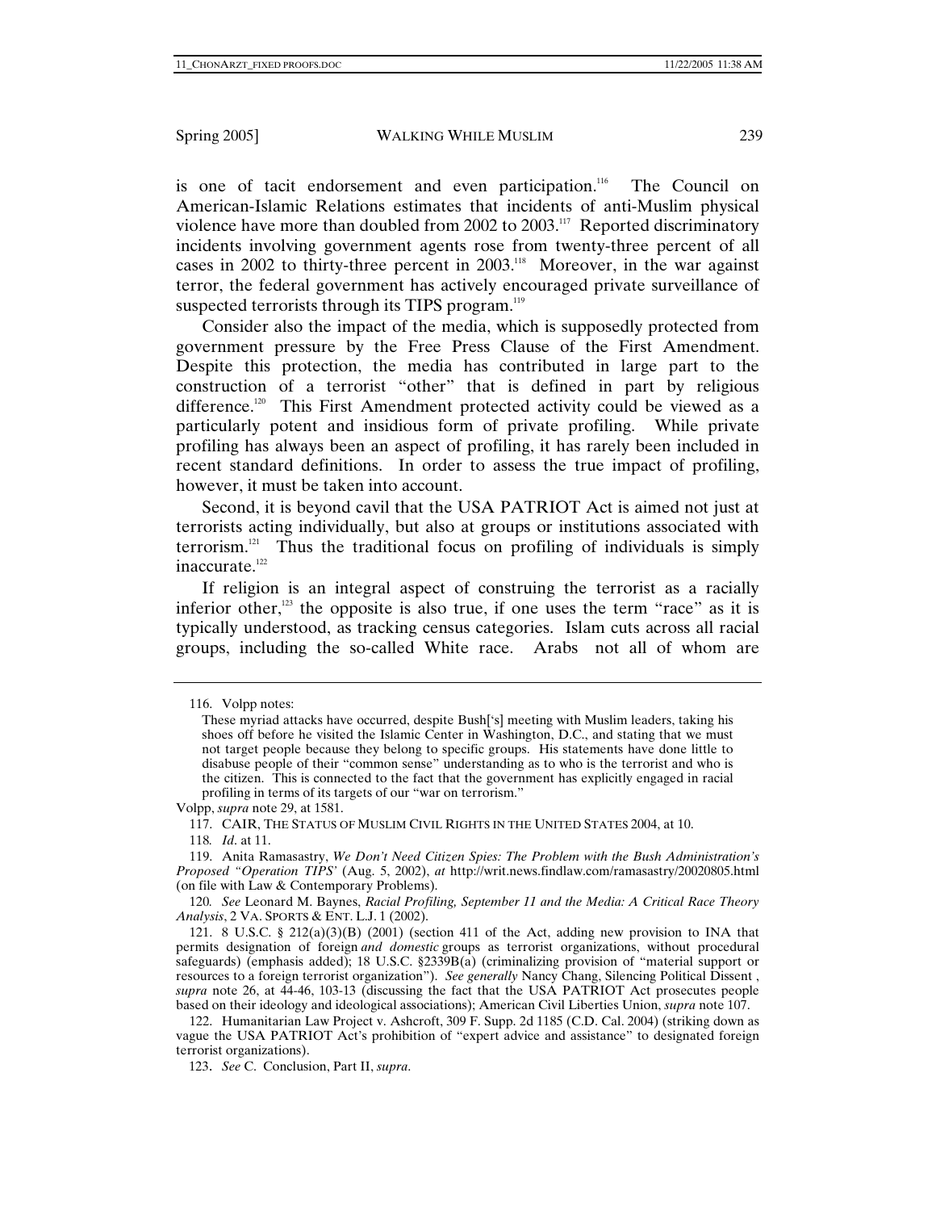is one of tacit endorsement and even participation.[116] The Council on American-Islamic Relations estimates that incidents of anti-Muslim physical violence have more than doubled from 2002 to 2003.[117] Reported discriminatory incidents involving government agents rose from twenty-three percent of all cases in 2002 to thirty-three percent in 2003.[118] Moreover, in the war against terror, the federal government has actively encouraged private surveillance of suspected terrorists through its TIPS program.[119]

Consider also the impact of the media, which is supposedly protected from government pressure by the Free Press Clause of the First Amendment. Despite this protection, the media has contributed in large part to the construction of a terrorist "other" that is defined in part by religious difference.[120] This First Amendment protected activity could be viewed as a particularly potent and insidious form of private profiling. While private profiling has always been an aspect of profiling, it has rarely been included in recent standard definitions. In order to assess the true impact of profiling, however, it must be taken into account.

Second, it is beyond cavil that the USA PATRIOT Act is aimed not just at terrorists acting individually, but also at groups or institutions associated with terrorism.[121] Thus the traditional focus on profiling of individuals is simply inaccurate.[122]

If religion is an integral aspect of construing the terrorist as a racially inferior other,[123] the opposite is also true, if one uses the term "race" as it is typically understood, as tracking census categories. Islam cuts across all racial groups, including the so-called White race. Arabs not all of whom are

---

116. Volpp notes:

> These myriad attacks have occurred, despite Bush['s] meeting with Muslim leaders, taking his shoes off before he visited the Islamic Center in Washington, D.C., and stating that we must not target people because they belong to specific groups. His statements have done little to disabuse people of their "common sense" understanding as to who is the terrorist and who is the citizen. This is connected to the fact that the government has explicitly engaged in racial profiling in terms of its targets of our "war on terrorism."

Volpp, *supra* note 29, at 1581.

117. CAIR, THE STATUS OF MUSLIM CIVIL RIGHTS IN THE UNITED STATES 2004, at 10.

118. *Id*. at 11.

119. Anita Ramasastry, *We Don't Need Citizen Spies: The Problem with the Bush Administration's Proposed "Operation TIPS*" (Aug. 5, 2002), *at* http://writ.news.findlaw.com/ramasastry/20020805.html (on file with Law & Contemporary Problems).

120. *See* Leonard M. Baynes, *Racial Profiling, September 11 and the Media: A Critical Race Theory Analysis*, 2 VA. SPORTS & ENT. L.J. 1 (2002).

121. 8 U.S.C. § 212(a)(3)(B) (2001) (section 411 of the Act, adding new provision to INA that permits designation of foreign *and domestic* groups as terrorist organizations, without procedural safeguards) (emphasis added); 18 U.S.C. §2339B(a) (criminalizing provision of "material support or resources to a foreign terrorist organization"). *See generally* Nancy Chang, Silencing Political Dissent , *supra* note 26, at 44-46, 103-13 (discussing the fact that the USA PATRIOT Act prosecutes people based on their ideology and ideological associations); American Civil Liberties Union, *supra* note 107.

122. Humanitarian Law Project v. Ashcroft, 309 F. Supp. 2d 1185 (C.D. Cal. 2004) (striking down as vague the USA PATRIOT Act's prohibition of "expert advice and assistance" to designated foreign terrorist organizations).

123. *See* C. Conclusion, Part II, *supra*.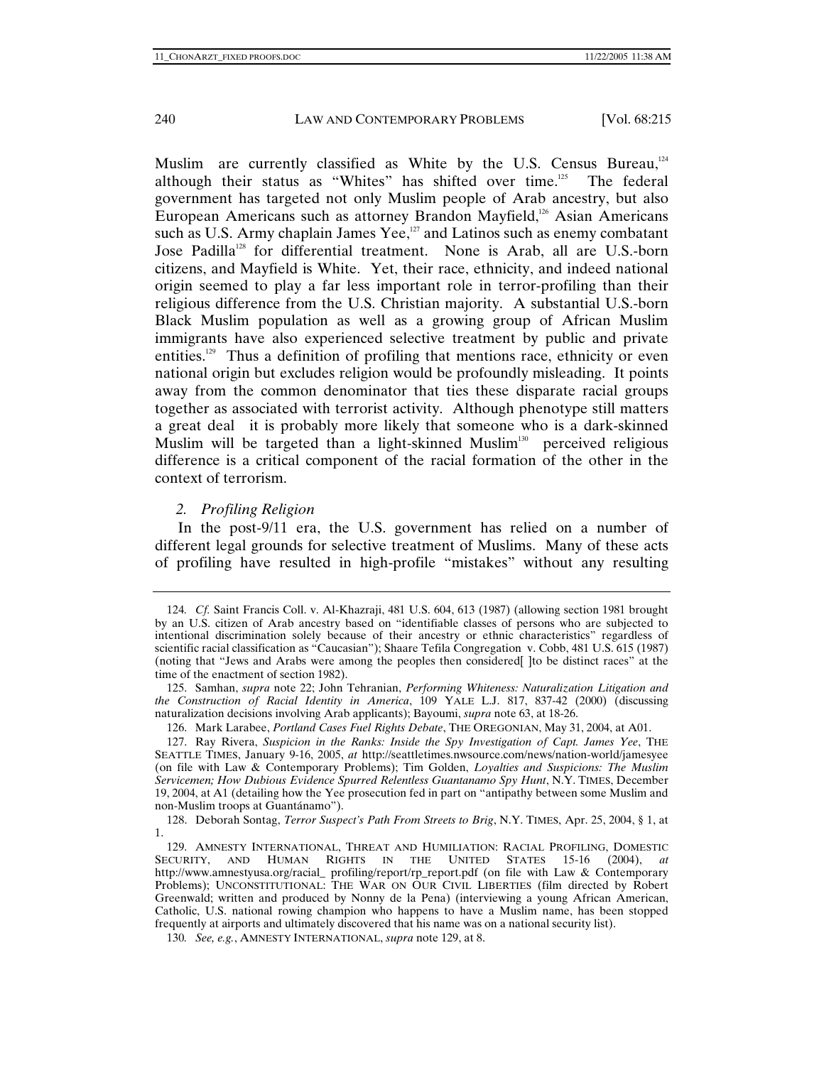Muslim are currently classified as White by the U.S. Census Bureau,[124] although their status as "Whites" has shifted over time.[125] The federal government has targeted not only Muslim people of Arab ancestry, but also European Americans such as attorney Brandon Mayfield,[126] Asian Americans such as U.S. Army chaplain James Yee,[127] and Latinos such as enemy combatant Jose Padilla[128] for differential treatment. None is Arab, all are U.S.-born citizens, and Mayfield is White. Yet, their race, ethnicity, and indeed national origin seemed to play a far less important role in terror-profiling than their religious difference from the U.S. Christian majority. A substantial U.S.-born Black Muslim population as well as a growing group of African Muslim immigrants have also experienced selective treatment by public and private entities.[129] Thus a definition of profiling that mentions race, ethnicity or even national origin but excludes religion would be profoundly misleading. It points away from the common denominator that ties these disparate racial groups together as associated with terrorist activity. Although phenotype still matters a great deal it is probably more likely that someone who is a dark-skinned Muslim will be targeted than a light-skinned Muslim[130] perceived religious difference is a critical component of the racial formation of the other in the context of terrorism.

### 2. *Profiling Religion*

In the post-9/11 era, the U.S. government has relied on a number of different legal grounds for selective treatment of Muslims. Many of these acts of profiling have resulted in high-profile "mistakes" without any resulting

---

124. *Cf.* Saint Francis Coll. v. Al-Khazraji, 481 U.S. 604, 613 (1987) (allowing section 1981 brought by an U.S. citizen of Arab ancestry based on "identifiable classes of persons who are subjected to intentional discrimination solely because of their ancestry or ethnic characteristics" regardless of scientific racial classification as "Caucasian"); Shaare Tefila Congregation v. Cobb, 481 U.S. 615 (1987) (noting that "Jews and Arabs were among the peoples then considered[ ]to be distinct races" at the time of the enactment of section 1982).

125. Samhan, *supra* note 22; John Tehranian, *Performing Whiteness: Naturalization Litigation and the Construction of Racial Identity in America*, 109 YALE L.J. 817, 837-42 (2000) (discussing naturalization decisions involving Arab applicants); Bayoumi, *supra* note 63, at 18-26.

126. Mark Larabee, *Portland Cases Fuel Rights Debate*, THE OREGONIAN, May 31, 2004, at A01.

127. Ray Rivera, *Suspicion in the Ranks: Inside the Spy Investigation of Capt. James Yee*, THE SEATTLE TIMES, January 9-16, 2005, *at* http://seattletimes.nwsource.com/news/nation-world/jamesyee (on file with Law & Contemporary Problems); Tim Golden, *Loyalties and Suspicions: The Muslim Servicemen; How Dubious Evidence Spurred Relentless Guantanamo Spy Hunt*, N.Y. TIMES, December 19, 2004, at A1 (detailing how the Yee prosecution fed in part on "antipathy between some Muslim and non-Muslim troops at Guantánamo").

128. Deborah Sontag, *Terror Suspect's Path From Streets to Brig*, N.Y. TIMES, Apr. 25, 2004, § 1, at 1.

129. AMNESTY INTERNATIONAL, THREAT AND HUMILIATION: RACIAL PROFILING, DOMESTIC SECURITY, AND HUMAN RIGHTS IN THE UNITED STATES 15-16 (2004), *at* http://www.amnestyusa.org/racial_ profiling/report/rp_report.pdf (on file with Law & Contemporary Problems); UNCONSTITUTIONAL: THE WAR ON OUR CIVIL LIBERTIES (film directed by Robert Greenwald; written and produced by Nonny de la Pena) (interviewing a young African American, Catholic, U.S. national rowing champion who happens to have a Muslim name, has been stopped frequently at airports and ultimately discovered that his name was on a national security list).

130. *See, e.g.*, AMNESTY INTERNATIONAL, *supra* note 129, at 8.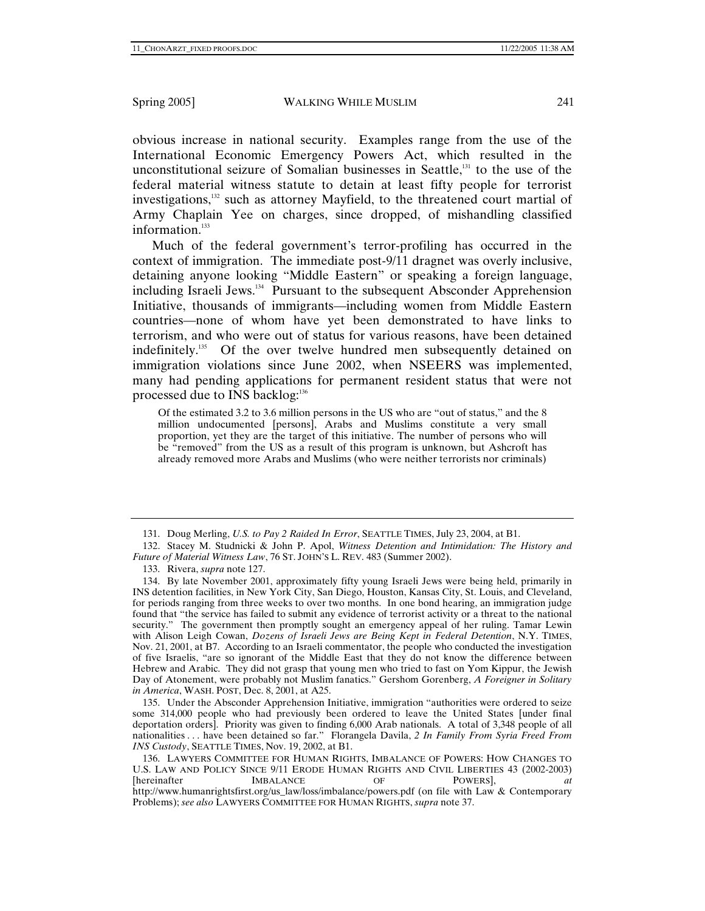obvious increase in national security. Examples range from the use of the International Economic Emergency Powers Act, which resulted in the unconstitutional seizure of Somalian businesses in Seattle,[131] to the use of the federal material witness statute to detain at least fifty people for terrorist investigations,[132] such as attorney Mayfield, to the threatened court martial of Army Chaplain Yee on charges, since dropped, of mishandling classified information.[133]

Much of the federal government's terror-profiling has occurred in the context of immigration. The immediate post-9/11 dragnet was overly inclusive, detaining anyone looking "Middle Eastern" or speaking a foreign language, including Israeli Jews.[134] Pursuant to the subsequent Absconder Apprehension Initiative, thousands of immigrants—including women from Middle Eastern countries—none of whom have yet been demonstrated to have links to terrorism, and who were out of status for various reasons, have been detained indefinitely.[135] Of the over twelve hundred men subsequently detained on immigration violations since June 2002, when NSEERS was implemented, many had pending applications for permanent resident status that were not processed due to INS backlog:[136]

> Of the estimated 3.2 to 3.6 million persons in the US who are "out of status," and the 8 million undocumented [persons], Arabs and Muslims constitute a very small proportion, yet they are the target of this initiative. The number of persons who will be "removed" from the US as a result of this program is unknown, but Ashcroft has already removed more Arabs and Muslims (who were neither terrorists nor criminals)

---

131. Doug Merling, *U.S. to Pay 2 Raided In Error*, SEATTLE TIMES, July 23, 2004, at B1.

132. Stacey M. Studnicki & John P. Apol, *Witness Detention and Intimidation: The History and Future of Material Witness Law*, 76 ST. JOHN'S L. REV. 483 (Summer 2002).

133. Rivera, *supra* note 127.

134. By late November 2001, approximately fifty young Israeli Jews were being held, primarily in INS detention facilities, in New York City, San Diego, Houston, Kansas City, St. Louis, and Cleveland, for periods ranging from three weeks to over two months. In one bond hearing, an immigration judge found that "the service has failed to submit any evidence of terrorist activity or a threat to the national security." The government then promptly sought an emergency appeal of her ruling. Tamar Lewin with Alison Leigh Cowan, *Dozens of Israeli Jews are Being Kept in Federal Detention*, N.Y. TIMES, Nov. 21, 2001, at B7. According to an Israeli commentator, the people who conducted the investigation of five Israelis, "are so ignorant of the Middle East that they do not know the difference between Hebrew and Arabic. They did not grasp that young men who tried to fast on Yom Kippur, the Jewish Day of Atonement, were probably not Muslim fanatics." Gershom Gorenberg, *A Foreigner in Solitary in America*, WASH. POST, Dec. 8, 2001, at A25.

135. Under the Absconder Apprehension Initiative, immigration "authorities were ordered to seize some 314,000 people who had previously been ordered to leave the United States [under final deportation orders]. Priority was given to finding 6,000 Arab nationals. A total of 3,348 people of all nationalities . . . have been detained so far." Florangela Davila, *2 In Family From Syria Freed From INS Custody*, SEATTLE TIMES, Nov. 19, 2002, at B1.

136. LAWYERS COMMITTEE FOR HUMAN RIGHTS, IMBALANCE OF POWERS: HOW CHANGES TO U.S. LAW AND POLICY SINCE 9/11 ERODE HUMAN RIGHTS AND CIVIL LIBERTIES 43 (2002-2003) [hereinafter IMBALANCE OF POWERS], *at* http://www.humanrightsfirst.org/us_law/loss/imbalance/powers.pdf (on file with Law & Contemporary Problems); *see also* LAWYERS COMMITTEE FOR HUMAN RIGHTS, *supra* note 37.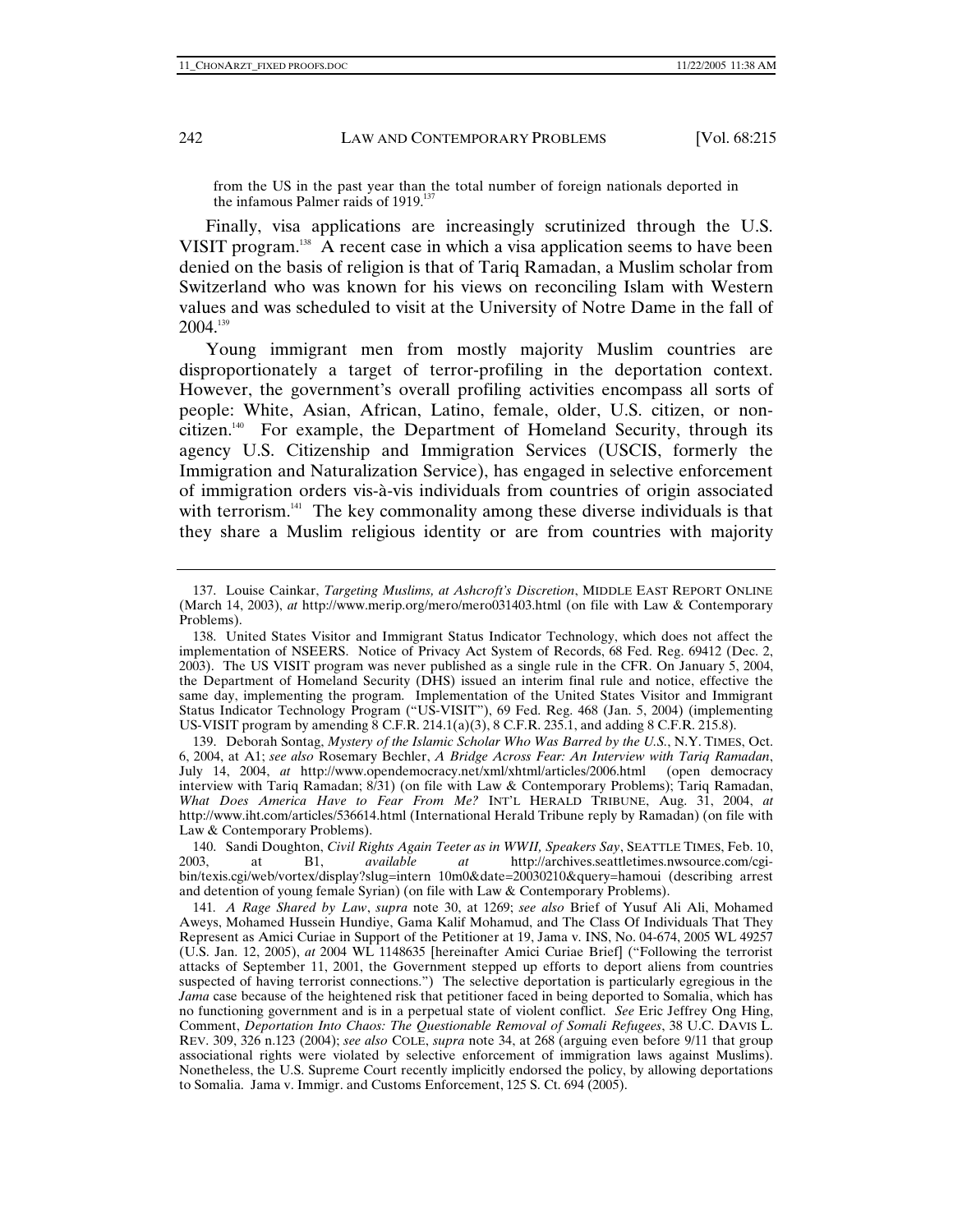from the US in the past year than the total number of foreign nationals deported in the infamous Palmer raids of 1919.[137]

Finally, visa applications are increasingly scrutinized through the U.S. VISIT program.[138] A recent case in which a visa application seems to have been denied on the basis of religion is that of Tariq Ramadan, a Muslim scholar from Switzerland who was known for his views on reconciling Islam with Western values and was scheduled to visit at the University of Notre Dame in the fall of 2004.[139]

Young immigrant men from mostly majority Muslim countries are disproportionately a target of terror-profiling in the deportation context. However, the government's overall profiling activities encompass all sorts of people: White, Asian, African, Latino, female, older, U.S. citizen, or non-citizen.[140] For example, the Department of Homeland Security, through its agency U.S. Citizenship and Immigration Services (USCIS, formerly the Immigration and Naturalization Service), has engaged in selective enforcement of immigration orders vis-à-vis individuals from countries of origin associated with terrorism.[141] The key commonality among these diverse individuals is that they share a Muslim religious identity or are from countries with majority

---

137. Louise Cainkar, *Targeting Muslims, at Ashcroft's Discretion*, MIDDLE EAST REPORT ONLINE (March 14, 2003), *at* http://www.merip.org/mero/mero031403.html (on file with Law & Contemporary Problems).

138. United States Visitor and Immigrant Status Indicator Technology, which does not affect the implementation of NSEERS. Notice of Privacy Act System of Records, 68 Fed. Reg. 69412 (Dec. 2, 2003). The US VISIT program was never published as a single rule in the CFR. On January 5, 2004, the Department of Homeland Security (DHS) issued an interim final rule and notice, effective the same day, implementing the program. Implementation of the United States Visitor and Immigrant Status Indicator Technology Program ("US-VISIT"), 69 Fed. Reg. 468 (Jan. 5, 2004) (implementing US-VISIT program by amending 8 C.F.R. 214.1(a)(3), 8 C.F.R. 235.1, and adding 8 C.F.R. 215.8).

139. Deborah Sontag, *Mystery of the Islamic Scholar Who Was Barred by the U.S.*, N.Y. TIMES, Oct. 6, 2004, at A1; *see also* Rosemary Bechler, *A Bridge Across Fear: An Interview with Tariq Ramadan*, July 14, 2004, *at* http://www.opendemocracy.net/xml/xhtml/articles/2006.html (open democracy interview with Tariq Ramadan; 8/31) (on file with Law & Contemporary Problems); Tariq Ramadan, *What Does America Have to Fear From Me?* INT'L HERALD TRIBUNE, Aug. 31, 2004, *at* http://www.iht.com/articles/536614.html (International Herald Tribune reply by Ramadan) (on file with Law & Contemporary Problems).

140. Sandi Doughton, *Civil Rights Again Teeter as in WWII, Speakers Say*, SEATTLE TIMES, Feb. 10, 2003, at B1, *available at* http://archives.seattletimes.nwsource.com/cgi-bin/texis.cgi/web/vortex/display?slug=intern 10m0&date=20030210&query=hamoui (describing arrest and detention of young female Syrian) (on file with Law & Contemporary Problems).

141. *A Rage Shared by Law*, *supra* note 30, at 1269; *see also* Brief of Yusuf Ali Ali, Mohamed Aweys, Mohamed Hussein Hundiye, Gama Kalif Mohamud, and The Class Of Individuals That They Represent as Amici Curiae in Support of the Petitioner at 19, Jama v. INS, No. 04-674, 2005 WL 49257 (U.S. Jan. 12, 2005), *at* 2004 WL 1148635 [hereinafter Amici Curiae Brief] ("Following the terrorist attacks of September 11, 2001, the Government stepped up efforts to deport aliens from countries suspected of having terrorist connections.") The selective deportation is particularly egregious in the *Jama* case because of the heightened risk that petitioner faced in being deported to Somalia, which has no functioning government and is in a perpetual state of violent conflict. *See* Eric Jeffrey Ong Hing, Comment, *Deportation Into Chaos: The Questionable Removal of Somali Refugees*, 38 U.C. DAVIS L. REV. 309, 326 n.123 (2004); *see also* COLE, *supra* note 34, at 268 (arguing even before 9/11 that group associational rights were violated by selective enforcement of immigration laws against Muslims). Nonetheless, the U.S. Supreme Court recently implicitly endorsed the policy, by allowing deportations to Somalia. Jama v. Immigr. and Customs Enforcement, 125 S. Ct. 694 (2005).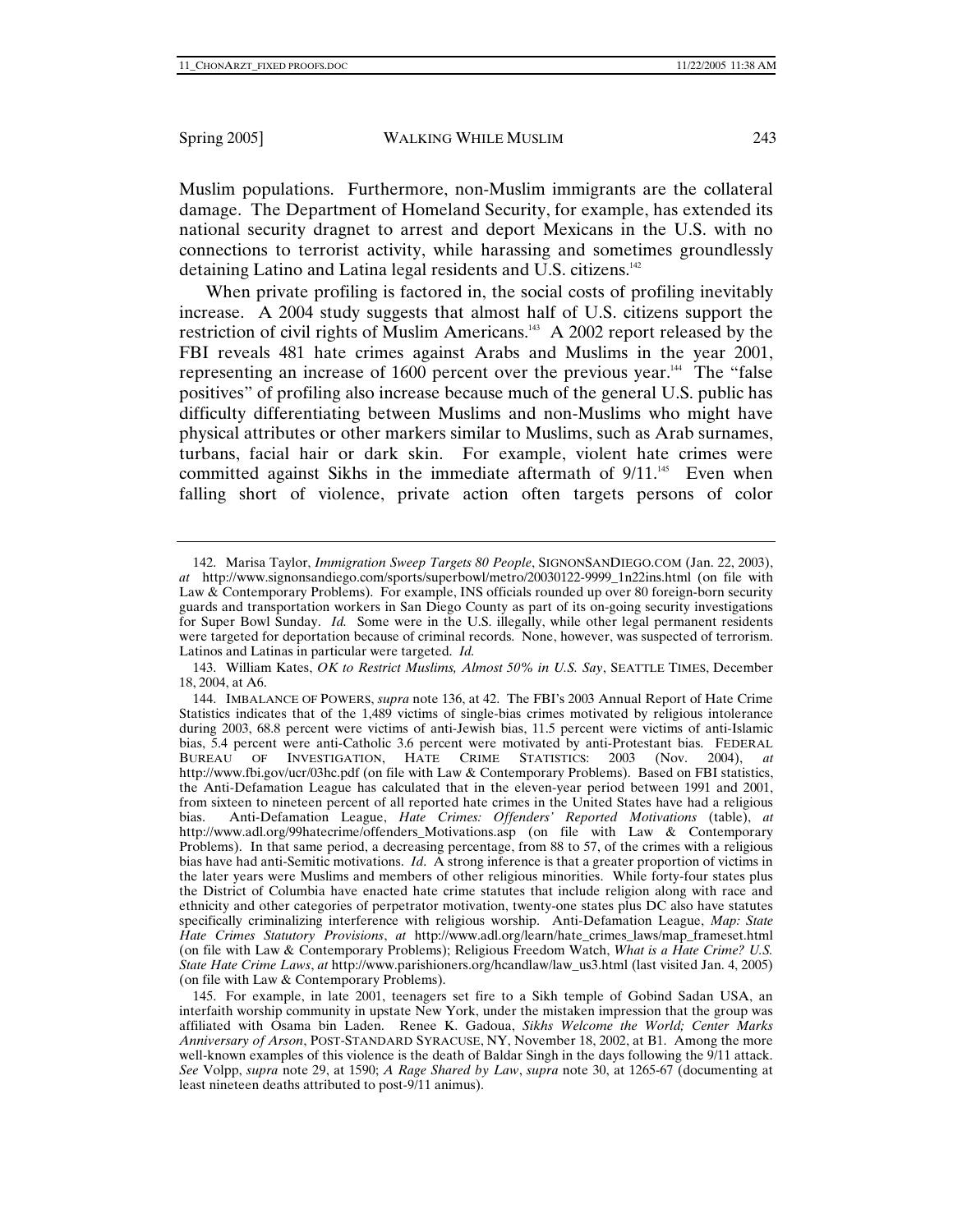Muslim populations. Furthermore, non-Muslim immigrants are the collateral damage. The Department of Homeland Security, for example, has extended its national security dragnet to arrest and deport Mexicans in the U.S. with no connections to terrorist activity, while harassing and sometimes groundlessly detaining Latino and Latina legal residents and U.S. citizens.[142]

When private profiling is factored in, the social costs of profiling inevitably increase. A 2004 study suggests that almost half of U.S. citizens support the restriction of civil rights of Muslim Americans.[143] A 2002 report released by the FBI reveals 481 hate crimes against Arabs and Muslims in the year 2001, representing an increase of 1600 percent over the previous year.[144] The "false positives" of profiling also increase because much of the general U.S. public has difficulty differentiating between Muslims and non-Muslims who might have physical attributes or other markers similar to Muslims, such as Arab surnames, turbans, facial hair or dark skin. For example, violent hate crimes were committed against Sikhs in the immediate aftermath of 9/11.[145] Even when falling short of violence, private action often targets persons of color

---

142. Marisa Taylor, *Immigration Sweep Targets 80 People*, SIGNONSANDIEGO.COM (Jan. 22, 2003), *at* http://www.signonsandiego.com/sports/superbowl/metro/20030122-9999_1n22ins.html (on file with Law & Contemporary Problems). For example, INS officials rounded up over 80 foreign-born security guards and transportation workers in San Diego County as part of its on-going security investigations for Super Bowl Sunday. *Id.* Some were in the U.S. illegally, while other legal permanent residents were targeted for deportation because of criminal records. None, however, was suspected of terrorism. Latinos and Latinas in particular were targeted. *Id.*

143. William Kates, *OK to Restrict Muslims, Almost 50% in U.S. Say*, SEATTLE TIMES, December 18, 2004, at A6.

144. IMBALANCE OF POWERS, *supra* note 136, at 42. The FBI's 2003 Annual Report of Hate Crime Statistics indicates that of the 1,489 victims of single-bias crimes motivated by religious intolerance during 2003, 68.8 percent were victims of anti-Jewish bias, 11.5 percent were victims of anti-Islamic bias, 5.4 percent were anti-Catholic 3.6 percent were motivated by anti-Protestant bias. FEDERAL BUREAU OF INVESTIGATION, HATE CRIME STATISTICS: 2003 (Nov. 2004), *at* http://www.fbi.gov/ucr/03hc.pdf (on file with Law & Contemporary Problems). Based on FBI statistics, the Anti-Defamation League has calculated that in the eleven-year period between 1991 and 2001, from sixteen to nineteen percent of all reported hate crimes in the United States have had a religious bias. Anti-Defamation League, *Hate Crimes: Offenders' Reported Motivations* (table), *at* http://www.adl.org/99hatecrime/offenders_Motivations.asp (on file with Law & Contemporary Problems). In that same period, a decreasing percentage, from 88 to 57, of the crimes with a religious bias have had anti-Semitic motivations. *Id*. A strong inference is that a greater proportion of victims in the later years were Muslims and members of other religious minorities. While forty-four states plus the District of Columbia have enacted hate crime statutes that include religion along with race and ethnicity and other categories of perpetrator motivation, twenty-one states plus DC also have statutes specifically criminalizing interference with religious worship. Anti-Defamation League, *Map: State Hate Crimes Statutory Provisions*, *at* http://www.adl.org/learn/hate_crimes_laws/map_frameset.html (on file with Law & Contemporary Problems); Religious Freedom Watch, *What is a Hate Crime? U.S. State Hate Crime Laws*, *at* http://www.parishioners.org/hcandlaw/law_us3.html (last visited Jan. 4, 2005) (on file with Law & Contemporary Problems).

145. For example, in late 2001, teenagers set fire to a Sikh temple of Gobind Sadan USA, an interfaith worship community in upstate New York, under the mistaken impression that the group was affiliated with Osama bin Laden. Renee K. Gadoua, *Sikhs Welcome the World; Center Marks Anniversary of Arson*, POST-STANDARD SYRACUSE, NY, November 18, 2002, at B1. Among the more well-known examples of this violence is the death of Baldar Singh in the days following the 9/11 attack. *See* Volpp, *supra* note 29, at 1590; *A Rage Shared by Law*, *supra* note 30, at 1265-67 (documenting at least nineteen deaths attributed to post-9/11 animus).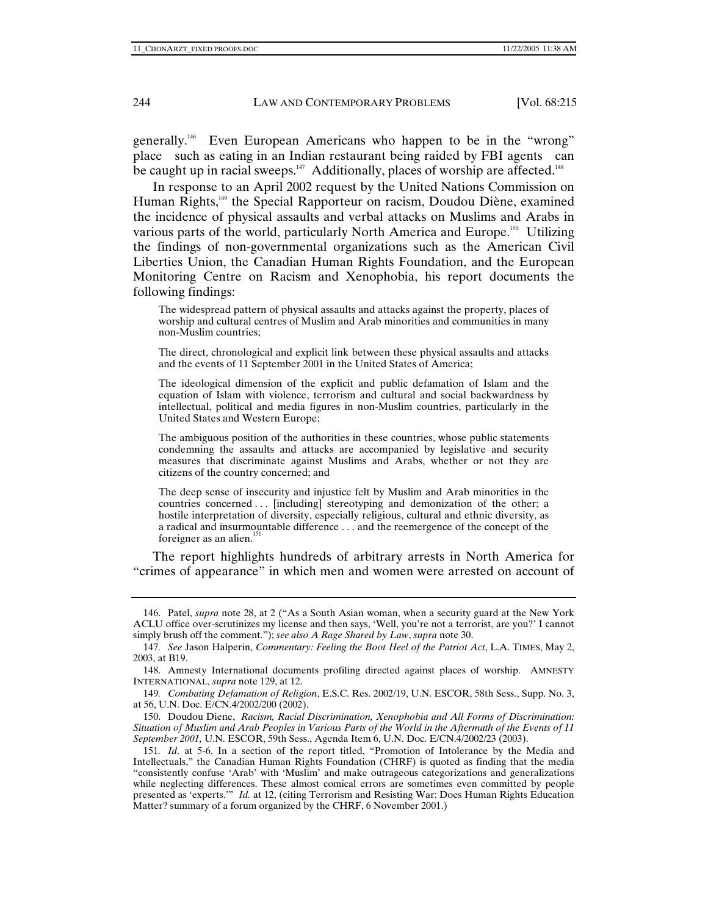generally.[146] Even European Americans who happen to be in the "wrong" place such as eating in an Indian restaurant being raided by FBI agents can be caught up in racial sweeps.[147] Additionally, places of worship are affected.[148]

In response to an April 2002 request by the United Nations Commission on Human Rights,[149] the Special Rapporteur on racism, Doudou Diène, examined the incidence of physical assaults and verbal attacks on Muslims and Arabs in various parts of the world, particularly North America and Europe.[150] Utilizing the findings of non-governmental organizations such as the American Civil Liberties Union, the Canadian Human Rights Foundation, and the European Monitoring Centre on Racism and Xenophobia, his report documents the following findings:

> The widespread pattern of physical assaults and attacks against the property, places of worship and cultural centres of Muslim and Arab minorities and communities in many non-Muslim countries;
>
> The direct, chronological and explicit link between these physical assaults and attacks and the events of 11 September 2001 in the United States of America;
>
> The ideological dimension of the explicit and public defamation of Islam and the equation of Islam with violence, terrorism and cultural and social backwardness by intellectual, political and media figures in non-Muslim countries, particularly in the United States and Western Europe;
>
> The ambiguous position of the authorities in these countries, whose public statements condemning the assaults and attacks are accompanied by legislative and security measures that discriminate against Muslims and Arabs, whether or not they are citizens of the country concerned; and
>
> The deep sense of insecurity and injustice felt by Muslim and Arab minorities in the countries concerned . . . [including] stereotyping and demonization of the other; a hostile interpretation of diversity, especially religious, cultural and ethnic diversity, as a radical and insurmountable difference . . . and the reemergence of the concept of the foreigner as an alien.[151]

The report highlights hundreds of arbitrary arrests in North America for "crimes of appearance" in which men and women were arrested on account of

---

146. Patel, *supra* note 28, at 2 ("As a South Asian woman, when a security guard at the New York ACLU office over-scrutinizes my license and then says, 'Well, you're not a terrorist, are you?' I cannot simply brush off the comment."); *see also A Rage Shared by Law*, *supra* note 30.

147. *See* Jason Halperin, *Commentary: Feeling the Boot Heel of the Patriot Act*, L.A. TIMES, May 2, 2003, at B19.

148. Amnesty International documents profiling directed against places of worship. AMNESTY INTERNATIONAL, *supra* note 129, at 12.

149. *Combating Defamation of Religion*, E.S.C. Res. 2002/19, U.N. ESCOR, 58th Sess., Supp. No. 3, at 56, U.N. Doc. E/CN.4/2002/200 (2002).

150. Doudou Diene, *Racism, Racial Discrimination, Xenophobia and All Forms of Discrimination: Situation of Muslim and Arab Peoples in Various Parts of the World in the Aftermath of the Events of 11 September 2001,* U.N. ESCOR, 59th Sess., Agenda Item 6, U.N. Doc. E/CN.4/2002/23 (2003).

151. *Id*. at 5-6. In a section of the report titled, "Promotion of Intolerance by the Media and Intellectuals," the Canadian Human Rights Foundation (CHRF) is quoted as finding that the media "consistently confuse 'Arab' with 'Muslim' and make outrageous categorizations and generalizations while neglecting differences. These almost comical errors are sometimes even committed by people presented as 'experts.'" *Id.* at 12, (citing Terrorism and Resisting War: Does Human Rights Education Matter? summary of a forum organized by the CHRF, 6 November 2001.)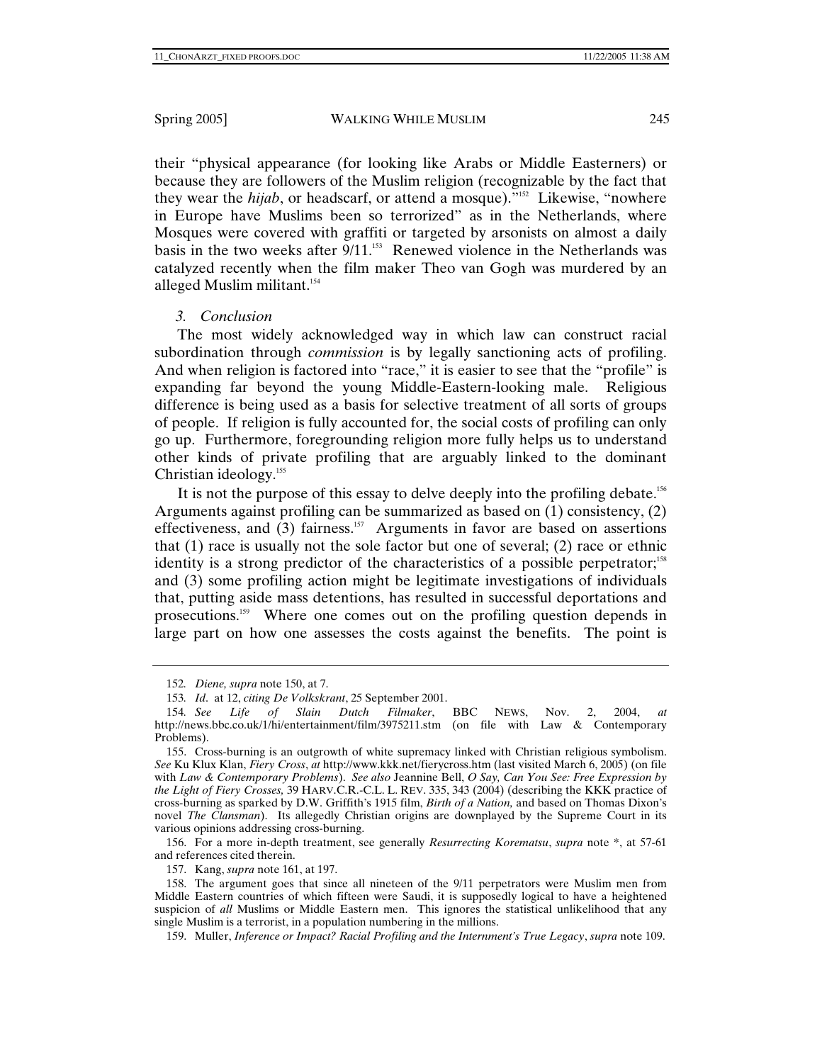their "physical appearance (for looking like Arabs or Middle Easterners) or because they are followers of the Muslim religion (recognizable by the fact that they wear the *hijab*, or headscarf, or attend a mosque)."[152] Likewise, "nowhere in Europe have Muslims been so terrorized" as in the Netherlands, where Mosques were covered with graffiti or targeted by arsonists on almost a daily basis in the two weeks after 9/11.[153] Renewed violence in the Netherlands was catalyzed recently when the film maker Theo van Gogh was murdered by an alleged Muslim militant.[154]

### *3. Conclusion*

The most widely acknowledged way in which law can construct racial subordination through *commission* is by legally sanctioning acts of profiling. And when religion is factored into "race," it is easier to see that the "profile" is expanding far beyond the young Middle-Eastern-looking male. Religious difference is being used as a basis for selective treatment of all sorts of groups of people. If religion is fully accounted for, the social costs of profiling can only go up. Furthermore, foregrounding religion more fully helps us to understand other kinds of private profiling that are arguably linked to the dominant Christian ideology.[155]

It is not the purpose of this essay to delve deeply into the profiling debate.[156] Arguments against profiling can be summarized as based on (1) consistency, (2) effectiveness, and (3) fairness.[157] Arguments in favor are based on assertions that (1) race is usually not the sole factor but one of several; (2) race or ethnic identity is a strong predictor of the characteristics of a possible perpetrator;[158] and (3) some profiling action might be legitimate investigations of individuals that, putting aside mass detentions, has resulted in successful deportations and prosecutions.[159] Where one comes out on the profiling question depends in large part on how one assesses the costs against the benefits. The point is

---

152. *Diene, supra* note 150, at 7.

153. *Id*. at 12, *citing De Volkskrant*, 25 September 2001.

154. *See Life of Slain Dutch Filmaker*, BBC NEWS, Nov. 2, 2004, *at* http://news.bbc.co.uk/1/hi/entertainment/film/3975211.stm (on file with Law & Contemporary Problems).

155. Cross-burning is an outgrowth of white supremacy linked with Christian religious symbolism. *See* Ku Klux Klan, *Fiery Cross*, *at* http://www.kkk.net/fierycross.htm (last visited March 6, 2005) (on file with *Law & Contemporary Problems*). *See also* Jeannine Bell, *O Say, Can You See: Free Expression by the Light of Fiery Crosses,* 39 HARV.C.R.-C.L. L. REV. 335, 343 (2004) (describing the KKK practice of cross-burning as sparked by D.W. Griffith's 1915 film, *Birth of a Nation,* and based on Thomas Dixon's novel *The Clansman*). Its allegedly Christian origins are downplayed by the Supreme Court in its various opinions addressing cross-burning.

156. For a more in-depth treatment, see generally *Resurrecting Korematsu*, *supra* note *, at 57-61 and references cited therein.

157. Kang, *supra* note 161, at 197.

158. The argument goes that since all nineteen of the 9/11 perpetrators were Muslim men from Middle Eastern countries of which fifteen were Saudi, it is supposedly logical to have a heightened suspicion of *all* Muslims or Middle Eastern men. This ignores the statistical unlikelihood that any single Muslim is a terrorist, in a population numbering in the millions.

159. Muller, *Inference or Impact? Racial Profiling and the Internment's True Legacy*, *supra* note 109.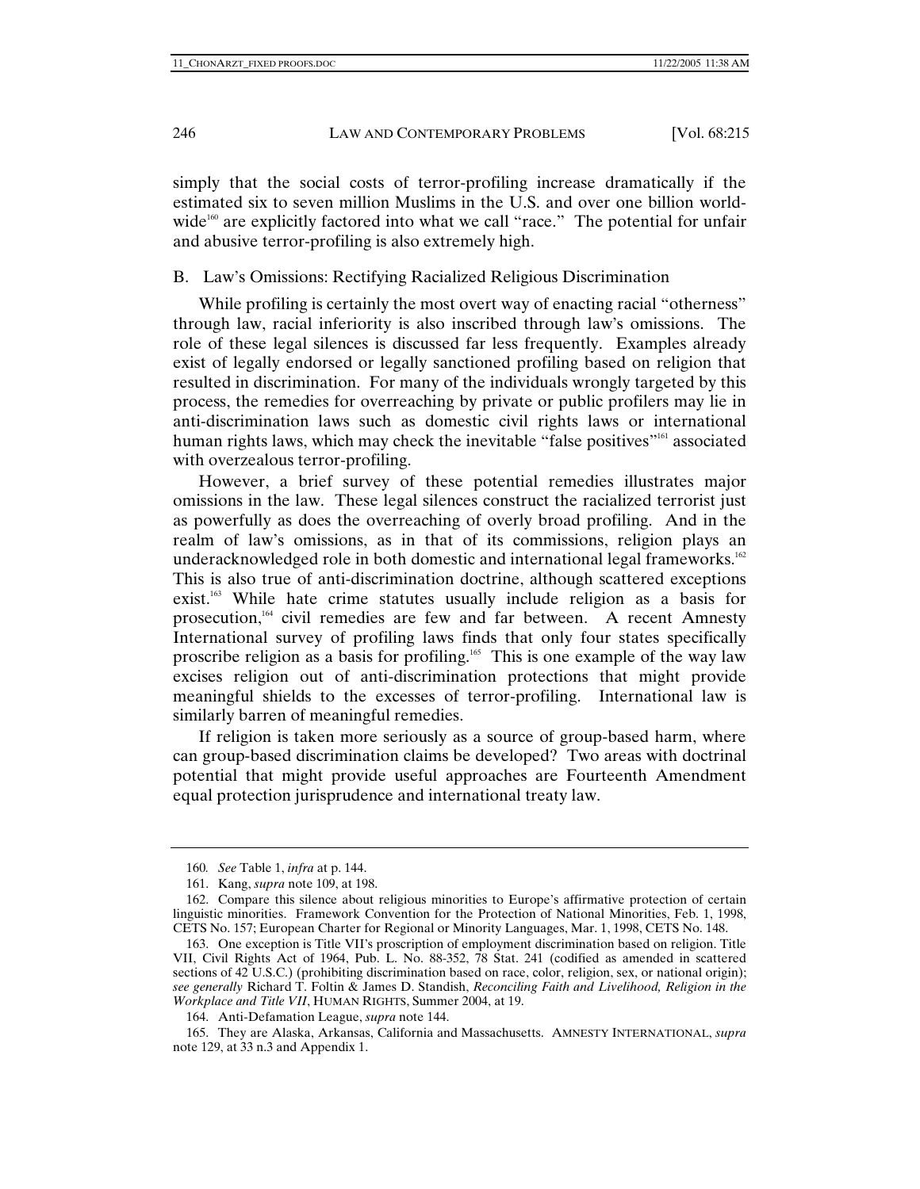simply that the social costs of terror-profiling increase dramatically if the estimated six to seven million Muslims in the U.S. and over one billion world-wide[160] are explicitly factored into what we call "race." The potential for unfair and abusive terror-profiling is also extremely high.

### B. Law's Omissions: Rectifying Racialized Religious Discrimination

While profiling is certainly the most overt way of enacting racial "otherness" through law, racial inferiority is also inscribed through law's omissions. The role of these legal silences is discussed far less frequently. Examples already exist of legally endorsed or legally sanctioned profiling based on religion that resulted in discrimination. For many of the individuals wrongly targeted by this process, the remedies for overreaching by private or public profilers may lie in anti-discrimination laws such as domestic civil rights laws or international human rights laws, which may check the inevitable "false positives"[161] associated with overzealous terror-profiling.

However, a brief survey of these potential remedies illustrates major omissions in the law. These legal silences construct the racialized terrorist just as powerfully as does the overreaching of overly broad profiling. And in the realm of law's omissions, as in that of its commissions, religion plays an underacknowledged role in both domestic and international legal frameworks.[162] This is also true of anti-discrimination doctrine, although scattered exceptions exist.[163] While hate crime statutes usually include religion as a basis for prosecution,[164] civil remedies are few and far between. A recent Amnesty International survey of profiling laws finds that only four states specifically proscribe religion as a basis for profiling.[165] This is one example of the way law excises religion out of anti-discrimination protections that might provide meaningful shields to the excesses of terror-profiling. International law is similarly barren of meaningful remedies.

If religion is taken more seriously as a source of group-based harm, where can group-based discrimination claims be developed? Two areas with doctrinal potential that might provide useful approaches are Fourteenth Amendment equal protection jurisprudence and international treaty law.

---

160. *See* Table 1, *infra* at p. 144.

161. Kang, *supra* note 109, at 198.

162. Compare this silence about religious minorities to Europe's affirmative protection of certain linguistic minorities. Framework Convention for the Protection of National Minorities, Feb. 1, 1998, CETS No. 157; European Charter for Regional or Minority Languages, Mar. 1, 1998, CETS No. 148.

163. One exception is Title VII's proscription of employment discrimination based on religion. Title VII, Civil Rights Act of 1964, Pub. L. No. 88-352, 78 Stat. 241 (codified as amended in scattered sections of 42 U.S.C.) (prohibiting discrimination based on race, color, religion, sex, or national origin); *see generally* Richard T. Foltin & James D. Standish, *Reconciling Faith and Livelihood, Religion in the Workplace and Title VII*, HUMAN RIGHTS, Summer 2004, at 19.

164. Anti-Defamation League, *supra* note 144.

165. They are Alaska, Arkansas, California and Massachusetts. AMNESTY INTERNATIONAL, *supra* note 129, at 33 n.3 and Appendix 1.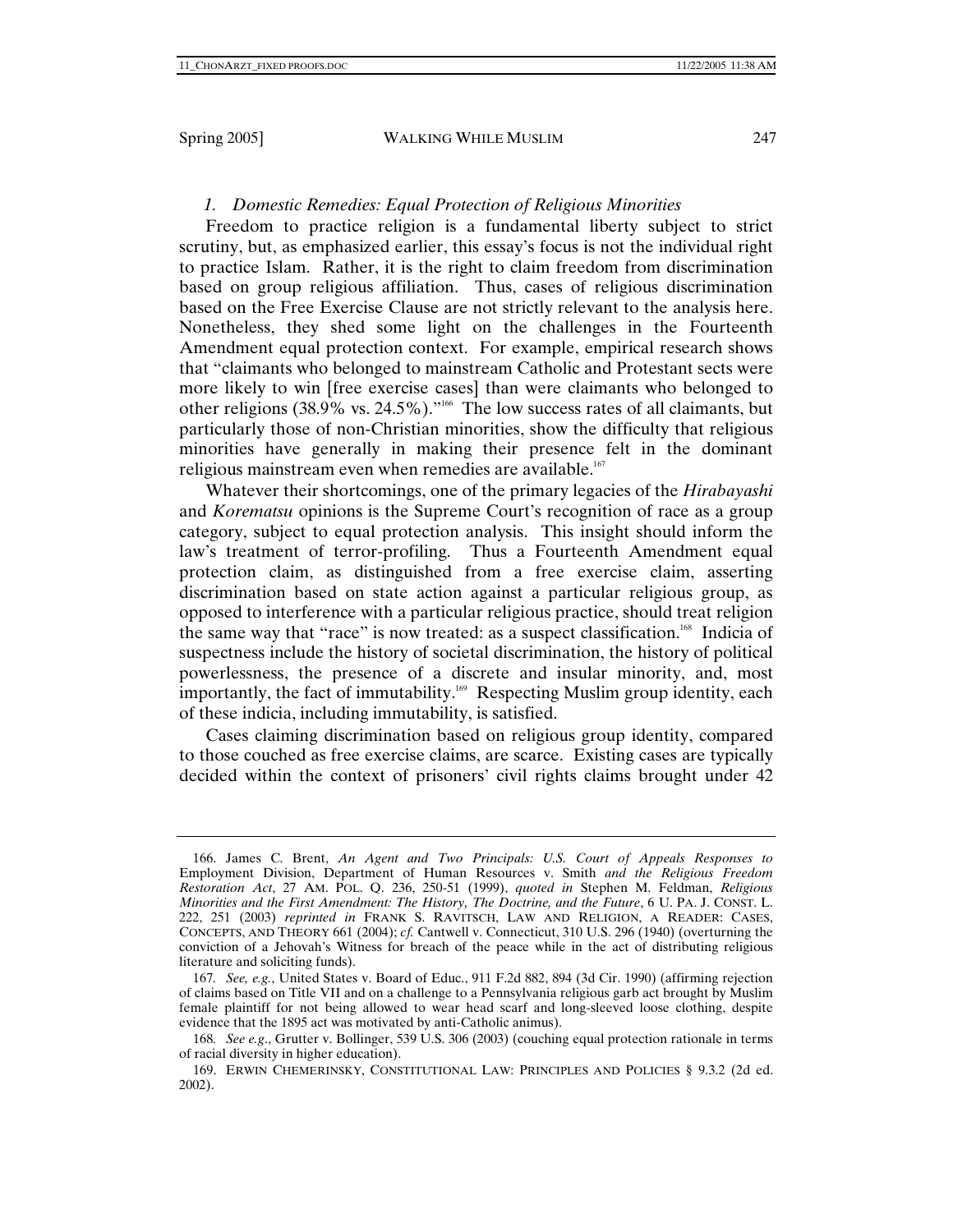### *1. Domestic Remedies: Equal Protection of Religious Minorities*

Freedom to practice religion is a fundamental liberty subject to strict scrutiny, but, as emphasized earlier, this essay's focus is not the individual right to practice Islam. Rather, it is the right to claim freedom from discrimination based on group religious affiliation. Thus, cases of religious discrimination based on the Free Exercise Clause are not strictly relevant to the analysis here. Nonetheless, they shed some light on the challenges in the Fourteenth Amendment equal protection context. For example, empirical research shows that "claimants who belonged to mainstream Catholic and Protestant sects were more likely to win [free exercise cases] than were claimants who belonged to other religions (38.9% vs. 24.5%)."[166] The low success rates of all claimants, but particularly those of non-Christian minorities, show the difficulty that religious minorities have generally in making their presence felt in the dominant religious mainstream even when remedies are available.[167]

Whatever their shortcomings, one of the primary legacies of the *Hirabayashi* and *Korematsu* opinions is the Supreme Court's recognition of race as a group category, subject to equal protection analysis. This insight should inform the law's treatment of terror-profiling. Thus a Fourteenth Amendment equal protection claim, as distinguished from a free exercise claim, asserting discrimination based on state action against a particular religious group, as opposed to interference with a particular religious practice, should treat religion the same way that "race" is now treated: as a suspect classification.[168] Indicia of suspectness include the history of societal discrimination, the history of political powerlessness, the presence of a discrete and insular minority, and, most importantly, the fact of immutability.[169] Respecting Muslim group identity, each of these indicia, including immutability, is satisfied.

Cases claiming discrimination based on religious group identity, compared to those couched as free exercise claims, are scarce. Existing cases are typically decided within the context of prisoners' civil rights claims brought under 42

---

166. James C. Brent, *An Agent and Two Principals: U.S. Court of Appeals Responses to* Employment Division, Department of Human Resources v. Smith *and the Religious Freedom Restoration Act*, 27 AM. POL. Q. 236, 250-51 (1999), *quoted in* Stephen M. Feldman, *Religious Minorities and the First Amendment: The History, The Doctrine, and the Future*, 6 U. PA. J. CONST. L. 222, 251 (2003) *reprinted in* FRANK S. RAVITSCH, LAW AND RELIGION, A READER: CASES, CONCEPTS, AND THEORY 661 (2004); *cf.* Cantwell v. Connecticut, 310 U.S. 296 (1940) (overturning the conviction of a Jehovah's Witness for breach of the peace while in the act of distributing religious literature and soliciting funds).

167. *See, e.g.*, United States v. Board of Educ., 911 F.2d 882, 894 (3d Cir. 1990) (affirming rejection of claims based on Title VII and on a challenge to a Pennsylvania religious garb act brought by Muslim female plaintiff for not being allowed to wear head scarf and long-sleeved loose clothing, despite evidence that the 1895 act was motivated by anti-Catholic animus).

168. *See e.g*., Grutter v. Bollinger, 539 U.S. 306 (2003) (couching equal protection rationale in terms of racial diversity in higher education).

169. ERWIN CHEMERINSKY, CONSTITUTIONAL LAW: PRINCIPLES AND POLICIES § 9.3.2 (2d ed. 2002).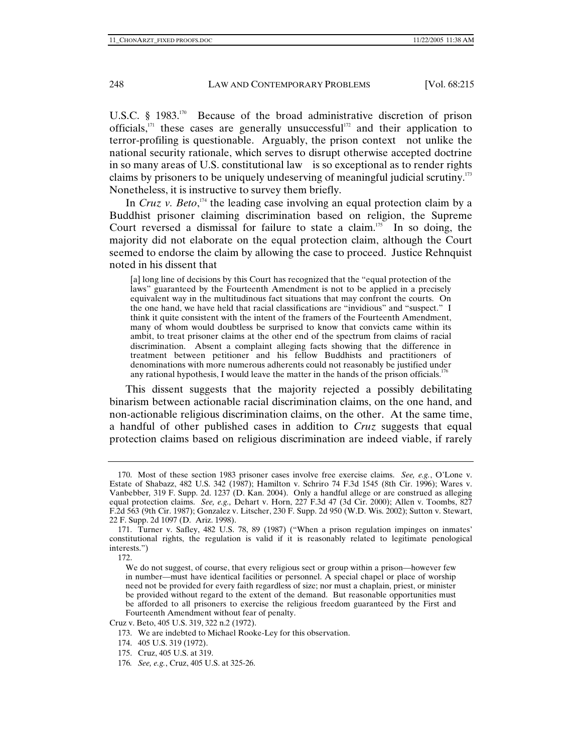U.S.C. § 1983.[170] Because of the broad administrative discretion of prison officials,[171] these cases are generally unsuccessful[172] and their application to terror-profiling is questionable. Arguably, the prison context  not unlike the national security rationale, which serves to disrupt otherwise accepted doctrine in so many areas of U.S. constitutional law  is so exceptional as to render rights claims by prisoners to be uniquely undeserving of meaningful judicial scrutiny.[173] Nonetheless, it is instructive to survey them briefly.

In *Cruz v. Beto*,[174] the leading case involving an equal protection claim by a Buddhist prisoner claiming discrimination based on religion, the Supreme Court reversed a dismissal for failure to state a claim.[175] In so doing, the majority did not elaborate on the equal protection claim, although the Court seemed to endorse the claim by allowing the case to proceed. Justice Rehnquist noted in his dissent that

> [a] long line of decisions by this Court has recognized that the "equal protection of the laws" guaranteed by the Fourteenth Amendment is not to be applied in a precisely equivalent way in the multitudinous fact situations that may confront the courts. On the one hand, we have held that racial classifications are "invidious" and "suspect." I think it quite consistent with the intent of the framers of the Fourteenth Amendment, many of whom would doubtless be surprised to know that convicts came within its ambit, to treat prisoner claims at the other end of the spectrum from claims of racial discrimination. Absent a complaint alleging facts showing that the difference in treatment between petitioner and his fellow Buddhists and practitioners of denominations with more numerous adherents could not reasonably be justified under any rational hypothesis, I would leave the matter in the hands of the prison officials.[176]

This dissent suggests that the majority rejected a possibly debilitating binarism between actionable racial discrimination claims, on the one hand, and non-actionable religious discrimination claims, on the other. At the same time, a handful of other published cases in addition to *Cruz* suggests that equal protection claims based on religious discrimination are indeed viable, if rarely

---

170. Most of these section 1983 prisoner cases involve free exercise claims. *See, e.g.*, O'Lone v. Estate of Shabazz, 482 U.S. 342 (1987); Hamilton v. Schriro 74 F.3d 1545 (8th Cir. 1996); Wares v. Vanbebber, 319 F. Supp. 2d. 1237 (D. Kan. 2004). Only a handful allege or are construed as alleging equal protection claims. *See, e.g.,* Dehart v. Horn, 227 F.3d 47 (3d Cir. 2000); Allen v. Toombs, 827 F.2d 563 (9th Cir. 1987); Gonzalez v. Litscher, 230 F. Supp. 2d 950 (W.D. Wis. 2002); Sutton v. Stewart, 22 F. Supp. 2d 1097 (D. Ariz. 1998).

171. Turner v. Safley, 482 U.S. 78, 89 (1987) ("When a prison regulation impinges on inmates' constitutional rights, the regulation is valid if it is reasonably related to legitimate penological interests.")

172.

> We do not suggest, of course, that every religious sect or group within a prison—however few in number—must have identical facilities or personnel. A special chapel or place of worship need not be provided for every faith regardless of size; nor must a chaplain, priest, or minister be provided without regard to the extent of the demand. But reasonable opportunities must be afforded to all prisoners to exercise the religious freedom guaranteed by the First and Fourteenth Amendment without fear of penalty.

Cruz v. Beto, 405 U.S. 319, 322 n.2 (1972).

173. We are indebted to Michael Rooke-Ley for this observation.

174. 405 U.S. 319 (1972).

175. Cruz, 405 U.S. at 319.

176. *See, e.g.*, Cruz, 405 U.S. at 325-26.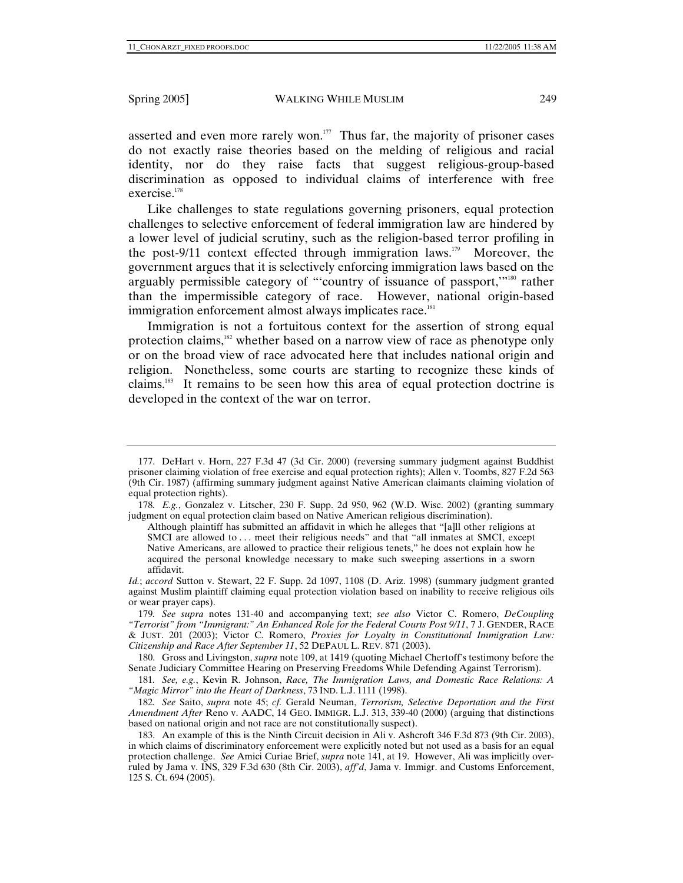asserted and even more rarely won.[177] Thus far, the majority of prisoner cases do not exactly raise theories based on the melding of religious and racial identity, nor do they raise facts that suggest religious-group-based discrimination as opposed to individual claims of interference with free exercise.[178]

Like challenges to state regulations governing prisoners, equal protection challenges to selective enforcement of federal immigration law are hindered by a lower level of judicial scrutiny, such as the religion-based terror profiling in the post-9/11 context effected through immigration laws.[179] Moreover, the government argues that it is selectively enforcing immigration laws based on the arguably permissible category of "'country of issuance of passport,'"[180] rather than the impermissible category of race. However, national origin-based immigration enforcement almost always implicates race.[181]

Immigration is not a fortuitous context for the assertion of strong equal protection claims,[182] whether based on a narrow view of race as phenotype only or on the broad view of race advocated here that includes national origin and religion. Nonetheless, some courts are starting to recognize these kinds of claims.[183] It remains to be seen how this area of equal protection doctrine is developed in the context of the war on terror.

---

177. DeHart v. Horn, 227 F.3d 47 (3d Cir. 2000) (reversing summary judgment against Buddhist prisoner claiming violation of free exercise and equal protection rights); Allen v. Toombs, 827 F.2d 563 (9th Cir. 1987) (affirming summary judgment against Native American claimants claiming violation of equal protection rights).

178. *E.g.*, Gonzalez v. Litscher, 230 F. Supp. 2d 950, 962 (W.D. Wisc. 2002) (granting summary judgment on equal protection claim based on Native American religious discrimination).

> Although plaintiff has submitted an affidavit in which he alleges that "[a]ll other religions at SMCI are allowed to . . . meet their religious needs" and that "all inmates at SMCI, except Native Americans, are allowed to practice their religious tenets," he does not explain how he acquired the personal knowledge necessary to make such sweeping assertions in a sworn affidavit.

*Id.*; *accord* Sutton v. Stewart, 22 F. Supp. 2d 1097, 1108 (D. Ariz. 1998) (summary judgment granted against Muslim plaintiff claiming equal protection violation based on inability to receive religious oils or wear prayer caps).

179. *See supra* notes 131-40 and accompanying text; *see also* Victor C. Romero, *DeCoupling "Terrorist" from "Immigrant:" An Enhanced Role for the Federal Courts Post 9/11*, 7 J. GENDER, RACE & JUST. 201 (2003); Victor C. Romero, *Proxies for Loyalty in Constitutional Immigration Law: Citizenship and Race After September 11*, 52 DEPAUL L. REV. 871 (2003).

180. Gross and Livingston, *supra* note 109, at 1419 (quoting Michael Chertoff's testimony before the Senate Judiciary Committee Hearing on Preserving Freedoms While Defending Against Terrorism).

181. *See, e.g.*, Kevin R. Johnson, *Race, The Immigration Laws, and Domestic Race Relations: A "Magic Mirror" into the Heart of Darkness*, 73 IND. L.J. 1111 (1998).

182. *See* Saito, *supra* note 45; *cf.* Gerald Neuman, *Terrorism, Selective Deportation and the First Amendment After* Reno v. AADC, 14 GEO. IMMIGR. L.J. 313, 339-40 (2000) (arguing that distinctions based on national origin and not race are not constitutionally suspect).

183. An example of this is the Ninth Circuit decision in Ali v. Ashcroft 346 F.3d 873 (9th Cir. 2003), in which claims of discriminatory enforcement were explicitly noted but not used as a basis for an equal protection challenge. *See* Amici Curiae Brief, *supra* note 141, at 19. However, Ali was implicitly over-ruled by Jama v. INS, 329 F.3d 630 (8th Cir. 2003), *aff'd*, Jama v. Immigr. and Customs Enforcement, 125 S. Ct. 694 (2005).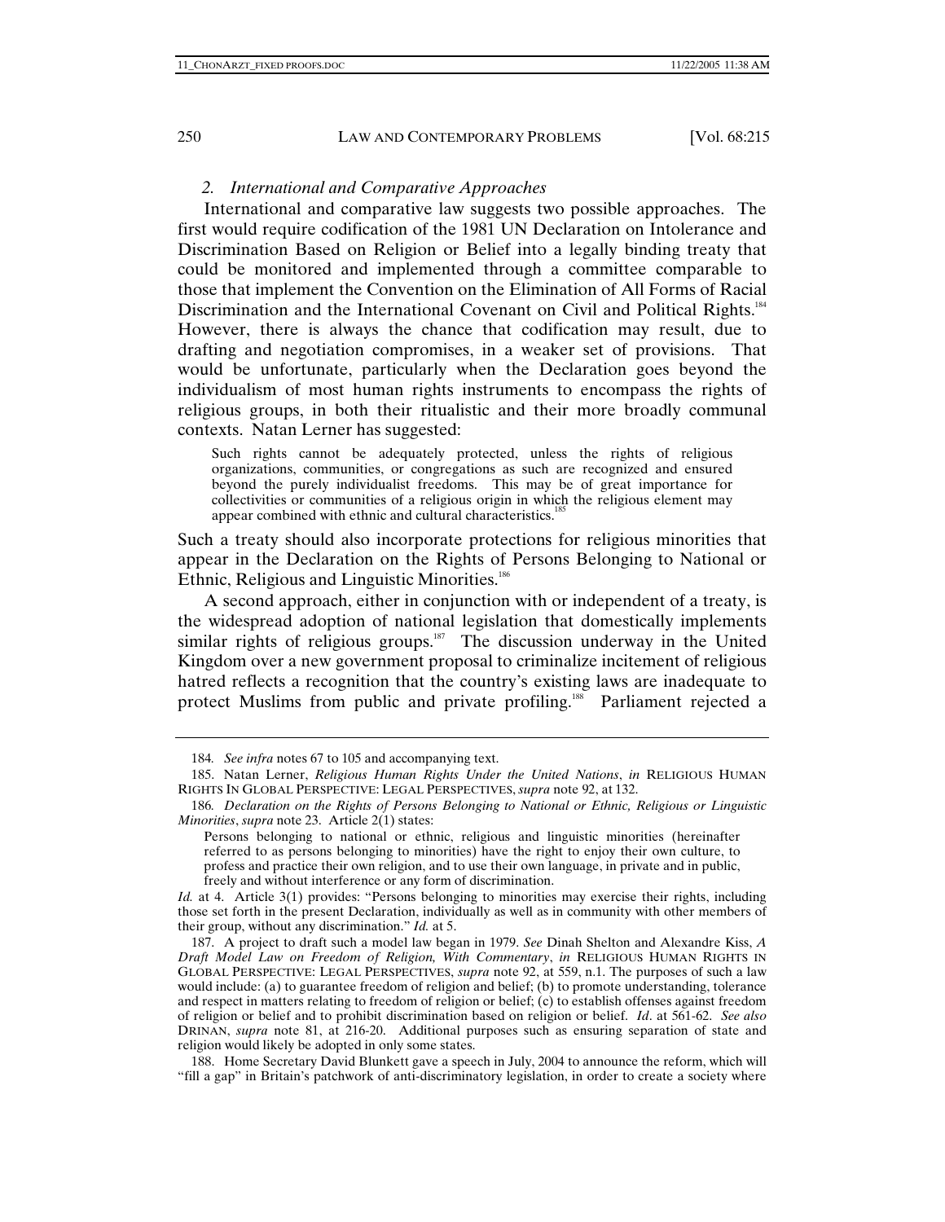### *2. International and Comparative Approaches*

International and comparative law suggests two possible approaches. The first would require codification of the 1981 UN Declaration on Intolerance and Discrimination Based on Religion or Belief into a legally binding treaty that could be monitored and implemented through a committee comparable to those that implement the Convention on the Elimination of All Forms of Racial Discrimination and the International Covenant on Civil and Political Rights.[184] However, there is always the chance that codification may result, due to drafting and negotiation compromises, in a weaker set of provisions. That would be unfortunate, particularly when the Declaration goes beyond the individualism of most human rights instruments to encompass the rights of religious groups, in both their ritualistic and their more broadly communal contexts. Natan Lerner has suggested:

> Such rights cannot be adequately protected, unless the rights of religious organizations, communities, or congregations as such are recognized and ensured beyond the purely individualist freedoms. This may be of great importance for collectivities or communities of a religious origin in which the religious element may appear combined with ethnic and cultural characteristics.[185]

Such a treaty should also incorporate protections for religious minorities that appear in the Declaration on the Rights of Persons Belonging to National or Ethnic, Religious and Linguistic Minorities.[186]

A second approach, either in conjunction with or independent of a treaty, is the widespread adoption of national legislation that domestically implements similar rights of religious groups.[187] The discussion underway in the United Kingdom over a new government proposal to criminalize incitement of religious hatred reflects a recognition that the country's existing laws are inadequate to protect Muslims from public and private profiling.[188] Parliament rejected a

---

184. *See infra* notes 67 to 105 and accompanying text.

185. Natan Lerner, *Religious Human Rights Under the United Nations*, *in* RELIGIOUS HUMAN RIGHTS IN GLOBAL PERSPECTIVE: LEGAL PERSPECTIVES, *supra* note 92, at 132.

186. *Declaration on the Rights of Persons Belonging to National or Ethnic, Religious or Linguistic Minorities*, *supra* note 23. Article 2(1) states:

> Persons belonging to national or ethnic, religious and linguistic minorities (hereinafter referred to as persons belonging to minorities) have the right to enjoy their own culture, to profess and practice their own religion, and to use their own language, in private and in public, freely and without interference or any form of discrimination.

*Id.* at 4. Article 3(1) provides: "Persons belonging to minorities may exercise their rights, including those set forth in the present Declaration, individually as well as in community with other members of their group, without any discrimination." *Id.* at 5.

187. A project to draft such a model law began in 1979. *See* Dinah Shelton and Alexandre Kiss, *A Draft Model Law on Freedom of Religion, With Commentary*, *in* RELIGIOUS HUMAN RIGHTS IN GLOBAL PERSPECTIVE: LEGAL PERSPECTIVES, *supra* note 92, at 559, n.1. The purposes of such a law would include: (a) to guarantee freedom of religion and belief; (b) to promote understanding, tolerance and respect in matters relating to freedom of religion or belief; (c) to establish offenses against freedom of religion or belief and to prohibit discrimination based on religion or belief. *Id*. at 561-62. *See also* DRINAN, *supra* note 81, at 216-20. Additional purposes such as ensuring separation of state and religion would likely be adopted in only some states.

188. Home Secretary David Blunkett gave a speech in July, 2004 to announce the reform, which will "fill a gap" in Britain's patchwork of anti-discriminatory legislation, in order to create a society where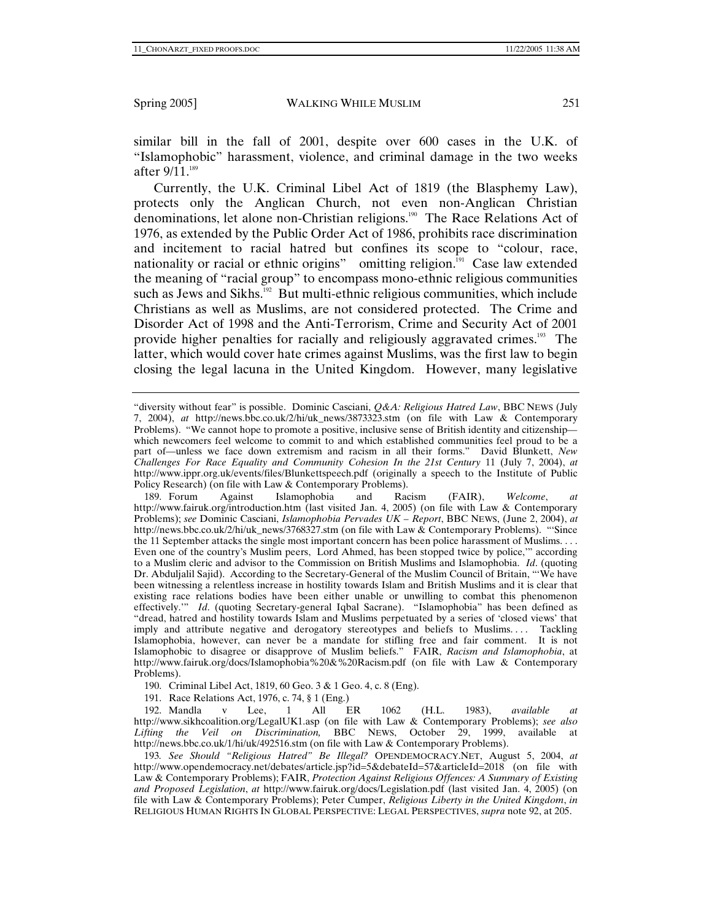similar bill in the fall of 2001, despite over 600 cases in the U.K. of "Islamophobic" harassment, violence, and criminal damage in the two weeks after 9/11.[189]

Currently, the U.K. Criminal Libel Act of 1819 (the Blasphemy Law), protects only the Anglican Church, not even non-Anglican Christian denominations, let alone non-Christian religions.[190] The Race Relations Act of 1976, as extended by the Public Order Act of 1986, prohibits race discrimination and incitement to racial hatred but confines its scope to "colour, race, nationality or racial or ethnic origins" omitting religion.[191] Case law extended the meaning of "racial group" to encompass mono-ethnic religious communities such as Jews and Sikhs.[192] But multi-ethnic religious communities, which include Christians as well as Muslims, are not considered protected. The Crime and Disorder Act of 1998 and the Anti-Terrorism, Crime and Security Act of 2001 provide higher penalties for racially and religiously aggravated crimes.[193] The latter, which would cover hate crimes against Muslims, was the first law to begin closing the legal lacuna in the United Kingdom. However, many legislative

---

"diversity without fear" is possible. Dominic Casciani, *Q&A: Religious Hatred Law*, BBC NEWS (July 7, 2004), *at* http://news.bbc.co.uk/2/hi/uk_news/3873323.stm (on file with Law & Contemporary Problems). "We cannot hope to promote a positive, inclusive sense of British identity and citizenship—which newcomers feel welcome to commit to and which established communities feel proud to be a part of—unless we face down extremism and racism in all their forms." David Blunkett, *New Challenges For Race Equality and Community Cohesion In the 21st Century* 11 (July 7, 2004), *at* http://www.ippr.org.uk/events/files/Blunkettspeech.pdf (originally a speech to the Institute of Public Policy Research) (on file with Law & Contemporary Problems).

189. Forum Against Islamophobia and Racism (FAIR), *Welcome*, *at* http://www.fairuk.org/introduction.htm (last visited Jan. 4, 2005) (on file with Law & Contemporary Problems); *see* Dominic Casciani, *Islamophobia Pervades UK – Report*, BBC NEWS, (June 2, 2004), *at* http://news.bbc.co.uk/2/hi/uk_news/3768327.stm (on file with Law & Contemporary Problems). "'Since the 11 September attacks the single most important concern has been police harassment of Muslims. . . . Even one of the country's Muslim peers, Lord Ahmed, has been stopped twice by police,'" according to a Muslim cleric and advisor to the Commission on British Muslims and Islamophobia. *Id*. (quoting Dr. Abduljalil Sajid). According to the Secretary-General of the Muslim Council of Britain, "'We have been witnessing a relentless increase in hostility towards Islam and British Muslims and it is clear that existing race relations bodies have been either unable or unwilling to combat this phenomenon effectively.'" *Id*. (quoting Secretary-general Iqbal Sacrane). "Islamophobia" has been defined as "dread, hatred and hostility towards Islam and Muslims perpetuated by a series of 'closed views' that imply and attribute negative and derogatory stereotypes and beliefs to Muslims. . . . Tackling Islamophobia, however, can never be a mandate for stifling free and fair comment. It is not Islamophobic to disagree or disapprove of Muslim beliefs." FAIR, *Racism and Islamophobia*, at http://www.fairuk.org/docs/Islamophobia%20&%20Racism.pdf (on file with Law & Contemporary Problems).

190. Criminal Libel Act, 1819, 60 Geo. 3 & 1 Geo. 4, c. 8 (Eng).

191. Race Relations Act, 1976, c. 74, § 1 (Eng.)

192. Mandla v Lee, 1 All ER 1062 (H.L. 1983), *available at* http://www.sikhcoalition.org/LegalUK1.asp (on file with Law & Contemporary Problems); *see also Lifting the Veil on Discrimination,* BBC NEWS, October 29, 1999, available at http://news.bbc.co.uk/1/hi/uk/492516.stm (on file with Law & Contemporary Problems).

193. *See Should "Religious Hatred" Be Illegal?* OPENDEMOCRACY.NET, August 5, 2004, *at* http://www.opendemocracy.net/debates/article.jsp?id=5&debateId=57&articleId=2018 (on file with Law & Contemporary Problems); FAIR, *Protection Against Religious Offences: A Summary of Existing and Proposed Legislation*, *at* http://www.fairuk.org/docs/Legislation.pdf (last visited Jan. 4, 2005) (on file with Law & Contemporary Problems); Peter Cumper, *Religious Liberty in the United Kingdom*, *in* RELIGIOUS HUMAN RIGHTS IN GLOBAL PERSPECTIVE: LEGAL PERSPECTIVES, *supra* note 92, at 205.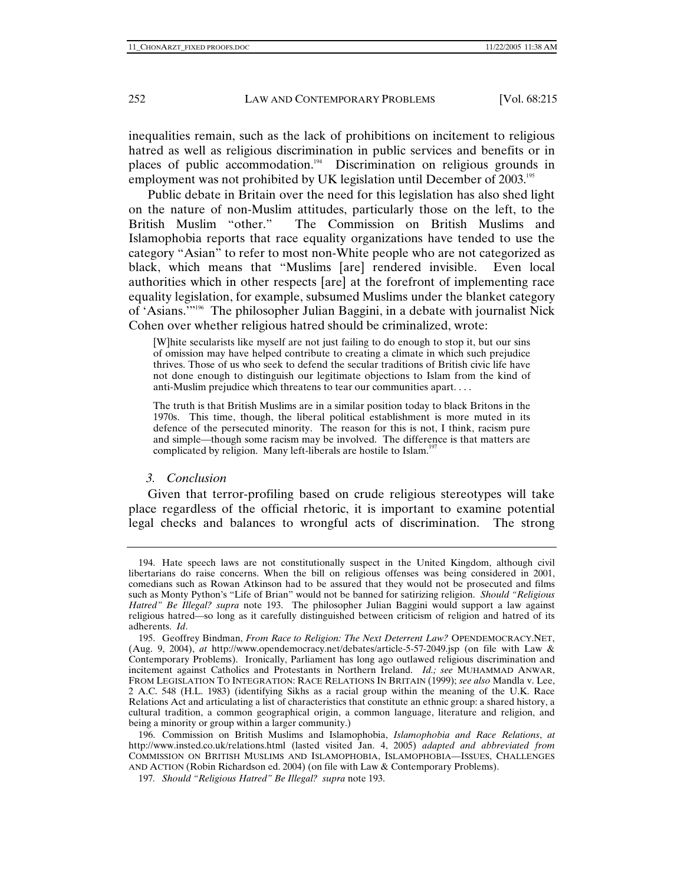inequalities remain, such as the lack of prohibitions on incitement to religious hatred as well as religious discrimination in public services and benefits or in places of public accommodation.[194] Discrimination on religious grounds in employment was not prohibited by UK legislation until December of 2003.[195]

Public debate in Britain over the need for this legislation has also shed light on the nature of non-Muslim attitudes, particularly those on the left, to the British Muslim "other." The Commission on British Muslims and Islamophobia reports that race equality organizations have tended to use the category "Asian" to refer to most non-White people who are not categorized as black, which means that "Muslims [are] rendered invisible. Even local authorities which in other respects [are] at the forefront of implementing race equality legislation, for example, subsumed Muslims under the blanket category of 'Asians.'"[196] The philosopher Julian Baggini, in a debate with journalist Nick Cohen over whether religious hatred should be criminalized, wrote:

> [W]hite secularists like myself are not just failing to do enough to stop it, but our sins of omission may have helped contribute to creating a climate in which such prejudice thrives. Those of us who seek to defend the secular traditions of British civic life have not done enough to distinguish our legitimate objections to Islam from the kind of anti-Muslim prejudice which threatens to tear our communities apart. . . .
>
> The truth is that British Muslims are in a similar position today to black Britons in the 1970s. This time, though, the liberal political establishment is more muted in its defence of the persecuted minority. The reason for this is not, I think, racism pure and simple—though some racism may be involved. The difference is that matters are complicated by religion. Many left-liberals are hostile to Islam.[197]

### *3. Conclusion*

Given that terror-profiling based on crude religious stereotypes will take place regardless of the official rhetoric, it is important to examine potential legal checks and balances to wrongful acts of discrimination. The strong

---

194. Hate speech laws are not constitutionally suspect in the United Kingdom, although civil libertarians do raise concerns. When the bill on religious offenses was being considered in 2001, comedians such as Rowan Atkinson had to be assured that they would not be prosecuted and films such as Monty Python's "Life of Brian" would not be banned for satirizing religion. *Should "Religious Hatred" Be Illegal? supra* note 193. The philosopher Julian Baggini would support a law against religious hatred—so long as it carefully distinguished between criticism of religion and hatred of its adherents. *Id*.

195. Geoffrey Bindman, *From Race to Religion: The Next Deterrent Law?* OPENDEMOCRACY.NET, (Aug. 9, 2004), *at* http://www.opendemocracy.net/debates/article-5-57-2049.jsp (on file with Law & Contemporary Problems). Ironically, Parliament has long ago outlawed religious discrimination and incitement against Catholics and Protestants in Northern Ireland. *Id.; see* MUHAMMAD ANWAR, FROM LEGISLATION TO INTEGRATION: RACE RELATIONS IN BRITAIN (1999); *see also* Mandla v. Lee, 2 A.C. 548 (H.L. 1983) (identifying Sikhs as a racial group within the meaning of the U.K. Race Relations Act and articulating a list of characteristics that constitute an ethnic group: a shared history, a cultural tradition, a common geographical origin, a common language, literature and religion, and being a minority or group within a larger community.)

196. Commission on British Muslims and Islamophobia, *Islamophobia and Race Relations*, *at* http://www.insted.co.uk/relations.html (lasted visited Jan. 4, 2005) *adapted and abbreviated from* COMMISSION ON BRITISH MUSLIMS AND ISLAMOPHOBIA, ISLAMOPHOBIA—ISSUES, CHALLENGES AND ACTION (Robin Richardson ed. 2004) (on file with Law & Contemporary Problems).

197. *Should "Religious Hatred" Be Illegal? supra* note 193.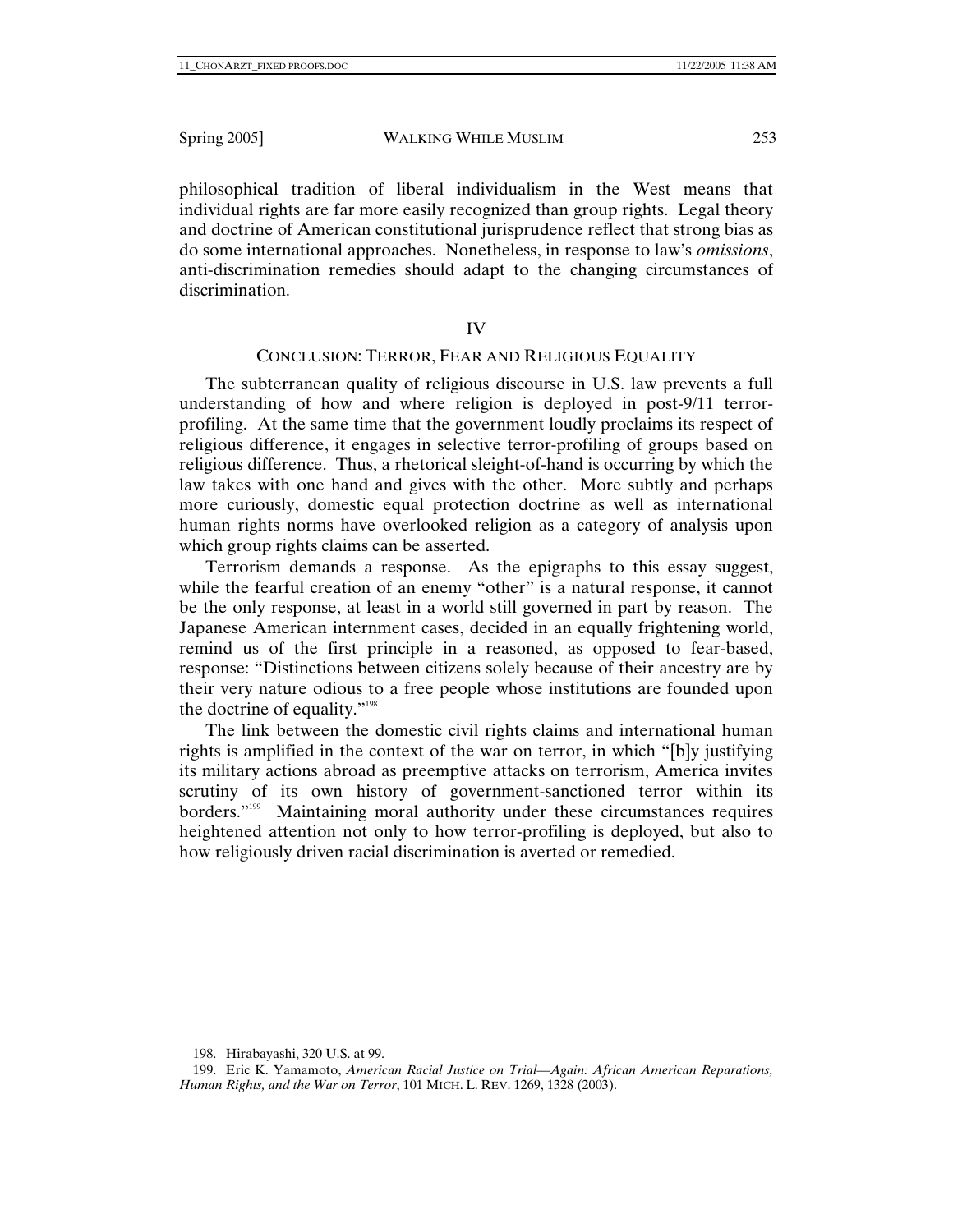philosophical tradition of liberal individualism in the West means that individual rights are far more easily recognized than group rights. Legal theory and doctrine of American constitutional jurisprudence reflect that strong bias as do some international approaches. Nonetheless, in response to law's *omissions*, anti-discrimination remedies should adapt to the changing circumstances of discrimination.

## IV

## CONCLUSION: TERROR, FEAR AND RELIGIOUS EQUALITY

The subterranean quality of religious discourse in U.S. law prevents a full understanding of how and where religion is deployed in post-9/11 terror-profiling. At the same time that the government loudly proclaims its respect of religious difference, it engages in selective terror-profiling of groups based on religious difference. Thus, a rhetorical sleight-of-hand is occurring by which the law takes with one hand and gives with the other. More subtly and perhaps more curiously, domestic equal protection doctrine as well as international human rights norms have overlooked religion as a category of analysis upon which group rights claims can be asserted.

Terrorism demands a response. As the epigraphs to this essay suggest, while the fearful creation of an enemy "other" is a natural response, it cannot be the only response, at least in a world still governed in part by reason. The Japanese American internment cases, decided in an equally frightening world, remind us of the first principle in a reasoned, as opposed to fear-based, response: "Distinctions between citizens solely because of their ancestry are by their very nature odious to a free people whose institutions are founded upon the doctrine of equality."[198]

The link between the domestic civil rights claims and international human rights is amplified in the context of the war on terror, in which "[b]y justifying its military actions abroad as preemptive attacks on terrorism, America invites scrutiny of its own history of government-sanctioned terror within its borders."[199] Maintaining moral authority under these circumstances requires heightened attention not only to how terror-profiling is deployed, but also to how religiously driven racial discrimination is averted or remedied.

---

198. Hirabayashi, 320 U.S. at 99.

199. Eric K. Yamamoto, *American Racial Justice on Trial—Again: African American Reparations, Human Rights, and the War on Terror*, 101 MICH. L. REV. 1269, 1328 (2003).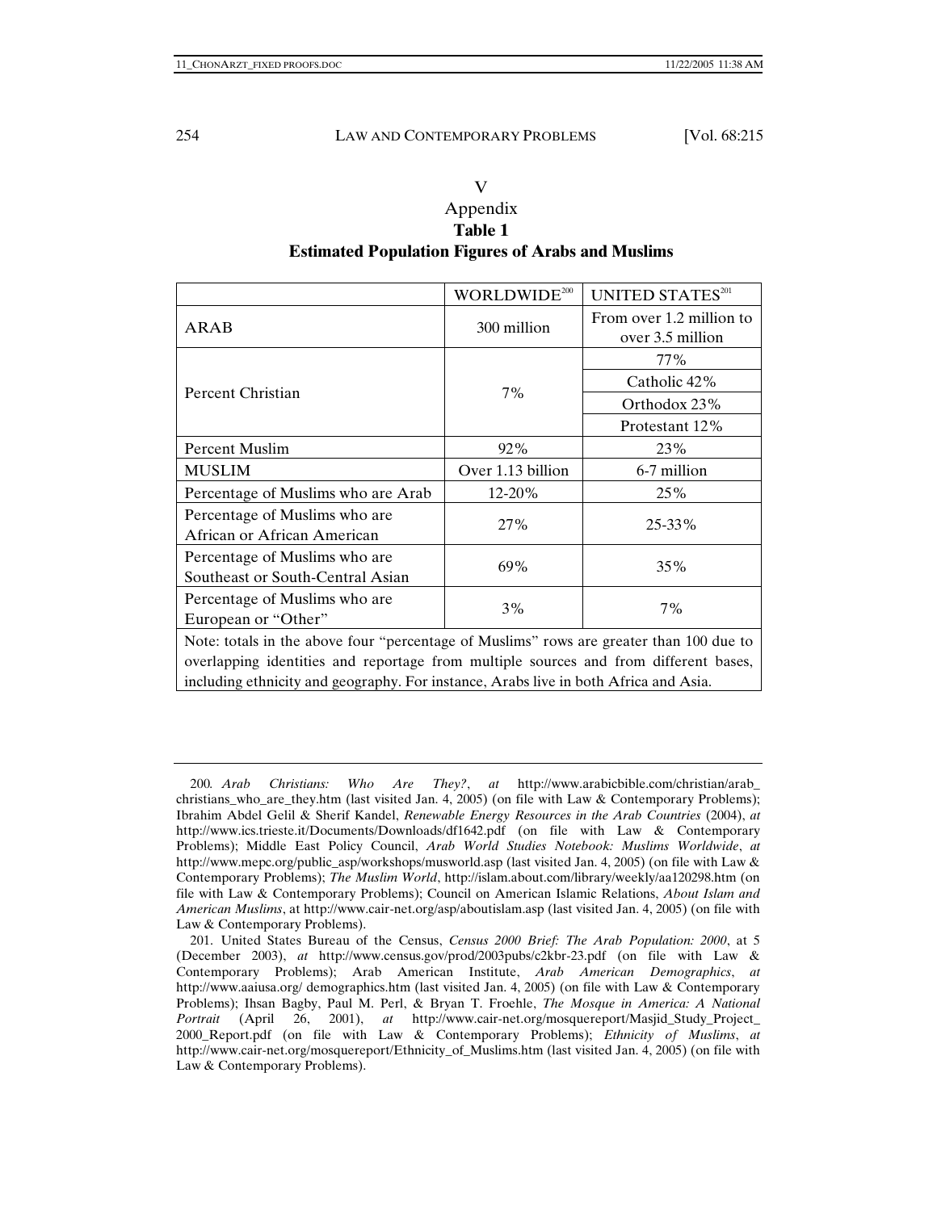# V

## Appendix

### Table 1

### Estimated Population Figures of Arabs and Muslims

| | WORLDWIDE[200] | UNITED STATES[201] |
|---|---|---|
| ARAB | 300 million | From over 1.2 million to over 3.5 million |
| Percent Christian | 7% | 77% |
| | | Catholic 42% |
| | | Orthodox 23% |
| | | Protestant 12% |
| Percent Muslim | 92% | 23% |
| MUSLIM | Over 1.13 billion | 6-7 million |
| Percentage of Muslims who are Arab | 12-20% | 25% |
| Percentage of Muslims who are African or African American | 27% | 25-33% |
| Percentage of Muslims who are Southeast or South-Central Asian | 69% | 35% |
| Percentage of Muslims who are European or "Other" | 3% | 7% |

Note: totals in the above four "percentage of Muslims" rows are greater than 100 due to overlapping identities and reportage from multiple sources and from different bases, including ethnicity and geography. For instance, Arabs live in both Africa and Asia.

---

200. *Arab Christians: Who Are They?*, *at* http://www.arabicbible.com/christian/arab_christians_who_are_they.htm (last visited Jan. 4, 2005) (on file with Law & Contemporary Problems); Ibrahim Abdel Gelil & Sherif Kandel, *Renewable Energy Resources in the Arab Countries* (2004), *at* http://www.ics.trieste.it/Documents/Downloads/df1642.pdf (on file with Law & Contemporary Problems); Middle East Policy Council, *Arab World Studies Notebook: Muslims Worldwide*, *at* http://www.mepc.org/public_asp/workshops/musworld.asp (last visited Jan. 4, 2005) (on file with Law & Contemporary Problems); *The Muslim World*, http://islam.about.com/library/weekly/aa120298.htm (on file with Law & Contemporary Problems); Council on American Islamic Relations, *About Islam and American Muslims*, at http://www.cair-net.org/asp/aboutislam.asp (last visited Jan. 4, 2005) (on file with Law & Contemporary Problems).

201. United States Bureau of the Census, *Census 2000 Brief: The Arab Population: 2000*, at 5 (December 2003), *at* http://www.census.gov/prod/2003pubs/c2kbr-23.pdf (on file with Law & Contemporary Problems); Arab American Institute, *Arab American Demographics*, *at* http://www.aaiusa.org/ demographics.htm (last visited Jan. 4, 2005) (on file with Law & Contemporary Problems); Ihsan Bagby, Paul M. Perl, & Bryan T. Froehle, *The Mosque in America: A National Portrait* (April 26, 2001), *at* http://www.cair-net.org/mosquereport/Masjid_Study_Project_2000_Report.pdf (on file with Law & Contemporary Problems); *Ethnicity of Muslims*, *at* http://www.cair-net.org/mosquereport/Ethnicity_of_Muslims.htm (last visited Jan. 4, 2005) (on file with Law & Contemporary Problems).